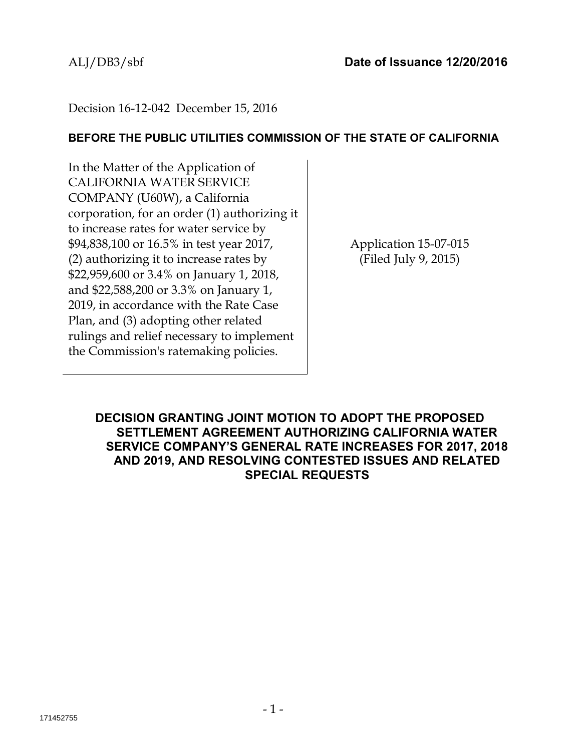ALJ/DB3/sbf **Date of Issuance 12/20/2016**

Decision 16-12-042 December 15, 2016

**BEFORE THE PUBLIC UTILITIES COMMISSION OF THE STATE OF CALIFORNIA**

| | |
|---|---|
| In the Matter of the Application of CALIFORNIA WATER SERVICE COMPANY (U60W), a California corporation, for an order (1) authorizing it to increase rates for water service by $94,838,100 or 16.5% in test year 2017, (2) authorizing it to increase rates by $22,959,600 or 3.4% on January 1, 2018, and $22,588,200 or 3.3% on January 1, 2019, in accordance with the Rate Case Plan, and (3) adopting other related rulings and relief necessary to implement the Commission's ratemaking policies. | Application 15-07-015 (Filed July 9, 2015) |

**DECISION GRANTING JOINT MOTION TO ADOPT THE PROPOSED SETTLEMENT AGREEMENT AUTHORIZING CALIFORNIA WATER SERVICE COMPANY'S GENERAL RATE INCREASES FOR 2017, 2018 AND 2019, AND RESOLVING CONTESTED ISSUES AND RELATED SPECIAL REQUESTS**

171452755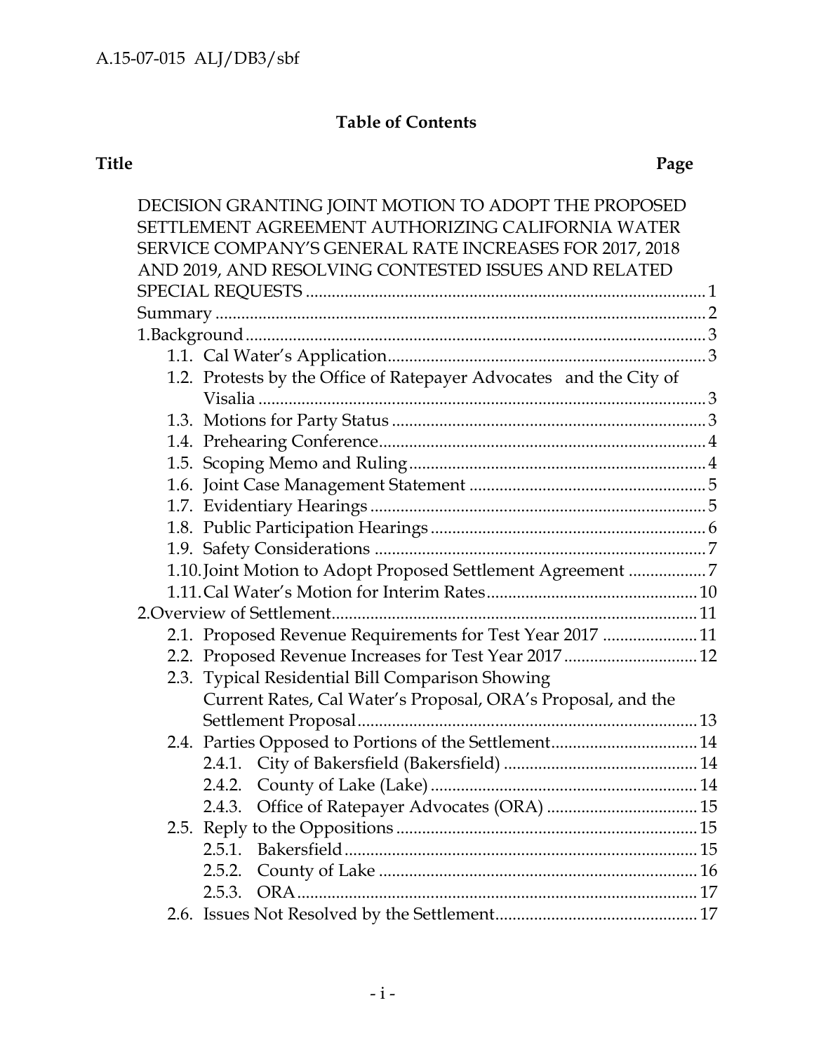A.15-07-015 ALJ/DB3/sbf

## Table of Contents

**Title** **Page**

DECISION GRANTING JOINT MOTION TO ADOPT THE PROPOSED SETTLEMENT AGREEMENT AUTHORIZING CALIFORNIA WATER SERVICE COMPANY'S GENERAL RATE INCREASES FOR 2017, 2018 AND 2019, AND RESOLVING CONTESTED ISSUES AND RELATED SPECIAL REQUESTS ....... 1

Summary ....... 2

1. Background ....... 3
   - 1.1. Cal Water's Application ....... 3
   - 1.2. Protests by the Office of Ratepayer Advocates and the City of Visalia ....... 3
   - 1.3. Motions for Party Status ....... 3
   - 1.4. Prehearing Conference ....... 4
   - 1.5. Scoping Memo and Ruling ....... 4
   - 1.6. Joint Case Management Statement ....... 5
   - 1.7. Evidentiary Hearings ....... 5
   - 1.8. Public Participation Hearings ....... 6
   - 1.9. Safety Considerations ....... 7
   - 1.10. Joint Motion to Adopt Proposed Settlement Agreement ....... 7
   - 1.11. Cal Water's Motion for Interim Rates ....... 10
2. Overview of Settlement ....... 11
   - 2.1. Proposed Revenue Requirements for Test Year 2017 ....... 11
   - 2.2. Proposed Revenue Increases for Test Year 2017 ....... 12
   - 2.3. Typical Residential Bill Comparison Showing Current Rates, Cal Water's Proposal, ORA's Proposal, and the Settlement Proposal ....... 13
   - 2.4. Parties Opposed to Portions of the Settlement ....... 14
     - 2.4.1. City of Bakersfield (Bakersfield) ....... 14
     - 2.4.2. County of Lake (Lake) ....... 14
     - 2.4.3. Office of Ratepayer Advocates (ORA) ....... 15
   - 2.5. Reply to the Oppositions ....... 15
     - 2.5.1. Bakersfield ....... 15
     - 2.5.2. County of Lake ....... 16
     - 2.5.3. ORA ....... 17
   - 2.6. Issues Not Resolved by the Settlement ....... 17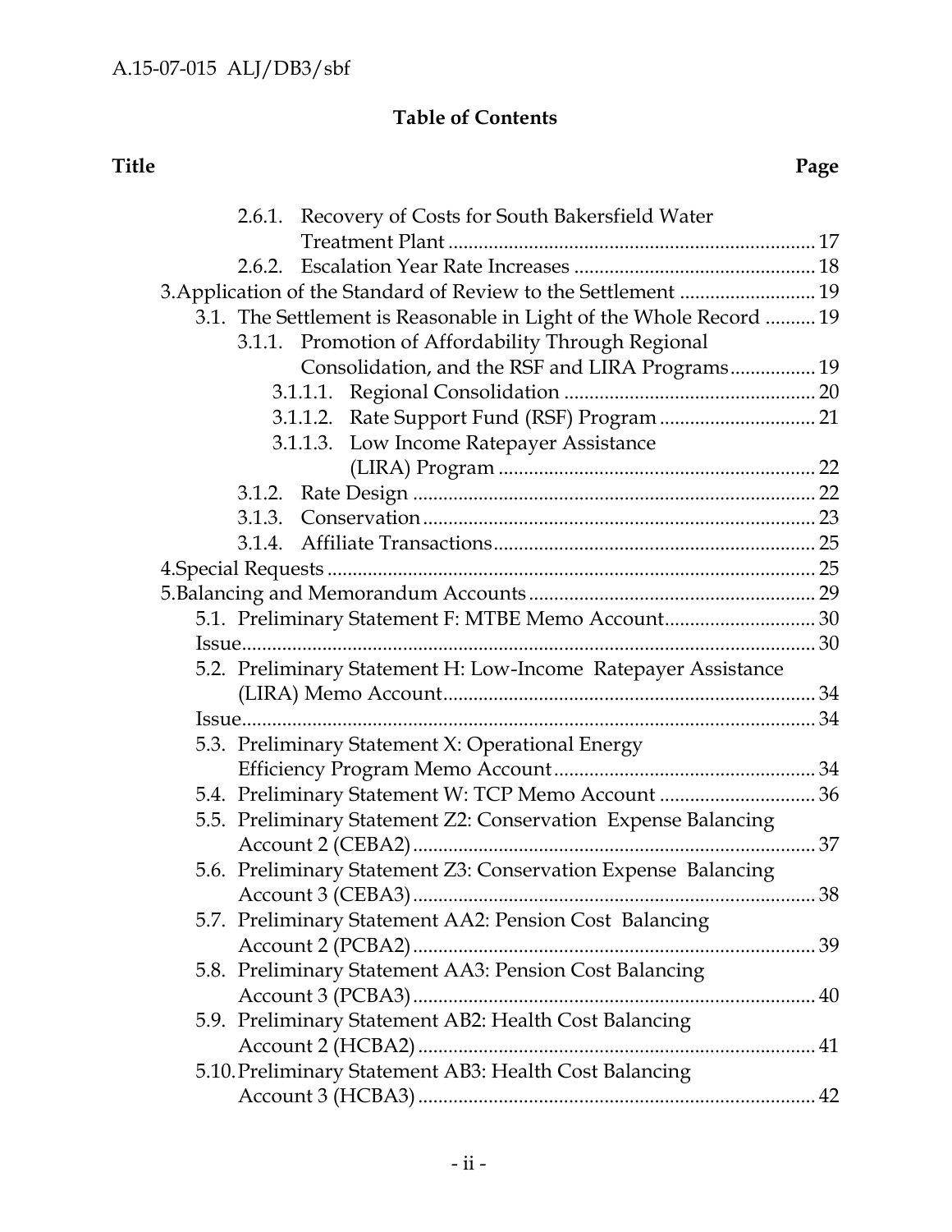## Table of Contents

| Title | Page |
|---|---|
| 2.6.1. Recovery of Costs for South Bakersfield Water Treatment Plant | 17 |
| 2.6.2. Escalation Year Rate Increases | 18 |
| 3. Application of the Standard of Review to the Settlement | 19 |
| 3.1. The Settlement is Reasonable in Light of the Whole Record | 19 |
| 3.1.1. Promotion of Affordability Through Regional Consolidation, and the RSF and LIRA Programs | 19 |
| 3.1.1.1. Regional Consolidation | 20 |
| 3.1.1.2. Rate Support Fund (RSF) Program | 21 |
| 3.1.1.3. Low Income Ratepayer Assistance (LIRA) Program | 22 |
| 3.1.2. Rate Design | 22 |
| 3.1.3. Conservation | 23 |
| 3.1.4. Affiliate Transactions | 25 |
| 4. Special Requests | 25 |
| 5. Balancing and Memorandum Accounts | 29 |
| 5.1. Preliminary Statement F: MTBE Memo Account | 30 |
| Issue | 30 |
| 5.2. Preliminary Statement H: Low-Income Ratepayer Assistance (LIRA) Memo Account | 34 |
| Issue | 34 |
| 5.3. Preliminary Statement X: Operational Energy Efficiency Program Memo Account | 34 |
| 5.4. Preliminary Statement W: TCP Memo Account | 36 |
| 5.5. Preliminary Statement Z2: Conservation Expense Balancing Account 2 (CEBA2) | 37 |
| 5.6. Preliminary Statement Z3: Conservation Expense Balancing Account 3 (CEBA3) | 38 |
| 5.7. Preliminary Statement AA2: Pension Cost Balancing Account 2 (PCBA2) | 39 |
| 5.8. Preliminary Statement AA3: Pension Cost Balancing Account 3 (PCBA3) | 40 |
| 5.9. Preliminary Statement AB2: Health Cost Balancing Account 2 (HCBA2) | 41 |
| 5.10. Preliminary Statement AB3: Health Cost Balancing Account 3 (HCBA3) | 42 |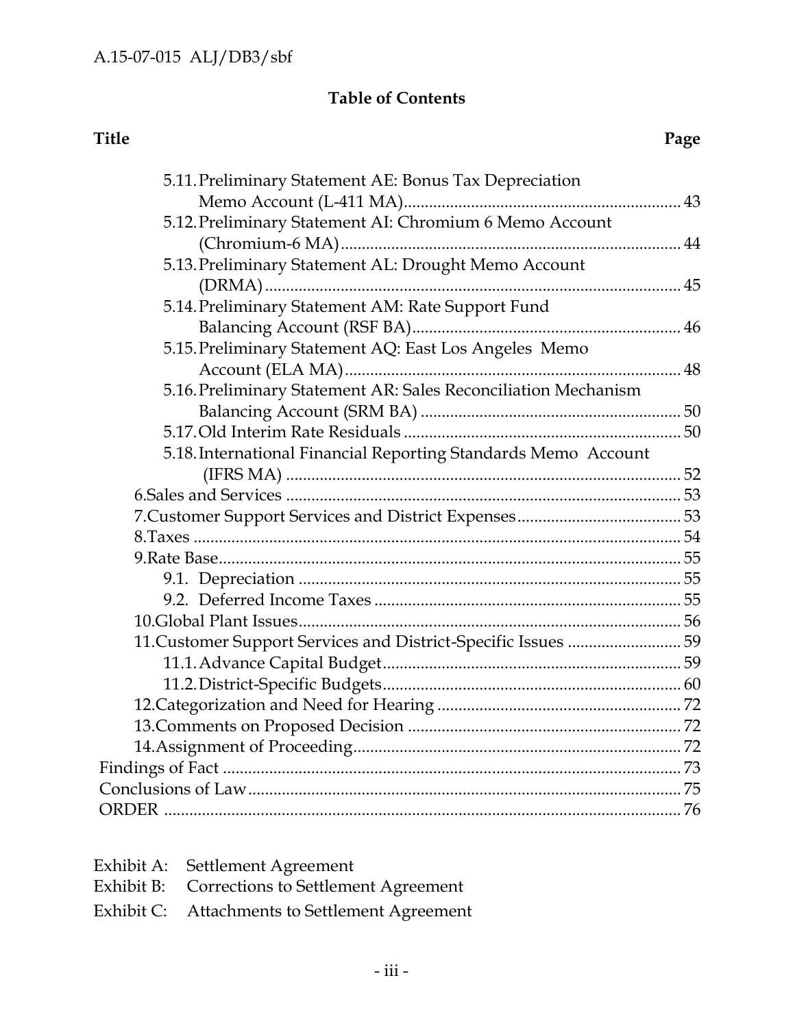## Table of Contents

**Title** **Page**

- 5.11. Preliminary Statement AE: Bonus Tax Depreciation Memo Account (L-411 MA) ... 43
- 5.12. Preliminary Statement AI: Chromium 6 Memo Account (Chromium-6 MA) ... 44
- 5.13. Preliminary Statement AL: Drought Memo Account (DRMA) ... 45
- 5.14. Preliminary Statement AM: Rate Support Fund Balancing Account (RSF BA) ... 46
- 5.15. Preliminary Statement AQ: East Los Angeles Memo Account (ELA MA) ... 48
- 5.16. Preliminary Statement AR: Sales Reconciliation Mechanism Balancing Account (SRM BA) ... 50
- 5.17. Old Interim Rate Residuals ... 50
- 5.18. International Financial Reporting Standards Memo Account (IFRS MA) ... 52

6. Sales and Services ... 53
7. Customer Support Services and District Expenses ... 53
8. Taxes ... 54
9. Rate Base ... 55
   - 9.1. Depreciation ... 55
   - 9.2. Deferred Income Taxes ... 55
10. Global Plant Issues ... 56
11. Customer Support Services and District-Specific Issues ... 59
    - 11.1. Advance Capital Budget ... 59
    - 11.2. District-Specific Budgets ... 60
12. Categorization and Need for Hearing ... 72
13. Comments on Proposed Decision ... 72
14. Assignment of Proceeding ... 72

Findings of Fact ... 73
Conclusions of Law ... 75
ORDER ... 76

Exhibit A: Settlement Agreement
Exhibit B: Corrections to Settlement Agreement
Exhibit C: Attachments to Settlement Agreement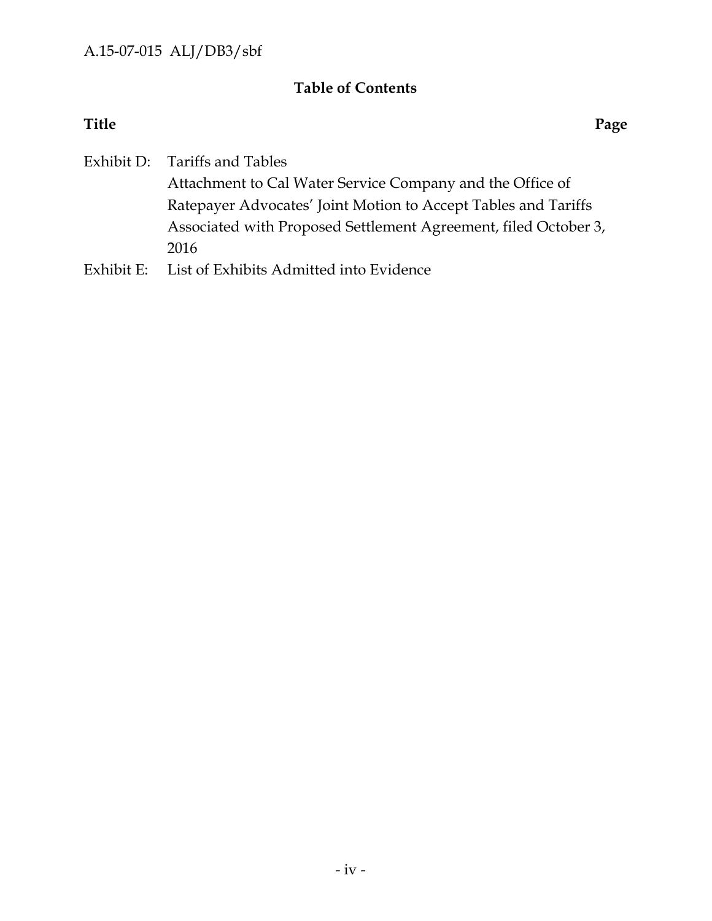## Table of Contents

| Title | | Page |
|---|---|---|
| Exhibit D: | Tariffs and Tables<br>Attachment to Cal Water Service Company and the Office of Ratepayer Advocates' Joint Motion to Accept Tables and Tariffs Associated with Proposed Settlement Agreement, filed October 3, 2016 | |
| Exhibit E: | List of Exhibits Admitted into Evidence | |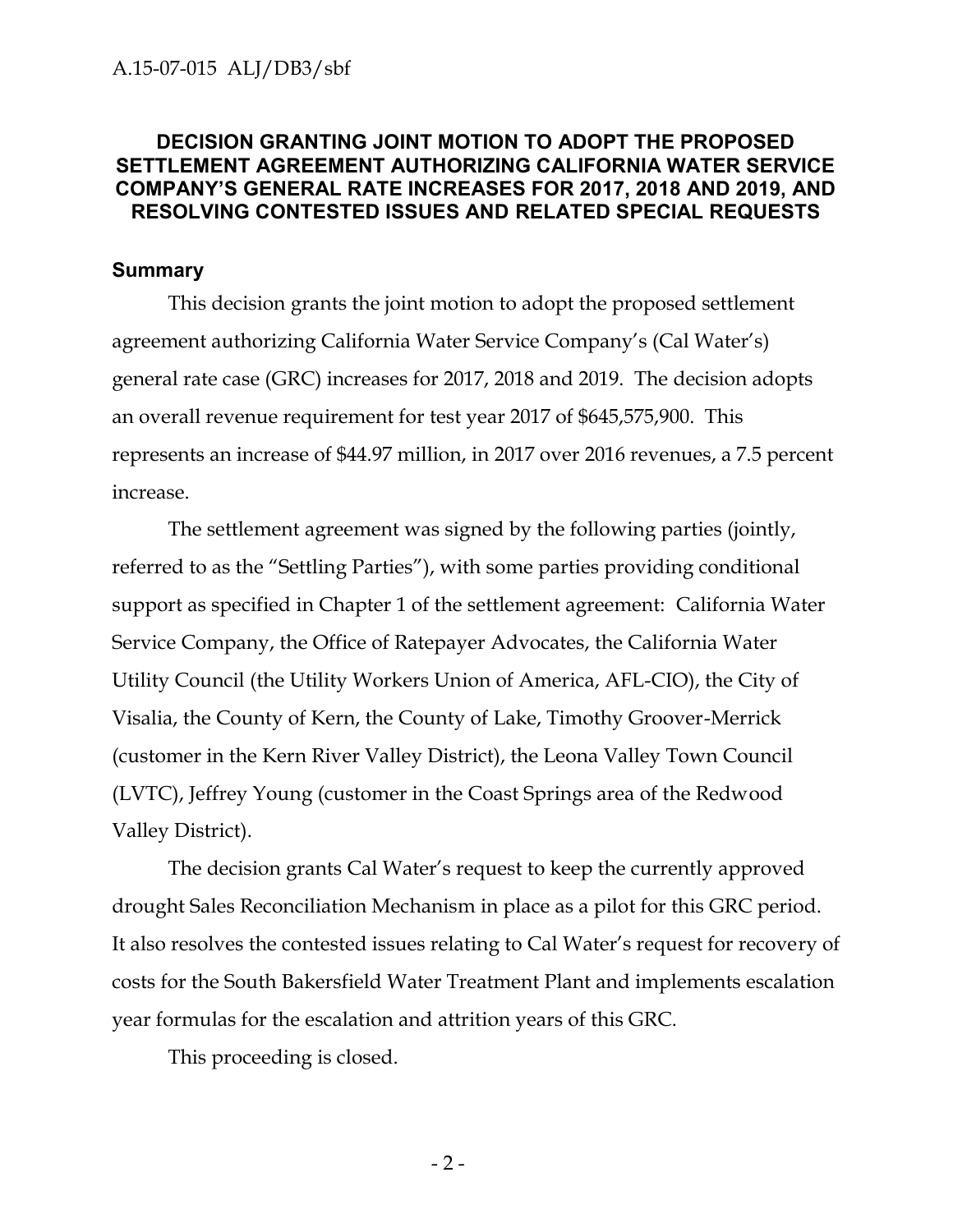# DECISION GRANTING JOINT MOTION TO ADOPT THE PROPOSED SETTLEMENT AGREEMENT AUTHORIZING CALIFORNIA WATER SERVICE COMPANY'S GENERAL RATE INCREASES FOR 2017, 2018 AND 2019, AND RESOLVING CONTESTED ISSUES AND RELATED SPECIAL REQUESTS

## Summary

This decision grants the joint motion to adopt the proposed settlement agreement authorizing California Water Service Company's (Cal Water's) general rate case (GRC) increases for 2017, 2018 and 2019. The decision adopts an overall revenue requirement for test year 2017 of $645,575,900. This represents an increase of $44.97 million, in 2017 over 2016 revenues, a 7.5 percent increase.

The settlement agreement was signed by the following parties (jointly, referred to as the "Settling Parties"), with some parties providing conditional support as specified in Chapter 1 of the settlement agreement: California Water Service Company, the Office of Ratepayer Advocates, the California Water Utility Council (the Utility Workers Union of America, AFL-CIO), the City of Visalia, the County of Kern, the County of Lake, Timothy Groover-Merrick (customer in the Kern River Valley District), the Leona Valley Town Council (LVTC), Jeffrey Young (customer in the Coast Springs area of the Redwood Valley District).

The decision grants Cal Water's request to keep the currently approved drought Sales Reconciliation Mechanism in place as a pilot for this GRC period. It also resolves the contested issues relating to Cal Water's request for recovery of costs for the South Bakersfield Water Treatment Plant and implements escalation year formulas for the escalation and attrition years of this GRC.

This proceeding is closed.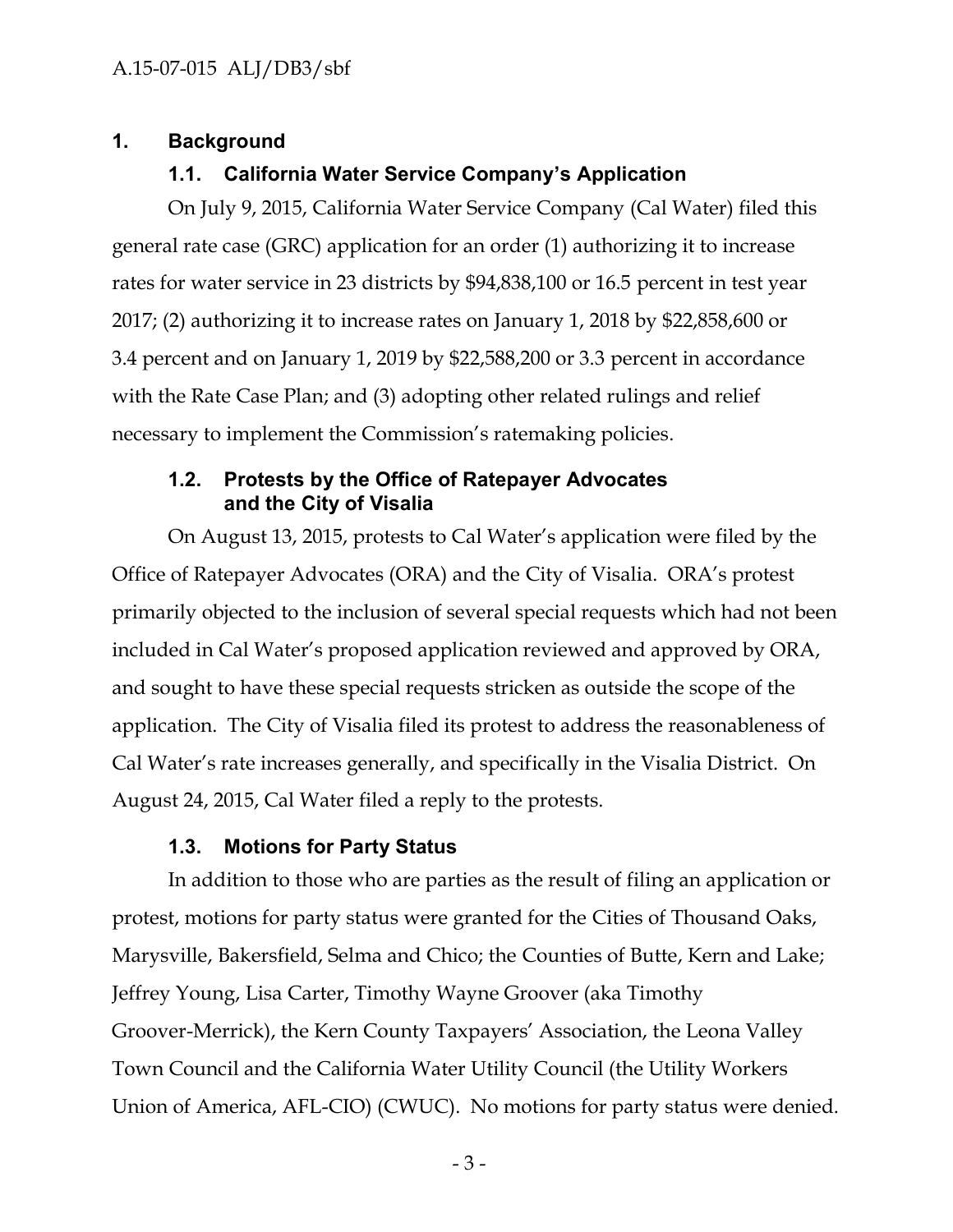## 1. Background

### 1.1. California Water Service Company's Application

On July 9, 2015, California Water Service Company (Cal Water) filed this general rate case (GRC) application for an order (1) authorizing it to increase rates for water service in 23 districts by $94,838,100 or 16.5 percent in test year 2017; (2) authorizing it to increase rates on January 1, 2018 by $22,858,600 or 3.4 percent and on January 1, 2019 by $22,588,200 or 3.3 percent in accordance with the Rate Case Plan; and (3) adopting other related rulings and relief necessary to implement the Commission's ratemaking policies.

### 1.2. Protests by the Office of Ratepayer Advocates and the City of Visalia

On August 13, 2015, protests to Cal Water's application were filed by the Office of Ratepayer Advocates (ORA) and the City of Visalia. ORA's protest primarily objected to the inclusion of several special requests which had not been included in Cal Water's proposed application reviewed and approved by ORA, and sought to have these special requests stricken as outside the scope of the application. The City of Visalia filed its protest to address the reasonableness of Cal Water's rate increases generally, and specifically in the Visalia District. On August 24, 2015, Cal Water filed a reply to the protests.

### 1.3. Motions for Party Status

In addition to those who are parties as the result of filing an application or protest, motions for party status were granted for the Cities of Thousand Oaks, Marysville, Bakersfield, Selma and Chico; the Counties of Butte, Kern and Lake; Jeffrey Young, Lisa Carter, Timothy Wayne Groover (aka Timothy Groover-Merrick), the Kern County Taxpayers' Association, the Leona Valley Town Council and the California Water Utility Council (the Utility Workers Union of America, AFL-CIO) (CWUC). No motions for party status were denied.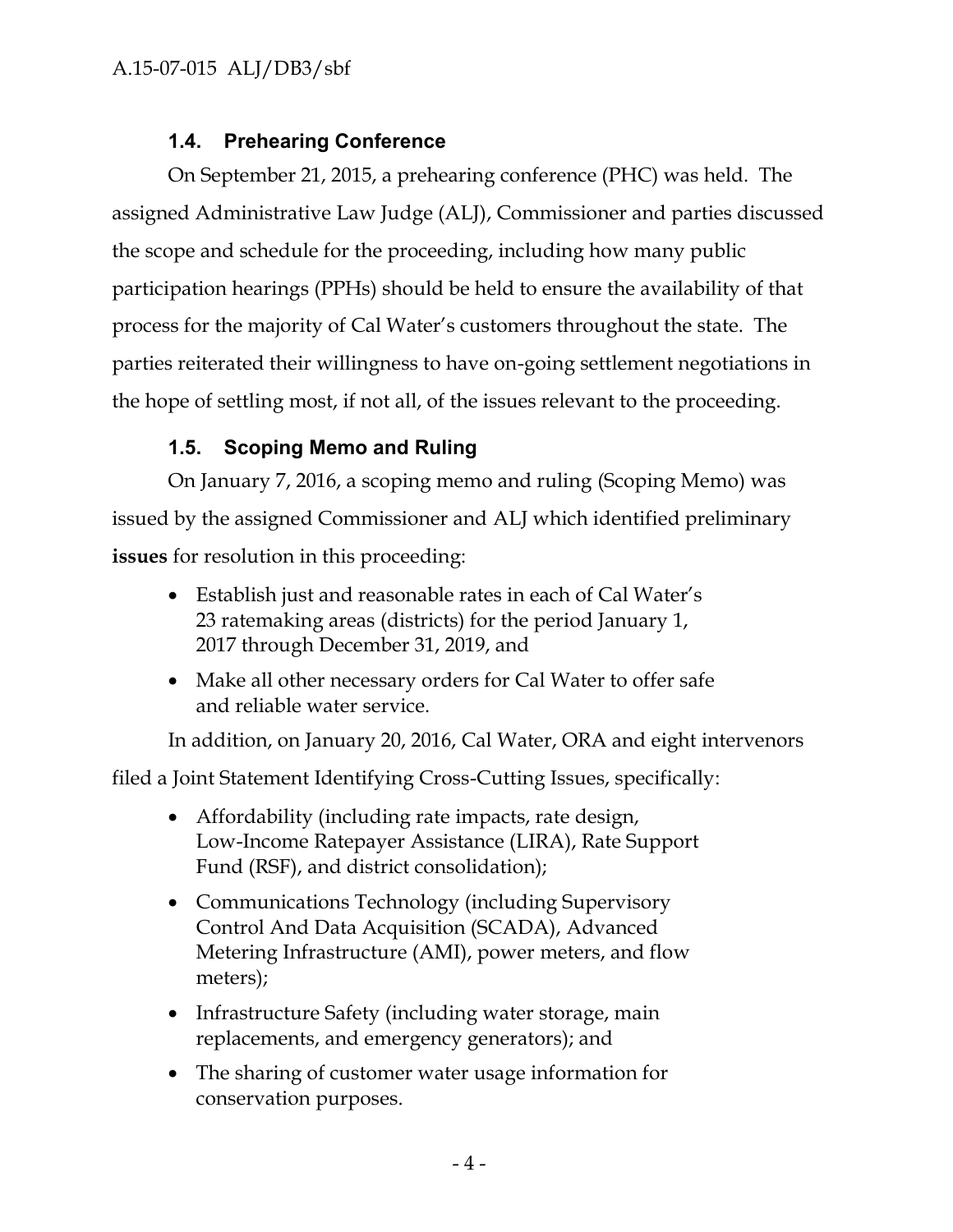### 1.4. Prehearing Conference

On September 21, 2015, a prehearing conference (PHC) was held. The assigned Administrative Law Judge (ALJ), Commissioner and parties discussed the scope and schedule for the proceeding, including how many public participation hearings (PPHs) should be held to ensure the availability of that process for the majority of Cal Water's customers throughout the state. The parties reiterated their willingness to have on-going settlement negotiations in the hope of settling most, if not all, of the issues relevant to the proceeding.

### 1.5. Scoping Memo and Ruling

On January 7, 2016, a scoping memo and ruling (Scoping Memo) was issued by the assigned Commissioner and ALJ which identified preliminary **issues** for resolution in this proceeding:

- Establish just and reasonable rates in each of Cal Water's 23 ratemaking areas (districts) for the period January 1, 2017 through December 31, 2019, and
- Make all other necessary orders for Cal Water to offer safe and reliable water service.

In addition, on January 20, 2016, Cal Water, ORA and eight intervenors filed a Joint Statement Identifying Cross-Cutting Issues, specifically:

- Affordability (including rate impacts, rate design, Low-Income Ratepayer Assistance (LIRA), Rate Support Fund (RSF), and district consolidation);
- Communications Technology (including Supervisory Control And Data Acquisition (SCADA), Advanced Metering Infrastructure (AMI), power meters, and flow meters);
- Infrastructure Safety (including water storage, main replacements, and emergency generators); and
- The sharing of customer water usage information for conservation purposes.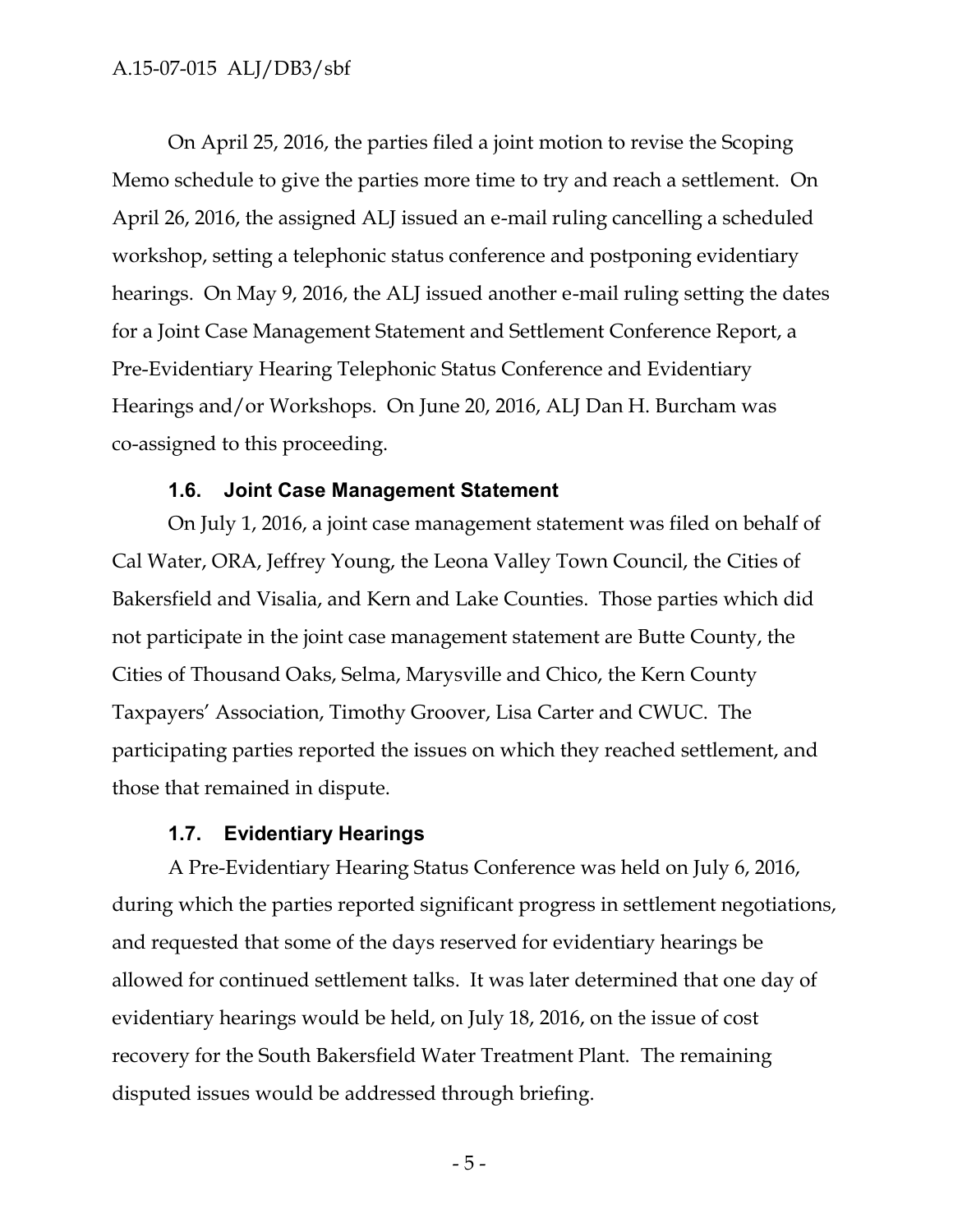On April 25, 2016, the parties filed a joint motion to revise the Scoping Memo schedule to give the parties more time to try and reach a settlement. On April 26, 2016, the assigned ALJ issued an e-mail ruling cancelling a scheduled workshop, setting a telephonic status conference and postponing evidentiary hearings. On May 9, 2016, the ALJ issued another e-mail ruling setting the dates for a Joint Case Management Statement and Settlement Conference Report, a Pre-Evidentiary Hearing Telephonic Status Conference and Evidentiary Hearings and/or Workshops. On June 20, 2016, ALJ Dan H. Burcham was co-assigned to this proceeding.

### 1.6. Joint Case Management Statement

On July 1, 2016, a joint case management statement was filed on behalf of Cal Water, ORA, Jeffrey Young, the Leona Valley Town Council, the Cities of Bakersfield and Visalia, and Kern and Lake Counties. Those parties which did not participate in the joint case management statement are Butte County, the Cities of Thousand Oaks, Selma, Marysville and Chico, the Kern County Taxpayers' Association, Timothy Groover, Lisa Carter and CWUC. The participating parties reported the issues on which they reached settlement, and those that remained in dispute.

### 1.7. Evidentiary Hearings

A Pre-Evidentiary Hearing Status Conference was held on July 6, 2016, during which the parties reported significant progress in settlement negotiations, and requested that some of the days reserved for evidentiary hearings be allowed for continued settlement talks. It was later determined that one day of evidentiary hearings would be held, on July 18, 2016, on the issue of cost recovery for the South Bakersfield Water Treatment Plant. The remaining disputed issues would be addressed through briefing.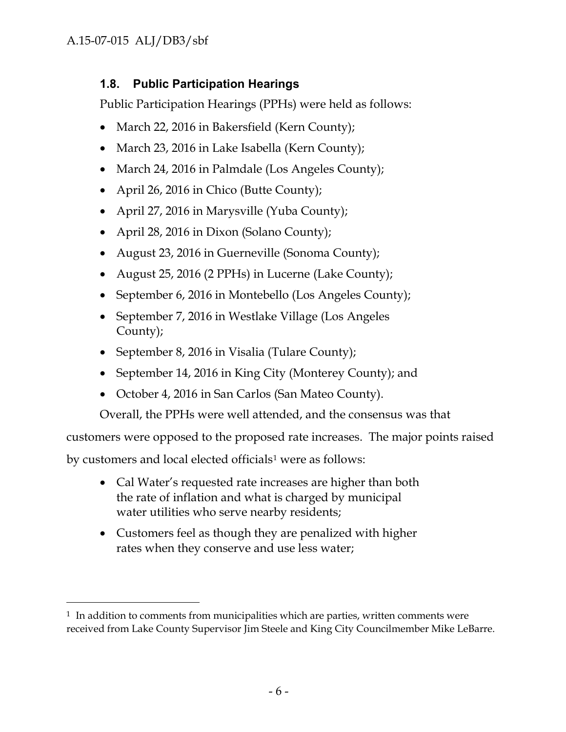### 1.8. Public Participation Hearings

Public Participation Hearings (PPHs) were held as follows:

- March 22, 2016 in Bakersfield (Kern County);
- March 23, 2016 in Lake Isabella (Kern County);
- March 24, 2016 in Palmdale (Los Angeles County);
- April 26, 2016 in Chico (Butte County);
- April 27, 2016 in Marysville (Yuba County);
- April 28, 2016 in Dixon (Solano County);
- August 23, 2016 in Guerneville (Sonoma County);
- August 25, 2016 (2 PPHs) in Lucerne (Lake County);
- September 6, 2016 in Montebello (Los Angeles County);
- September 7, 2016 in Westlake Village (Los Angeles County);
- September 8, 2016 in Visalia (Tulare County);
- September 14, 2016 in King City (Monterey County); and
- October 4, 2016 in San Carlos (San Mateo County).

Overall, the PPHs were well attended, and the consensus was that customers were opposed to the proposed rate increases. The major points raised by customers and local elected officials[1] were as follows:

- Cal Water's requested rate increases are higher than both the rate of inflation and what is charged by municipal water utilities who serve nearby residents;
- Customers feel as though they are penalized with higher rates when they conserve and use less water;

---

[1] In addition to comments from municipalities which are parties, written comments were received from Lake County Supervisor Jim Steele and King City Councilmember Mike LeBarre.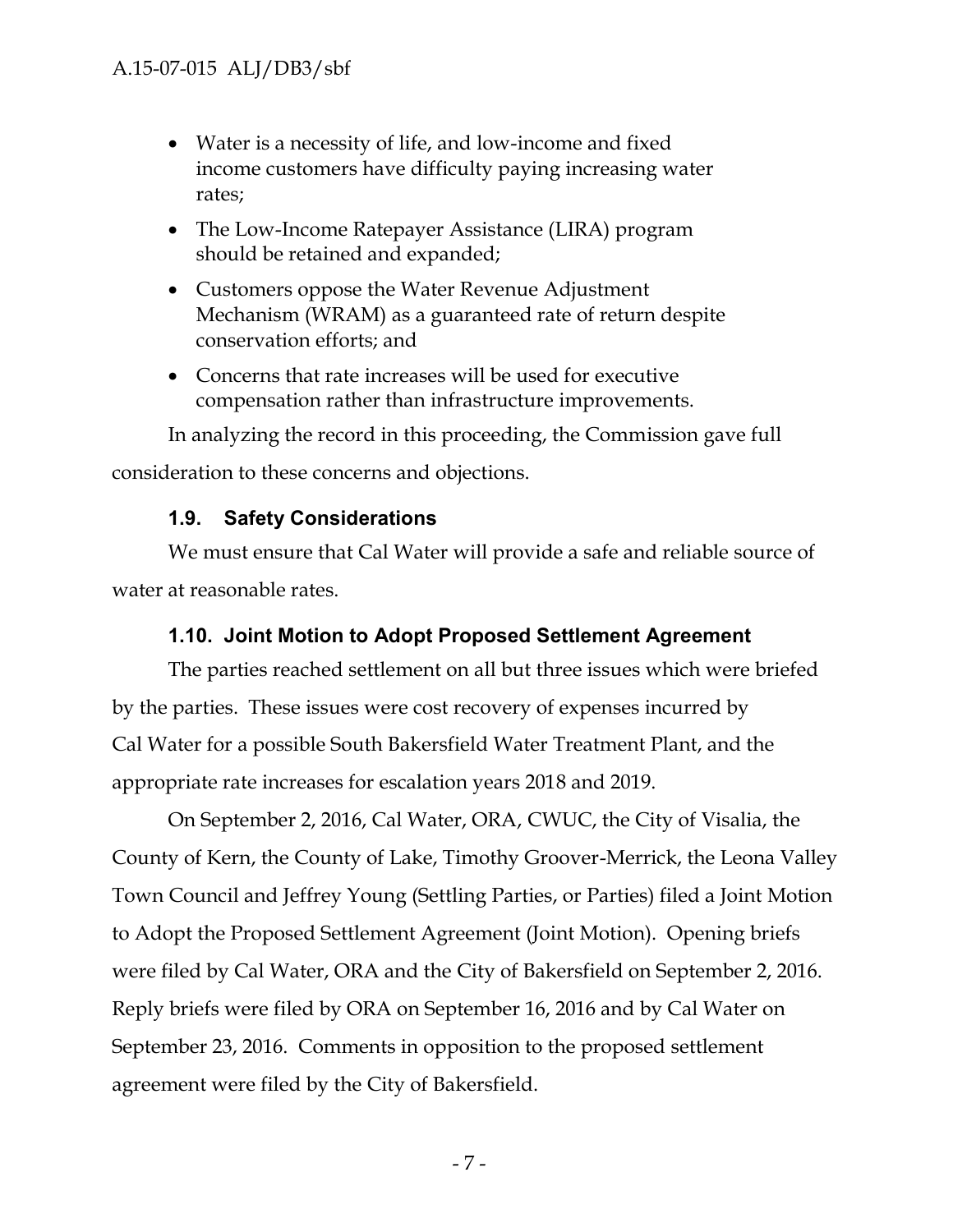- Water is a necessity of life, and low-income and fixed income customers have difficulty paying increasing water rates;
- The Low-Income Ratepayer Assistance (LIRA) program should be retained and expanded;
- Customers oppose the Water Revenue Adjustment Mechanism (WRAM) as a guaranteed rate of return despite conservation efforts; and
- Concerns that rate increases will be used for executive compensation rather than infrastructure improvements.

In analyzing the record in this proceeding, the Commission gave full consideration to these concerns and objections.

### 1.9. Safety Considerations

We must ensure that Cal Water will provide a safe and reliable source of water at reasonable rates.

### 1.10. Joint Motion to Adopt Proposed Settlement Agreement

The parties reached settlement on all but three issues which were briefed by the parties. These issues were cost recovery of expenses incurred by Cal Water for a possible South Bakersfield Water Treatment Plant, and the appropriate rate increases for escalation years 2018 and 2019.

On September 2, 2016, Cal Water, ORA, CWUC, the City of Visalia, the County of Kern, the County of Lake, Timothy Groover-Merrick, the Leona Valley Town Council and Jeffrey Young (Settling Parties, or Parties) filed a Joint Motion to Adopt the Proposed Settlement Agreement (Joint Motion). Opening briefs were filed by Cal Water, ORA and the City of Bakersfield on September 2, 2016. Reply briefs were filed by ORA on September 16, 2016 and by Cal Water on September 23, 2016. Comments in opposition to the proposed settlement agreement were filed by the City of Bakersfield.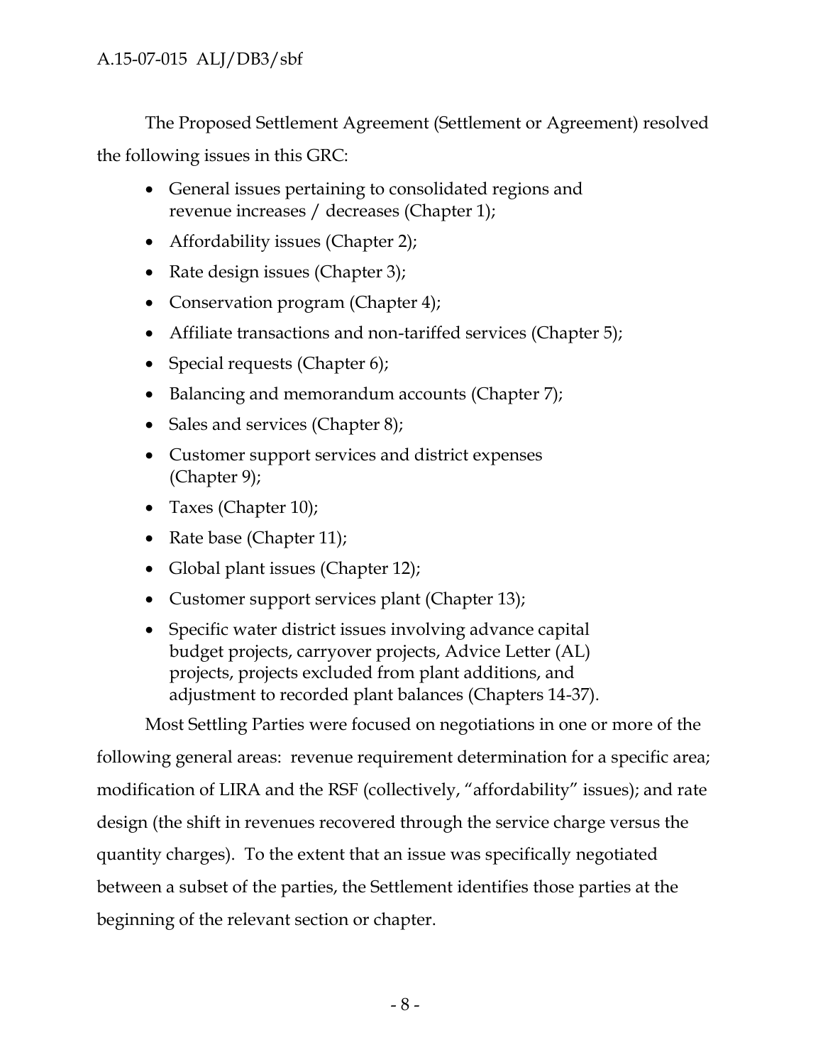The Proposed Settlement Agreement (Settlement or Agreement) resolved the following issues in this GRC:

- General issues pertaining to consolidated regions and revenue increases / decreases (Chapter 1);
- Affordability issues (Chapter 2);
- Rate design issues (Chapter 3);
- Conservation program (Chapter 4);
- Affiliate transactions and non-tariffed services (Chapter 5);
- Special requests (Chapter 6);
- Balancing and memorandum accounts (Chapter 7);
- Sales and services (Chapter 8);
- Customer support services and district expenses (Chapter 9);
- Taxes (Chapter 10);
- Rate base (Chapter 11);
- Global plant issues (Chapter 12);
- Customer support services plant (Chapter 13);
- Specific water district issues involving advance capital budget projects, carryover projects, Advice Letter (AL) projects, projects excluded from plant additions, and adjustment to recorded plant balances (Chapters 14-37).

Most Settling Parties were focused on negotiations in one or more of the following general areas: revenue requirement determination for a specific area; modification of LIRA and the RSF (collectively, "affordability" issues); and rate design (the shift in revenues recovered through the service charge versus the quantity charges). To the extent that an issue was specifically negotiated between a subset of the parties, the Settlement identifies those parties at the beginning of the relevant section or chapter.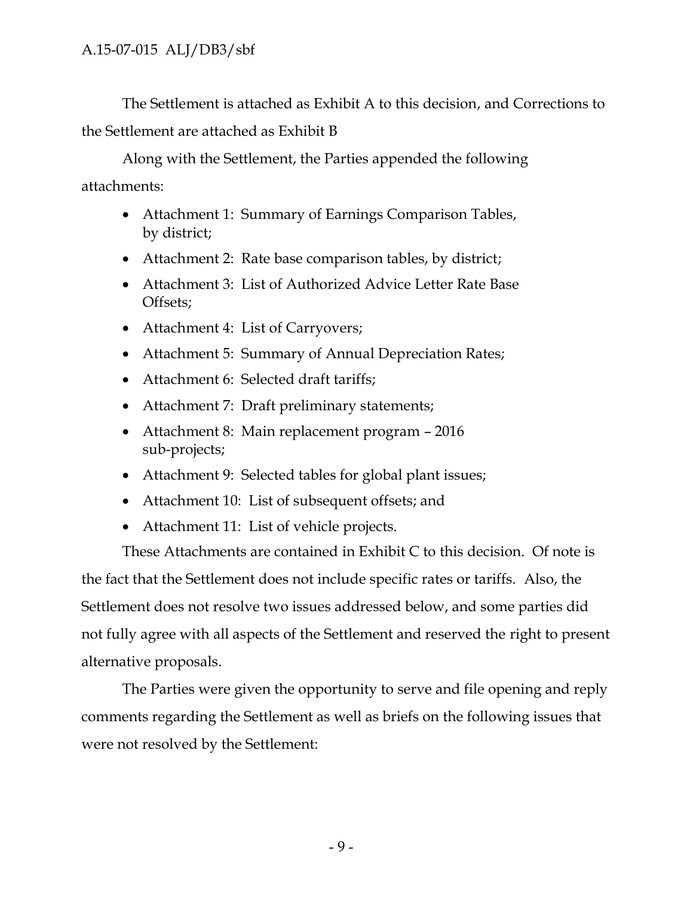The Settlement is attached as Exhibit A to this decision, and Corrections to the Settlement are attached as Exhibit B

Along with the Settlement, the Parties appended the following attachments:

- Attachment 1: Summary of Earnings Comparison Tables, by district;
- Attachment 2: Rate base comparison tables, by district;
- Attachment 3: List of Authorized Advice Letter Rate Base Offsets;
- Attachment 4: List of Carryovers;
- Attachment 5: Summary of Annual Depreciation Rates;
- Attachment 6: Selected draft tariffs;
- Attachment 7: Draft preliminary statements;
- Attachment 8: Main replacement program – 2016 sub-projects;
- Attachment 9: Selected tables for global plant issues;
- Attachment 10: List of subsequent offsets; and
- Attachment 11: List of vehicle projects.

These Attachments are contained in Exhibit C to this decision. Of note is the fact that the Settlement does not include specific rates or tariffs. Also, the Settlement does not resolve two issues addressed below, and some parties did not fully agree with all aspects of the Settlement and reserved the right to present alternative proposals.

The Parties were given the opportunity to serve and file opening and reply comments regarding the Settlement as well as briefs on the following issues that were not resolved by the Settlement: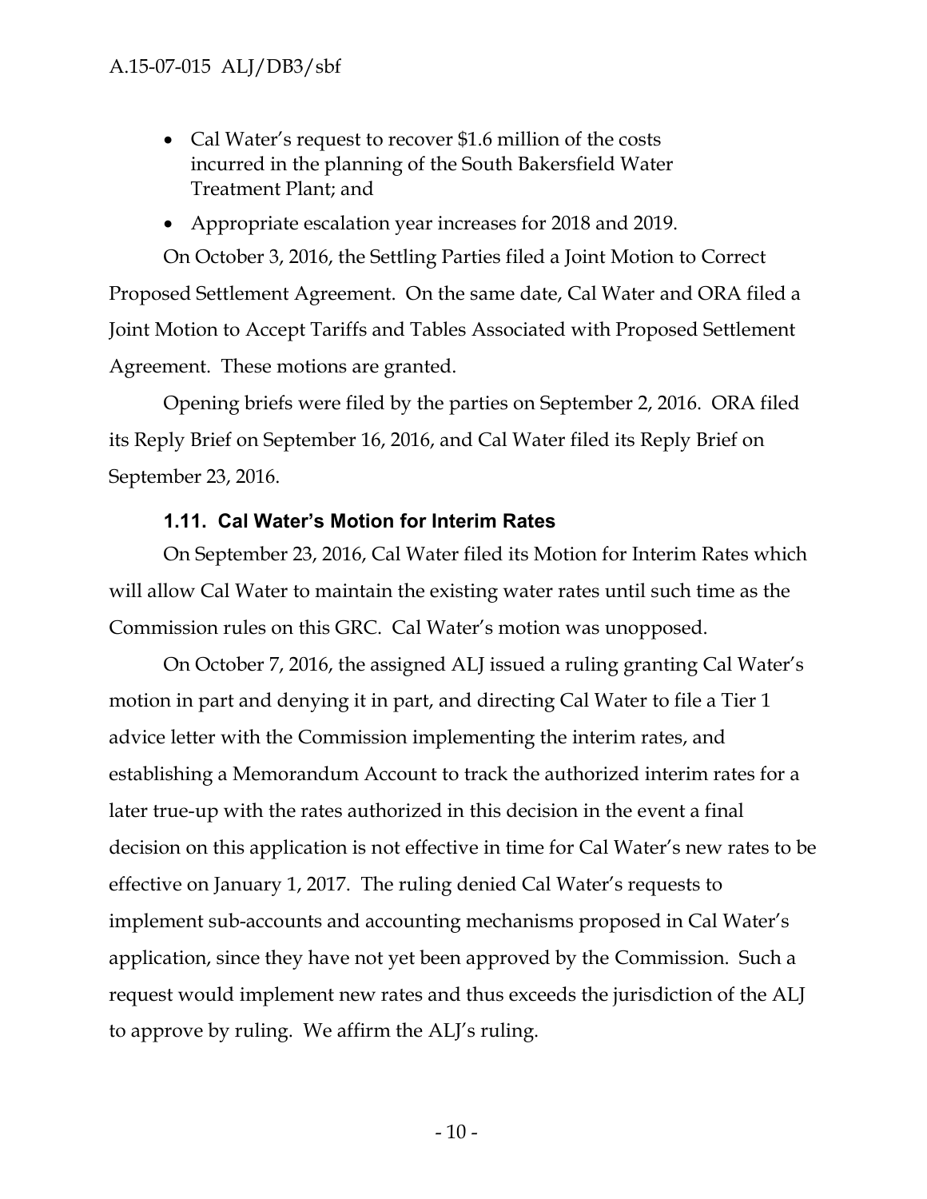- Cal Water's request to recover $1.6 million of the costs incurred in the planning of the South Bakersfield Water Treatment Plant; and
- Appropriate escalation year increases for 2018 and 2019.

On October 3, 2016, the Settling Parties filed a Joint Motion to Correct Proposed Settlement Agreement. On the same date, Cal Water and ORA filed a Joint Motion to Accept Tariffs and Tables Associated with Proposed Settlement Agreement. These motions are granted.

Opening briefs were filed by the parties on September 2, 2016. ORA filed its Reply Brief on September 16, 2016, and Cal Water filed its Reply Brief on September 23, 2016.

### 1.11. Cal Water's Motion for Interim Rates

On September 23, 2016, Cal Water filed its Motion for Interim Rates which will allow Cal Water to maintain the existing water rates until such time as the Commission rules on this GRC. Cal Water's motion was unopposed.

On October 7, 2016, the assigned ALJ issued a ruling granting Cal Water's motion in part and denying it in part, and directing Cal Water to file a Tier 1 advice letter with the Commission implementing the interim rates, and establishing a Memorandum Account to track the authorized interim rates for a later true-up with the rates authorized in this decision in the event a final decision on this application is not effective in time for Cal Water's new rates to be effective on January 1, 2017. The ruling denied Cal Water's requests to implement sub-accounts and accounting mechanisms proposed in Cal Water's application, since they have not yet been approved by the Commission. Such a request would implement new rates and thus exceeds the jurisdiction of the ALJ to approve by ruling. We affirm the ALJ's ruling.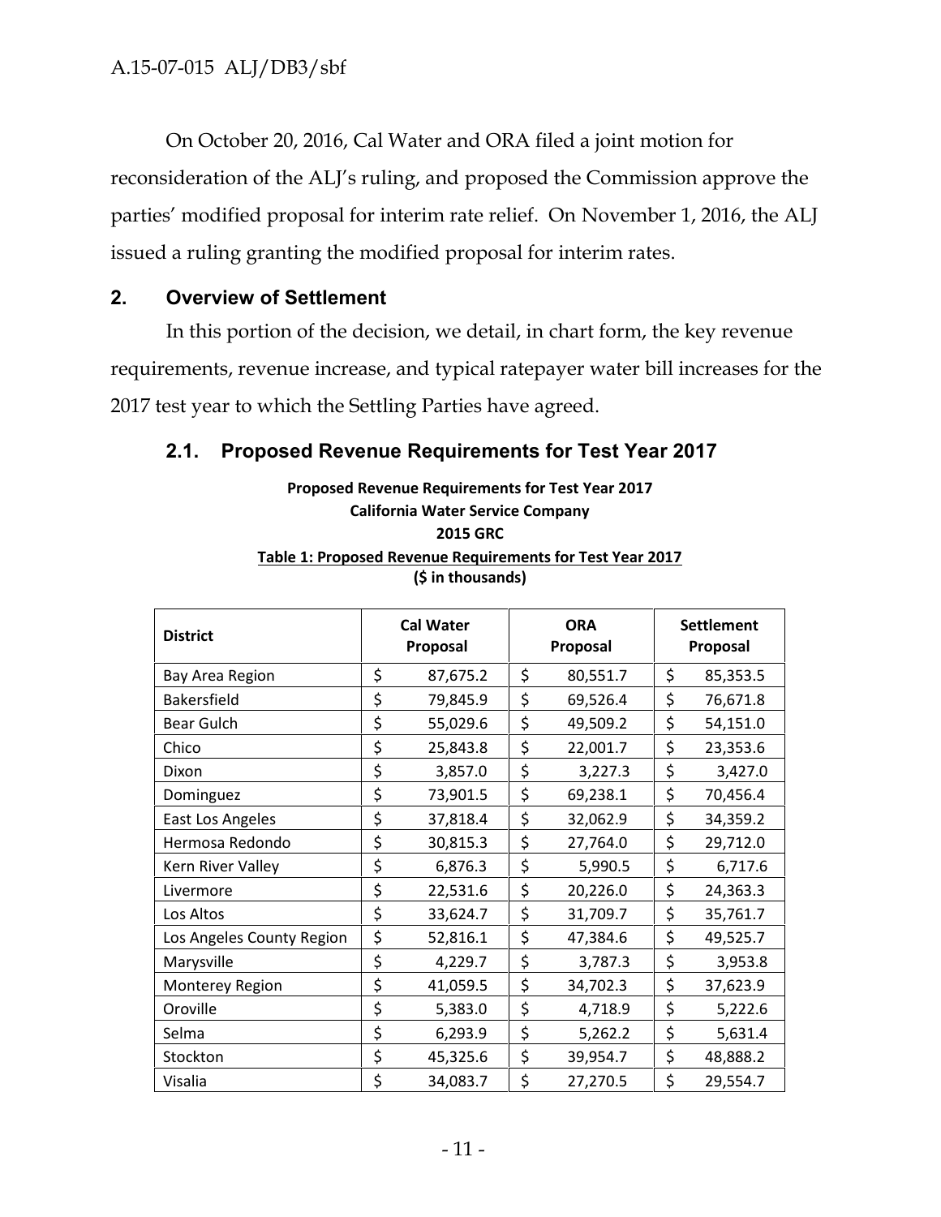On October 20, 2016, Cal Water and ORA filed a joint motion for reconsideration of the ALJ's ruling, and proposed the Commission approve the parties' modified proposal for interim rate relief. On November 1, 2016, the ALJ issued a ruling granting the modified proposal for interim rates.

## 2. Overview of Settlement

In this portion of the decision, we detail, in chart form, the key revenue requirements, revenue increase, and typical ratepayer water bill increases for the 2017 test year to which the Settling Parties have agreed.

### 2.1. Proposed Revenue Requirements for Test Year 2017

**Proposed Revenue Requirements for Test Year 2017**
**California Water Service Company**
**2015 GRC**
**Table 1: Proposed Revenue Requirements for Test Year 2017**
**($ in thousands)**

| District | Cal Water Proposal | ORA Proposal | Settlement Proposal |
|---|---|---|---|
| Bay Area Region | $ 87,675.2 | $ 80,551.7 | $ 85,353.5 |
| Bakersfield | $ 79,845.9 | $ 69,526.4 | $ 76,671.8 |
| Bear Gulch | $ 55,029.6 | $ 49,509.2 | $ 54,151.0 |
| Chico | $ 25,843.8 | $ 22,001.7 | $ 23,353.6 |
| Dixon | $ 3,857.0 | $ 3,227.3 | $ 3,427.0 |
| Dominguez | $ 73,901.5 | $ 69,238.1 | $ 70,456.4 |
| East Los Angeles | $ 37,818.4 | $ 32,062.9 | $ 34,359.2 |
| Hermosa Redondo | $ 30,815.3 | $ 27,764.0 | $ 29,712.0 |
| Kern River Valley | $ 6,876.3 | $ 5,990.5 | $ 6,717.6 |
| Livermore | $ 22,531.6 | $ 20,226.0 | $ 24,363.3 |
| Los Altos | $ 33,624.7 | $ 31,709.7 | $ 35,761.7 |
| Los Angeles County Region | $ 52,816.1 | $ 47,384.6 | $ 49,525.7 |
| Marysville | $ 4,229.7 | $ 3,787.3 | $ 3,953.8 |
| Monterey Region | $ 41,059.5 | $ 34,702.3 | $ 37,623.9 |
| Oroville | $ 5,383.0 | $ 4,718.9 | $ 5,222.6 |
| Selma | $ 6,293.9 | $ 5,262.2 | $ 5,631.4 |
| Stockton | $ 45,325.6 | $ 39,954.7 | $ 48,888.2 |
| Visalia | $ 34,083.7 | $ 27,270.5 | $ 29,554.7 |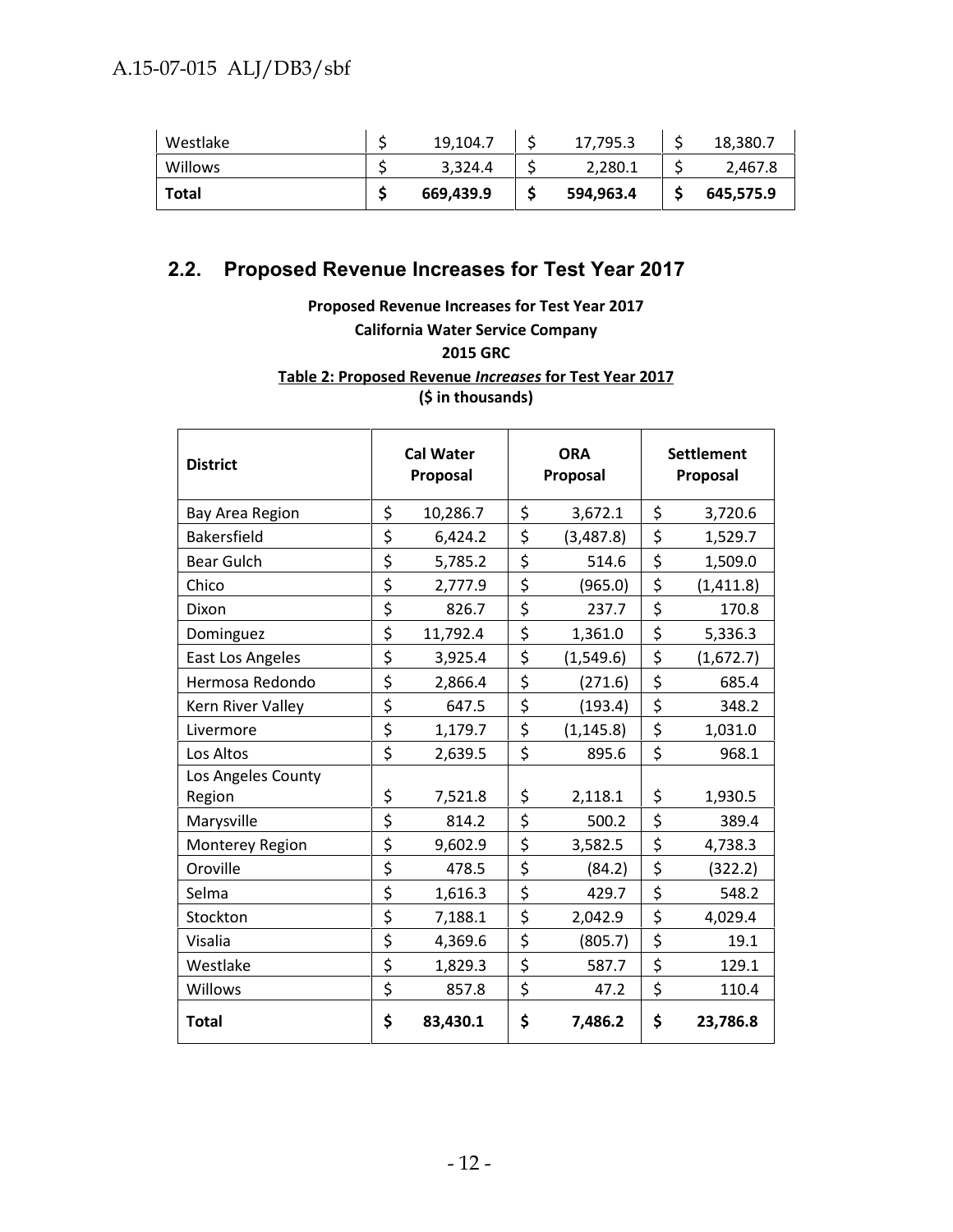| Westlake | $ 19,104.7 | $ 17,795.3 | $ 18,380.7 |
|---|---|---|---|
| Willows | $ 3,324.4 | $ 2,280.1 | $ 2,467.8 |
| **Total** | **$ 669,439.9** | **$ 594,963.4** | **$ 645,575.9** |

## 2.2. Proposed Revenue Increases for Test Year 2017

**Proposed Revenue Increases for Test Year 2017**
**California Water Service Company**
**2015 GRC**
**Table 2: Proposed Revenue *Increases* for Test Year 2017**
**($ in thousands)**

| District | Cal Water Proposal | ORA Proposal | Settlement Proposal |
|---|---|---|---|
| Bay Area Region | $ 10,286.7 | $ 3,672.1 | $ 3,720.6 |
| Bakersfield | $ 6,424.2 | $ (3,487.8) | $ 1,529.7 |
| Bear Gulch | $ 5,785.2 | $ 514.6 | $ 1,509.0 |
| Chico | $ 2,777.9 | $ (965.0) | $ (1,411.8) |
| Dixon | $ 826.7 | $ 237.7 | $ 170.8 |
| Dominguez | $ 11,792.4 | $ 1,361.0 | $ 5,336.3 |
| East Los Angeles | $ 3,925.4 | $ (1,549.6) | $ (1,672.7) |
| Hermosa Redondo | $ 2,866.4 | $ (271.6) | $ 685.4 |
| Kern River Valley | $ 647.5 | $ (193.4) | $ 348.2 |
| Livermore | $ 1,179.7 | $ (1,145.8) | $ 1,031.0 |
| Los Altos | $ 2,639.5 | $ 895.6 | $ 968.1 |
| Los Angeles County Region | $ 7,521.8 | $ 2,118.1 | $ 1,930.5 |
| Marysville | $ 814.2 | $ 500.2 | $ 389.4 |
| Monterey Region | $ 9,602.9 | $ 3,582.5 | $ 4,738.3 |
| Oroville | $ 478.5 | $ (84.2) | $ (322.2) |
| Selma | $ 1,616.3 | $ 429.7 | $ 548.2 |
| Stockton | $ 7,188.1 | $ 2,042.9 | $ 4,029.4 |
| Visalia | $ 4,369.6 | $ (805.7) | $ 19.1 |
| Westlake | $ 1,829.3 | $ 587.7 | $ 129.1 |
| Willows | $ 857.8 | $ 47.2 | $ 110.4 |
| **Total** | **$ 83,430.1** | **$ 7,486.2** | **$ 23,786.8** |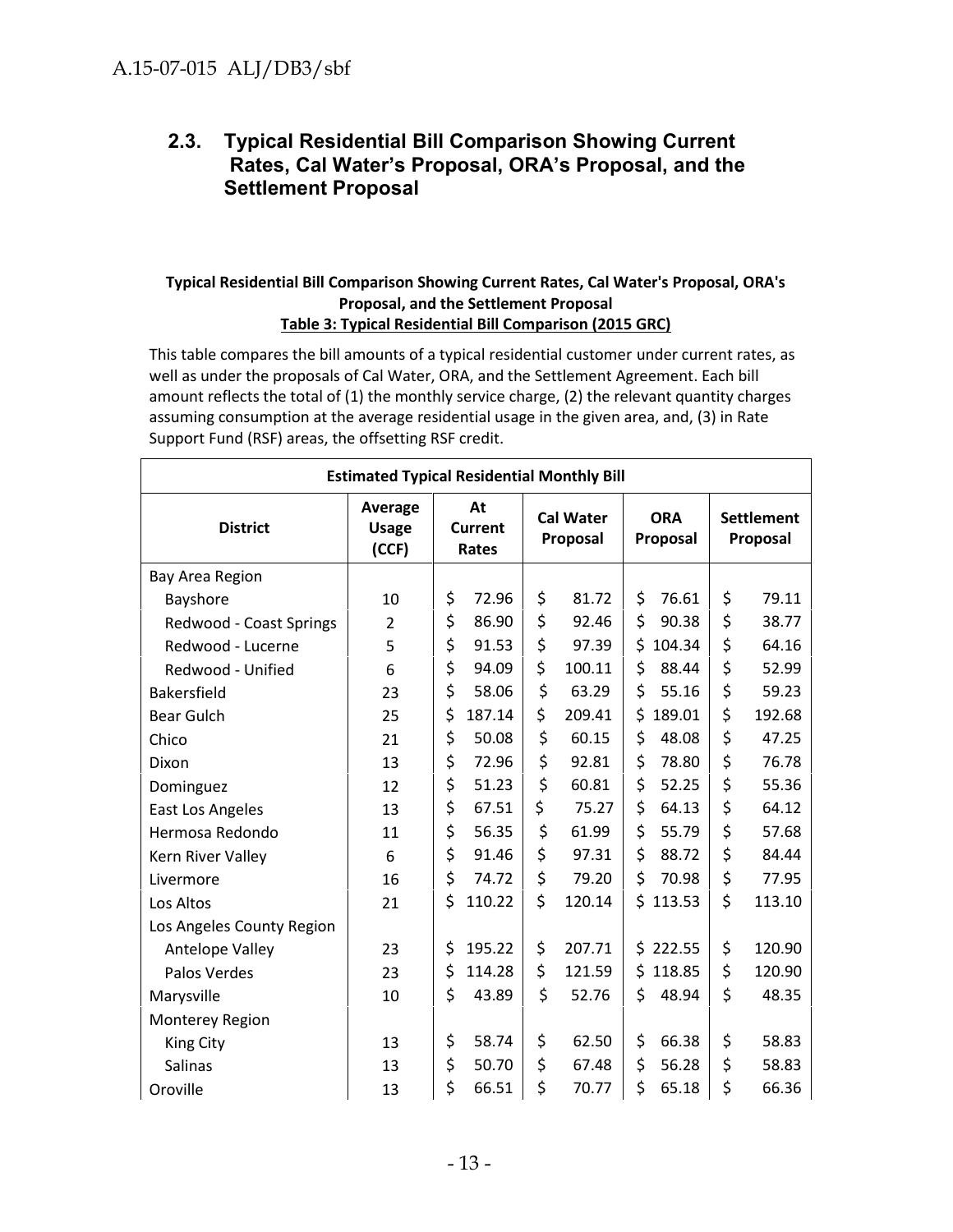## 2.3. Typical Residential Bill Comparison Showing Current Rates, Cal Water's Proposal, ORA's Proposal, and the Settlement Proposal

**Typical Residential Bill Comparison Showing Current Rates, Cal Water's Proposal, ORA's Proposal, and the Settlement Proposal**

**Table 3: Typical Residential Bill Comparison (2015 GRC)**

This table compares the bill amounts of a typical residential customer under current rates, as well as under the proposals of Cal Water, ORA, and the Settlement Agreement. Each bill amount reflects the total of (1) the monthly service charge, (2) the relevant quantity charges assuming consumption at the average residential usage in the given area, and, (3) in Rate Support Fund (RSF) areas, the offsetting RSF credit.

| Estimated Typical Residential Monthly Bill | | | | | |
|---|---|---|---|---|---|
| **District** | **Average Usage (CCF)** | **At Current Rates** | **Cal Water Proposal** | **ORA Proposal** | **Settlement Proposal** |
| Bay Area Region | | | | | |
| Bayshore | 10 | $ 72.96 | $ 81.72 | $ 76.61 | $ 79.11 |
| Redwood - Coast Springs | 2 | $ 86.90 | $ 92.46 | $ 90.38 | $ 38.77 |
| Redwood - Lucerne | 5 | $ 91.53 | $ 97.39 | $ 104.34 | $ 64.16 |
| Redwood - Unified | 6 | $ 94.09 | $ 100.11 | $ 88.44 | $ 52.99 |
| Bakersfield | 23 | $ 58.06 | $ 63.29 | $ 55.16 | $ 59.23 |
| Bear Gulch | 25 | $ 187.14 | $ 209.41 | $ 189.01 | $ 192.68 |
| Chico | 21 | $ 50.08 | $ 60.15 | $ 48.08 | $ 47.25 |
| Dixon | 13 | $ 72.96 | $ 92.81 | $ 78.80 | $ 76.78 |
| Dominguez | 12 | $ 51.23 | $ 60.81 | $ 52.25 | $ 55.36 |
| East Los Angeles | 13 | $ 67.51 | $ 75.27 | $ 64.13 | $ 64.12 |
| Hermosa Redondo | 11 | $ 56.35 | $ 61.99 | $ 55.79 | $ 57.68 |
| Kern River Valley | 6 | $ 91.46 | $ 97.31 | $ 88.72 | $ 84.44 |
| Livermore | 16 | $ 74.72 | $ 79.20 | $ 70.98 | $ 77.95 |
| Los Altos | 21 | $ 110.22 | $ 120.14 | $ 113.53 | $ 113.10 |
| Los Angeles County Region | | | | | |
| Antelope Valley | 23 | $ 195.22 | $ 207.71 | $ 222.55 | $ 120.90 |
| Palos Verdes | 23 | $ 114.28 | $ 121.59 | $ 118.85 | $ 120.90 |
| Marysville | 10 | $ 43.89 | $ 52.76 | $ 48.94 | $ 48.35 |
| Monterey Region | | | | | |
| King City | 13 | $ 58.74 | $ 62.50 | $ 66.38 | $ 58.83 |
| Salinas | 13 | $ 50.70 | $ 67.48 | $ 56.28 | $ 58.83 |
| Oroville | 13 | $ 66.51 | $ 70.77 | $ 65.18 | $ 66.36 |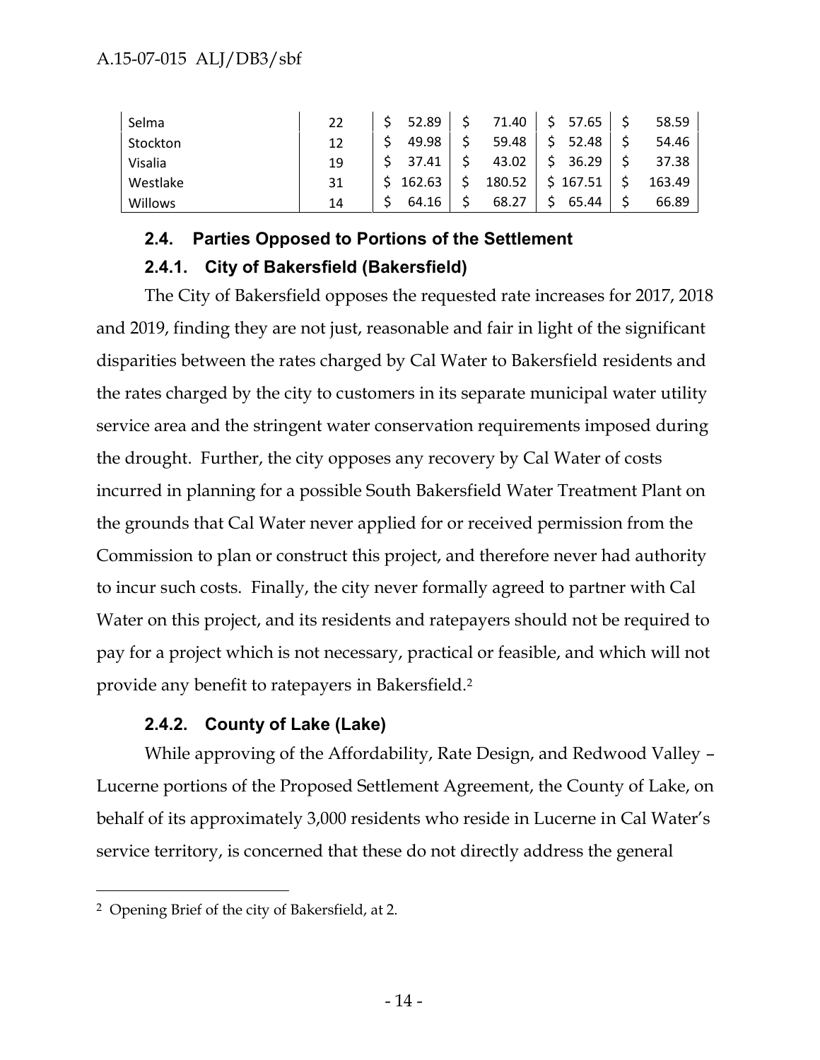| Selma | 22 | $ 52.89 | $ 71.40 | $ 57.65 | $ 58.59 |
|---|---|---|---|---|---|
| Stockton | 12 | $ 49.98 | $ 59.48 | $ 52.48 | $ 54.46 |
| Visalia | 19 | $ 37.41 | $ 43.02 | $ 36.29 | $ 37.38 |
| Westlake | 31 | $ 162.63 | $ 180.52 | $ 167.51 | $ 163.49 |
| Willows | 14 | $ 64.16 | $ 68.27 | $ 65.44 | $ 66.89 |

### 2.4. Parties Opposed to Portions of the Settlement

#### 2.4.1. City of Bakersfield (Bakersfield)

The City of Bakersfield opposes the requested rate increases for 2017, 2018 and 2019, finding they are not just, reasonable and fair in light of the significant disparities between the rates charged by Cal Water to Bakersfield residents and the rates charged by the city to customers in its separate municipal water utility service area and the stringent water conservation requirements imposed during the drought. Further, the city opposes any recovery by Cal Water of costs incurred in planning for a possible South Bakersfield Water Treatment Plant on the grounds that Cal Water never applied for or received permission from the Commission to plan or construct this project, and therefore never had authority to incur such costs. Finally, the city never formally agreed to partner with Cal Water on this project, and its residents and ratepayers should not be required to pay for a project which is not necessary, practical or feasible, and which will not provide any benefit to ratepayers in Bakersfield.[2]

#### 2.4.2. County of Lake (Lake)

While approving of the Affordability, Rate Design, and Redwood Valley – Lucerne portions of the Proposed Settlement Agreement, the County of Lake, on behalf of its approximately 3,000 residents who reside in Lucerne in Cal Water's service territory, is concerned that these do not directly address the general

[2] Opening Brief of the city of Bakersfield, at 2.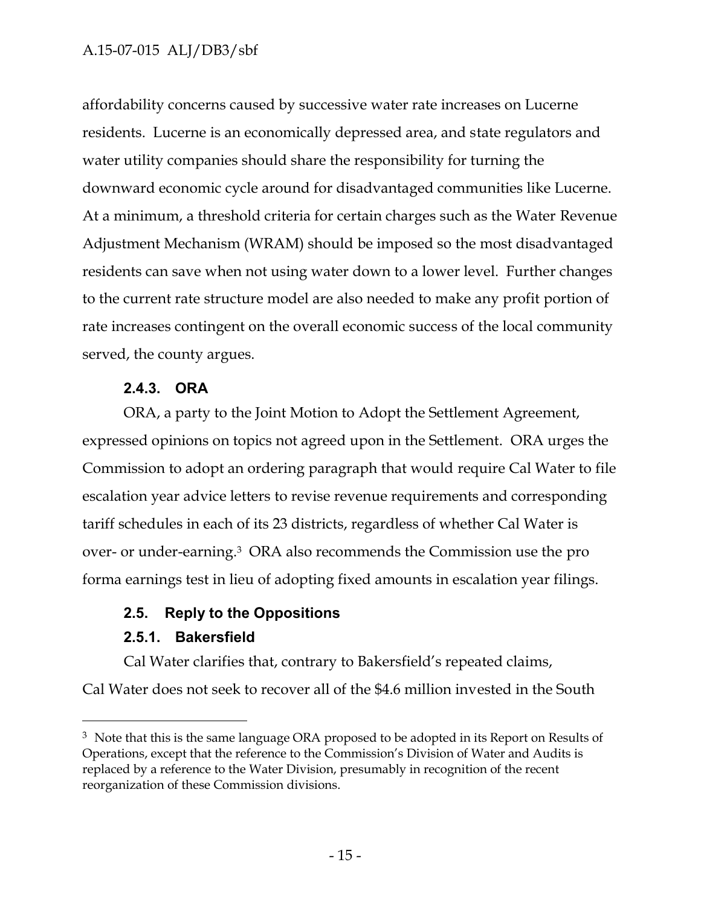affordability concerns caused by successive water rate increases on Lucerne residents. Lucerne is an economically depressed area, and state regulators and water utility companies should share the responsibility for turning the downward economic cycle around for disadvantaged communities like Lucerne. At a minimum, a threshold criteria for certain charges such as the Water Revenue Adjustment Mechanism (WRAM) should be imposed so the most disadvantaged residents can save when not using water down to a lower level. Further changes to the current rate structure model are also needed to make any profit portion of rate increases contingent on the overall economic success of the local community served, the county argues.

#### 2.4.3. ORA

ORA, a party to the Joint Motion to Adopt the Settlement Agreement, expressed opinions on topics not agreed upon in the Settlement. ORA urges the Commission to adopt an ordering paragraph that would require Cal Water to file escalation year advice letters to revise revenue requirements and corresponding tariff schedules in each of its 23 districts, regardless of whether Cal Water is over- or under-earning.[3] ORA also recommends the Commission use the pro forma earnings test in lieu of adopting fixed amounts in escalation year filings.

### 2.5. Reply to the Oppositions

#### 2.5.1. Bakersfield

Cal Water clarifies that, contrary to Bakersfield's repeated claims, Cal Water does not seek to recover all of the $4.6 million invested in the South

---

[3] Note that this is the same language ORA proposed to be adopted in its Report on Results of Operations, except that the reference to the Commission's Division of Water and Audits is replaced by a reference to the Water Division, presumably in recognition of the recent reorganization of these Commission divisions.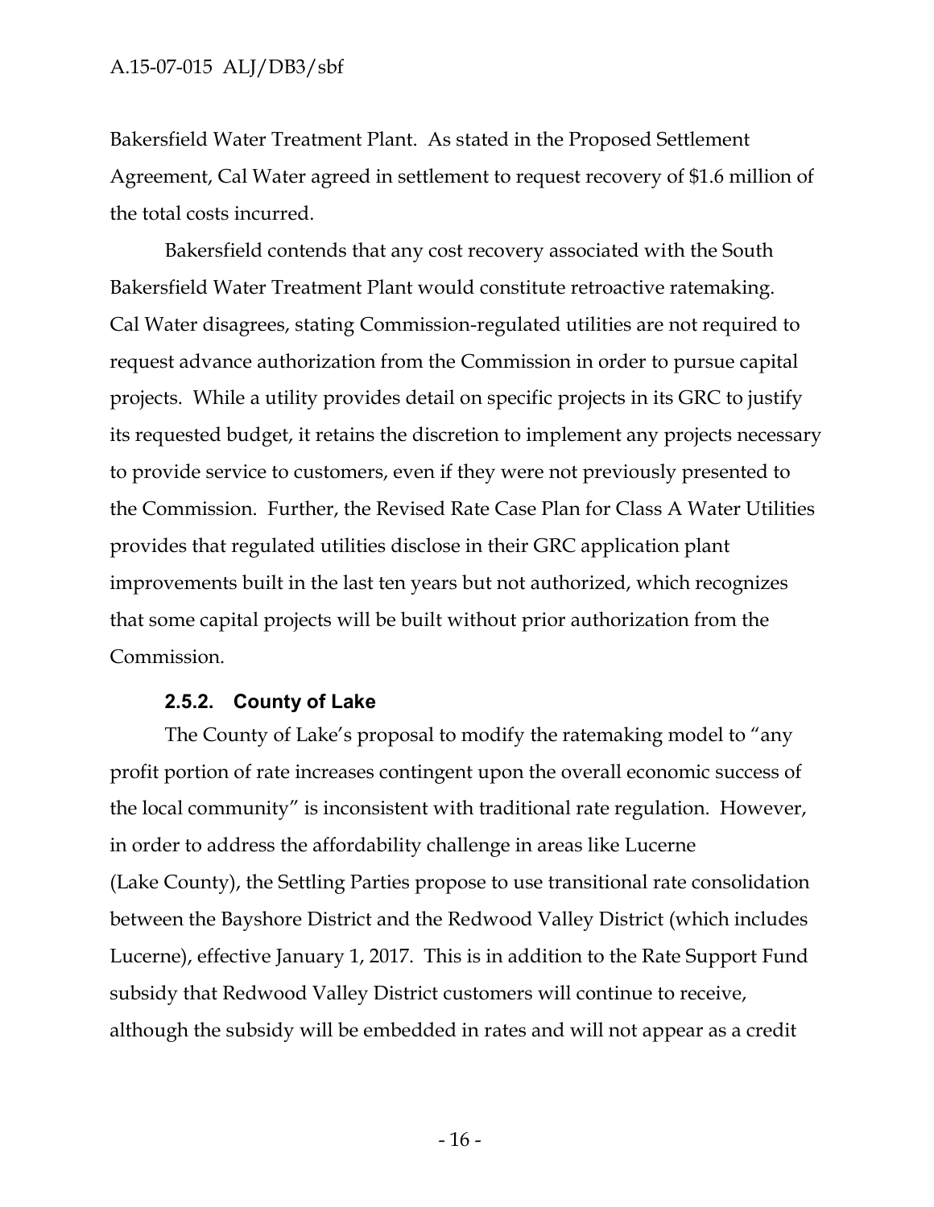Bakersfield Water Treatment Plant. As stated in the Proposed Settlement Agreement, Cal Water agreed in settlement to request recovery of $1.6 million of the total costs incurred.

Bakersfield contends that any cost recovery associated with the South Bakersfield Water Treatment Plant would constitute retroactive ratemaking. Cal Water disagrees, stating Commission-regulated utilities are not required to request advance authorization from the Commission in order to pursue capital projects. While a utility provides detail on specific projects in its GRC to justify its requested budget, it retains the discretion to implement any projects necessary to provide service to customers, even if they were not previously presented to the Commission. Further, the Revised Rate Case Plan for Class A Water Utilities provides that regulated utilities disclose in their GRC application plant improvements built in the last ten years but not authorized, which recognizes that some capital projects will be built without prior authorization from the Commission.

#### 2.5.2. County of Lake

The County of Lake's proposal to modify the ratemaking model to "any profit portion of rate increases contingent upon the overall economic success of the local community" is inconsistent with traditional rate regulation. However, in order to address the affordability challenge in areas like Lucerne (Lake County), the Settling Parties propose to use transitional rate consolidation between the Bayshore District and the Redwood Valley District (which includes Lucerne), effective January 1, 2017. This is in addition to the Rate Support Fund subsidy that Redwood Valley District customers will continue to receive, although the subsidy will be embedded in rates and will not appear as a credit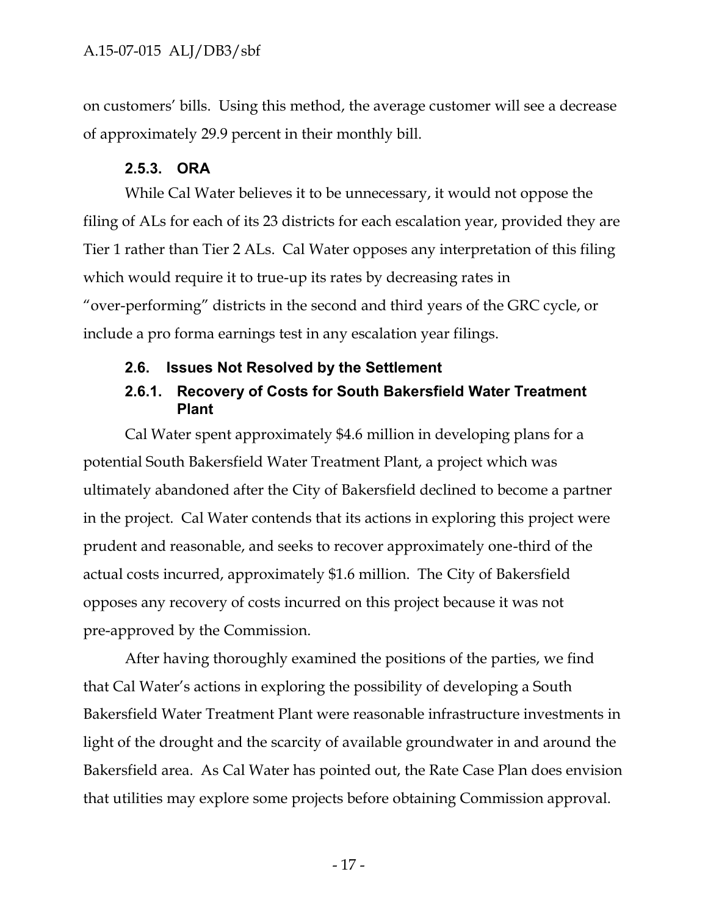on customers' bills. Using this method, the average customer will see a decrease of approximately 29.9 percent in their monthly bill.

#### 2.5.3. ORA

While Cal Water believes it to be unnecessary, it would not oppose the filing of ALs for each of its 23 districts for each escalation year, provided they are Tier 1 rather than Tier 2 ALs. Cal Water opposes any interpretation of this filing which would require it to true-up its rates by decreasing rates in "over-performing" districts in the second and third years of the GRC cycle, or include a pro forma earnings test in any escalation year filings.

### 2.6. Issues Not Resolved by the Settlement

#### 2.6.1. Recovery of Costs for South Bakersfield Water Treatment Plant

Cal Water spent approximately $4.6 million in developing plans for a potential South Bakersfield Water Treatment Plant, a project which was ultimately abandoned after the City of Bakersfield declined to become a partner in the project. Cal Water contends that its actions in exploring this project were prudent and reasonable, and seeks to recover approximately one-third of the actual costs incurred, approximately $1.6 million. The City of Bakersfield opposes any recovery of costs incurred on this project because it was not pre-approved by the Commission.

After having thoroughly examined the positions of the parties, we find that Cal Water's actions in exploring the possibility of developing a South Bakersfield Water Treatment Plant were reasonable infrastructure investments in light of the drought and the scarcity of available groundwater in and around the Bakersfield area. As Cal Water has pointed out, the Rate Case Plan does envision that utilities may explore some projects before obtaining Commission approval.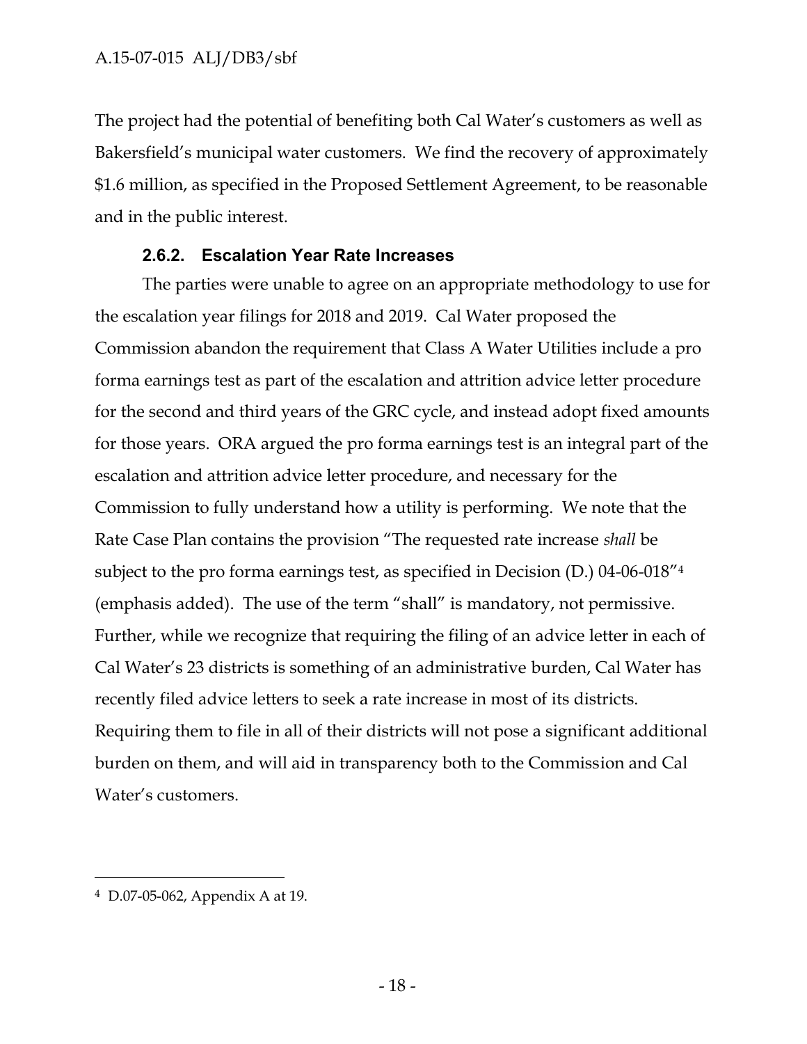The project had the potential of benefiting both Cal Water's customers as well as Bakersfield's municipal water customers. We find the recovery of approximately $1.6 million, as specified in the Proposed Settlement Agreement, to be reasonable and in the public interest.

#### 2.6.2. Escalation Year Rate Increases

The parties were unable to agree on an appropriate methodology to use for the escalation year filings for 2018 and 2019. Cal Water proposed the Commission abandon the requirement that Class A Water Utilities include a pro forma earnings test as part of the escalation and attrition advice letter procedure for the second and third years of the GRC cycle, and instead adopt fixed amounts for those years. ORA argued the pro forma earnings test is an integral part of the escalation and attrition advice letter procedure, and necessary for the Commission to fully understand how a utility is performing. We note that the Rate Case Plan contains the provision "The requested rate increase *shall* be subject to the pro forma earnings test, as specified in Decision (D.) 04-06-018"[4] (emphasis added). The use of the term "shall" is mandatory, not permissive. Further, while we recognize that requiring the filing of an advice letter in each of Cal Water's 23 districts is something of an administrative burden, Cal Water has recently filed advice letters to seek a rate increase in most of its districts. Requiring them to file in all of their districts will not pose a significant additional burden on them, and will aid in transparency both to the Commission and Cal Water's customers.

---

[4] D.07-05-062, Appendix A at 19.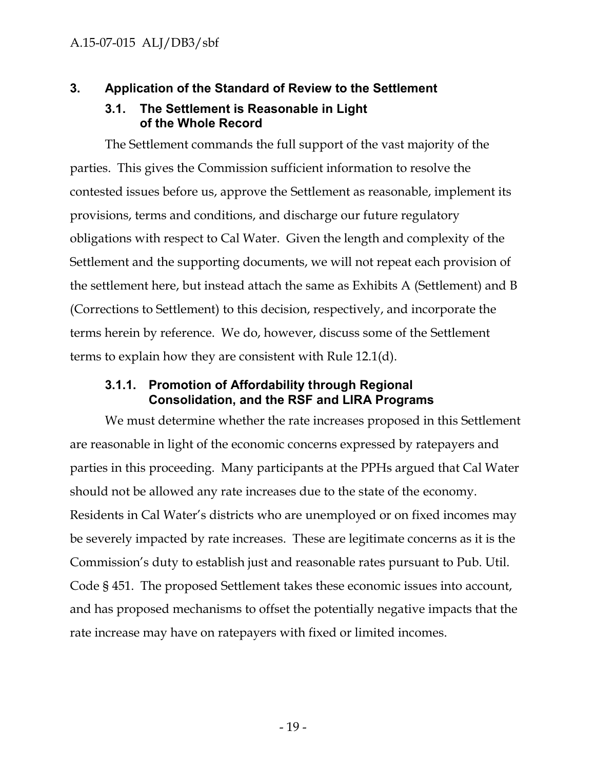## 3. Application of the Standard of Review to the Settlement

### 3.1. The Settlement is Reasonable in Light of the Whole Record

The Settlement commands the full support of the vast majority of the parties. This gives the Commission sufficient information to resolve the contested issues before us, approve the Settlement as reasonable, implement its provisions, terms and conditions, and discharge our future regulatory obligations with respect to Cal Water. Given the length and complexity of the Settlement and the supporting documents, we will not repeat each provision of the settlement here, but instead attach the same as Exhibits A (Settlement) and B (Corrections to Settlement) to this decision, respectively, and incorporate the terms herein by reference. We do, however, discuss some of the Settlement terms to explain how they are consistent with Rule 12.1(d).

#### 3.1.1. Promotion of Affordability through Regional Consolidation, and the RSF and LIRA Programs

We must determine whether the rate increases proposed in this Settlement are reasonable in light of the economic concerns expressed by ratepayers and parties in this proceeding. Many participants at the PPHs argued that Cal Water should not be allowed any rate increases due to the state of the economy. Residents in Cal Water's districts who are unemployed or on fixed incomes may be severely impacted by rate increases. These are legitimate concerns as it is the Commission's duty to establish just and reasonable rates pursuant to Pub. Util. Code § 451. The proposed Settlement takes these economic issues into account, and has proposed mechanisms to offset the potentially negative impacts that the rate increase may have on ratepayers with fixed or limited incomes.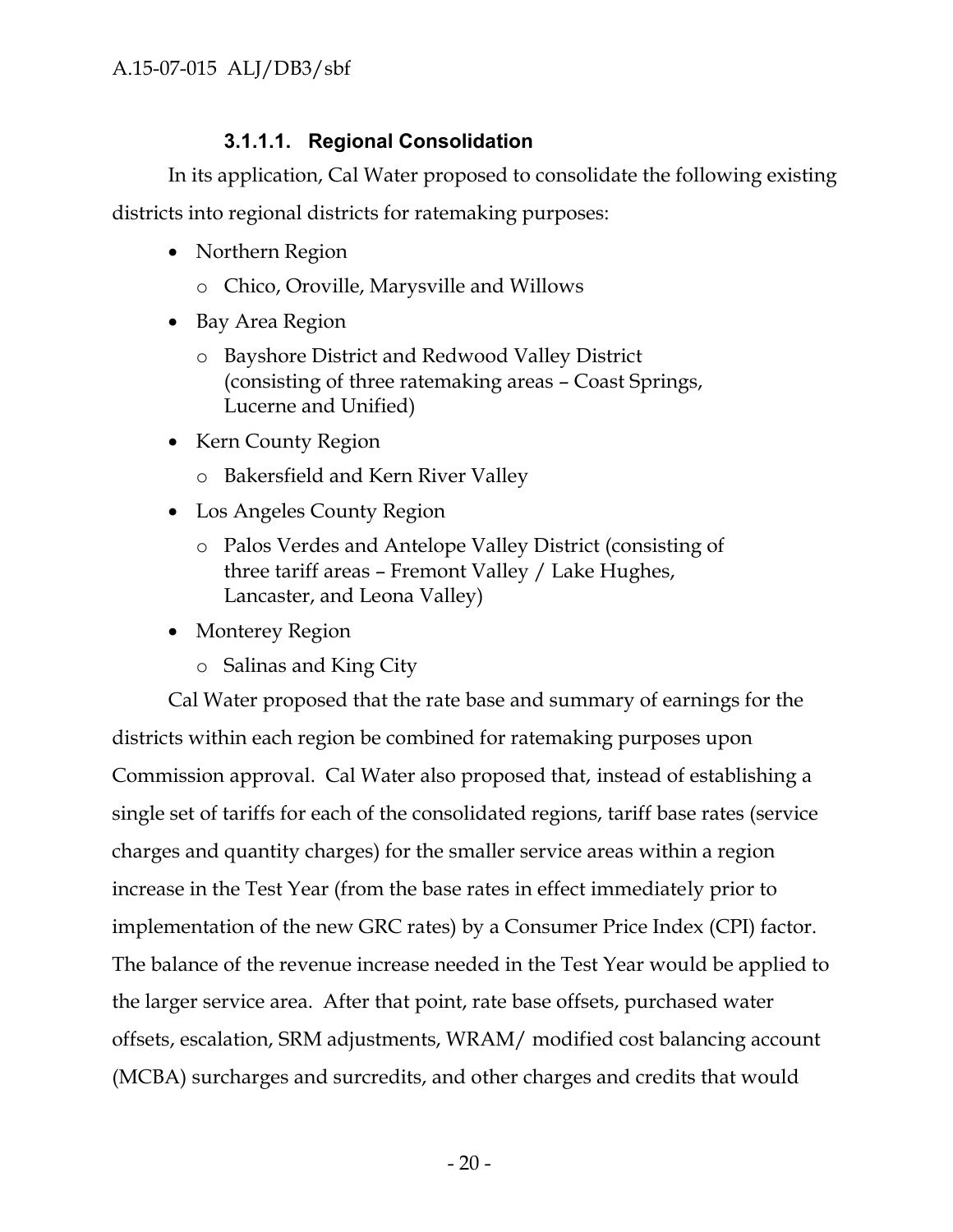#### 3.1.1.1. Regional Consolidation

In its application, Cal Water proposed to consolidate the following existing districts into regional districts for ratemaking purposes:

- Northern Region
  - Chico, Oroville, Marysville and Willows
- Bay Area Region
  - Bayshore District and Redwood Valley District (consisting of three ratemaking areas – Coast Springs, Lucerne and Unified)
- Kern County Region
  - Bakersfield and Kern River Valley
- Los Angeles County Region
  - Palos Verdes and Antelope Valley District (consisting of three tariff areas – Fremont Valley / Lake Hughes, Lancaster, and Leona Valley)
- Monterey Region
  - Salinas and King City

Cal Water proposed that the rate base and summary of earnings for the districts within each region be combined for ratemaking purposes upon Commission approval. Cal Water also proposed that, instead of establishing a single set of tariffs for each of the consolidated regions, tariff base rates (service charges and quantity charges) for the smaller service areas within a region increase in the Test Year (from the base rates in effect immediately prior to implementation of the new GRC rates) by a Consumer Price Index (CPI) factor. The balance of the revenue increase needed in the Test Year would be applied to the larger service area. After that point, rate base offsets, purchased water offsets, escalation, SRM adjustments, WRAM/ modified cost balancing account (MCBA) surcharges and surcredits, and other charges and credits that would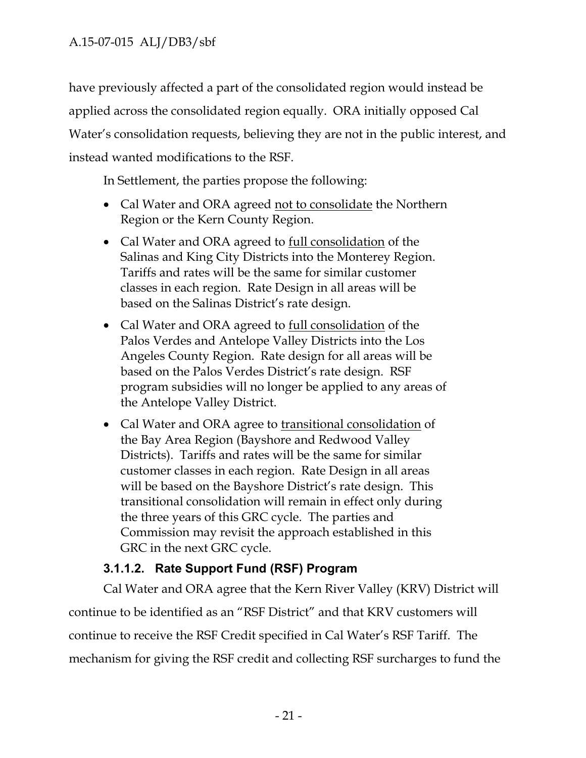have previously affected a part of the consolidated region would instead be applied across the consolidated region equally. ORA initially opposed Cal Water's consolidation requests, believing they are not in the public interest, and instead wanted modifications to the RSF.

In Settlement, the parties propose the following:

- Cal Water and ORA agreed not to consolidate the Northern Region or the Kern County Region.
- Cal Water and ORA agreed to full consolidation of the Salinas and King City Districts into the Monterey Region. Tariffs and rates will be the same for similar customer classes in each region. Rate Design in all areas will be based on the Salinas District's rate design.
- Cal Water and ORA agreed to full consolidation of the Palos Verdes and Antelope Valley Districts into the Los Angeles County Region. Rate design for all areas will be based on the Palos Verdes District's rate design. RSF program subsidies will no longer be applied to any areas of the Antelope Valley District.
- Cal Water and ORA agree to transitional consolidation of the Bay Area Region (Bayshore and Redwood Valley Districts). Tariffs and rates will be the same for similar customer classes in each region. Rate Design in all areas will be based on the Bayshore District's rate design. This transitional consolidation will remain in effect only during the three years of this GRC cycle. The parties and Commission may revisit the approach established in this GRC in the next GRC cycle.

#### 3.1.1.2. Rate Support Fund (RSF) Program

Cal Water and ORA agree that the Kern River Valley (KRV) District will continue to be identified as an "RSF District" and that KRV customers will continue to receive the RSF Credit specified in Cal Water's RSF Tariff. The mechanism for giving the RSF credit and collecting RSF surcharges to fund the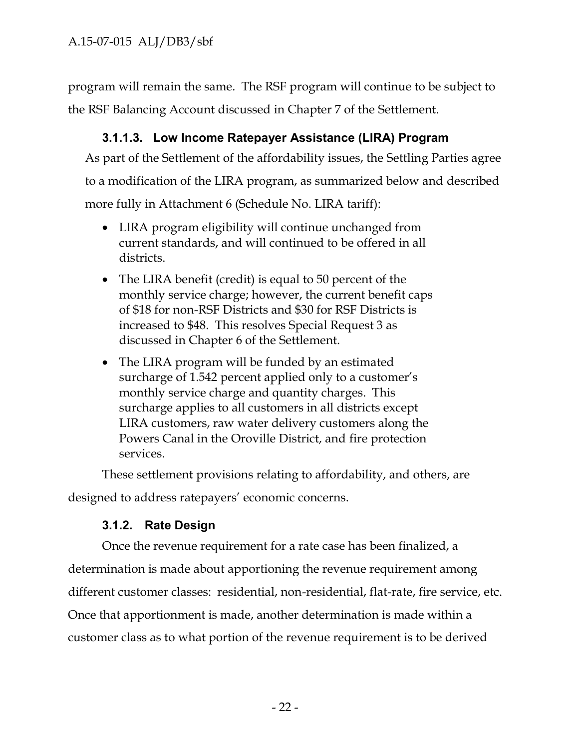program will remain the same. The RSF program will continue to be subject to the RSF Balancing Account discussed in Chapter 7 of the Settlement.

#### 3.1.1.3. Low Income Ratepayer Assistance (LIRA) Program

As part of the Settlement of the affordability issues, the Settling Parties agree to a modification of the LIRA program, as summarized below and described more fully in Attachment 6 (Schedule No. LIRA tariff):

- LIRA program eligibility will continue unchanged from current standards, and will continued to be offered in all districts.
- The LIRA benefit (credit) is equal to 50 percent of the monthly service charge; however, the current benefit caps of $18 for non-RSF Districts and $30 for RSF Districts is increased to $48. This resolves Special Request 3 as discussed in Chapter 6 of the Settlement.
- The LIRA program will be funded by an estimated surcharge of 1.542 percent applied only to a customer's monthly service charge and quantity charges. This surcharge applies to all customers in all districts except LIRA customers, raw water delivery customers along the Powers Canal in the Oroville District, and fire protection services.

These settlement provisions relating to affordability, and others, are designed to address ratepayers' economic concerns.

### 3.1.2. Rate Design

Once the revenue requirement for a rate case has been finalized, a determination is made about apportioning the revenue requirement among different customer classes: residential, non-residential, flat-rate, fire service, etc. Once that apportionment is made, another determination is made within a customer class as to what portion of the revenue requirement is to be derived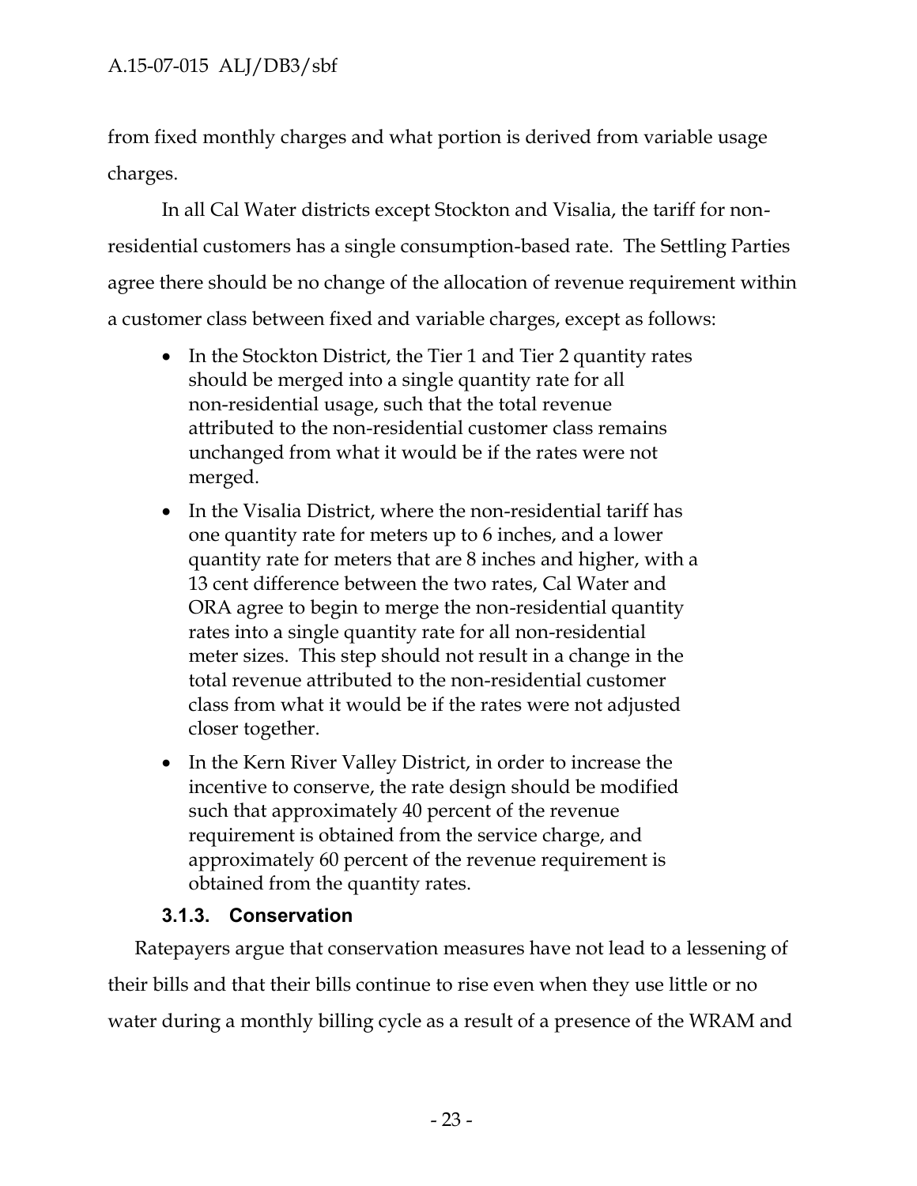from fixed monthly charges and what portion is derived from variable usage charges.

In all Cal Water districts except Stockton and Visalia, the tariff for non-residential customers has a single consumption-based rate. The Settling Parties agree there should be no change of the allocation of revenue requirement within a customer class between fixed and variable charges, except as follows:

- In the Stockton District, the Tier 1 and Tier 2 quantity rates should be merged into a single quantity rate for all non-residential usage, such that the total revenue attributed to the non-residential customer class remains unchanged from what it would be if the rates were not merged.
- In the Visalia District, where the non-residential tariff has one quantity rate for meters up to 6 inches, and a lower quantity rate for meters that are 8 inches and higher, with a 13 cent difference between the two rates, Cal Water and ORA agree to begin to merge the non-residential quantity rates into a single quantity rate for all non-residential meter sizes. This step should not result in a change in the total revenue attributed to the non-residential customer class from what it would be if the rates were not adjusted closer together.
- In the Kern River Valley District, in order to increase the incentive to conserve, the rate design should be modified such that approximately 40 percent of the revenue requirement is obtained from the service charge, and approximately 60 percent of the revenue requirement is obtained from the quantity rates.

### 3.1.3. Conservation

Ratepayers argue that conservation measures have not lead to a lessening of their bills and that their bills continue to rise even when they use little or no water during a monthly billing cycle as a result of a presence of the WRAM and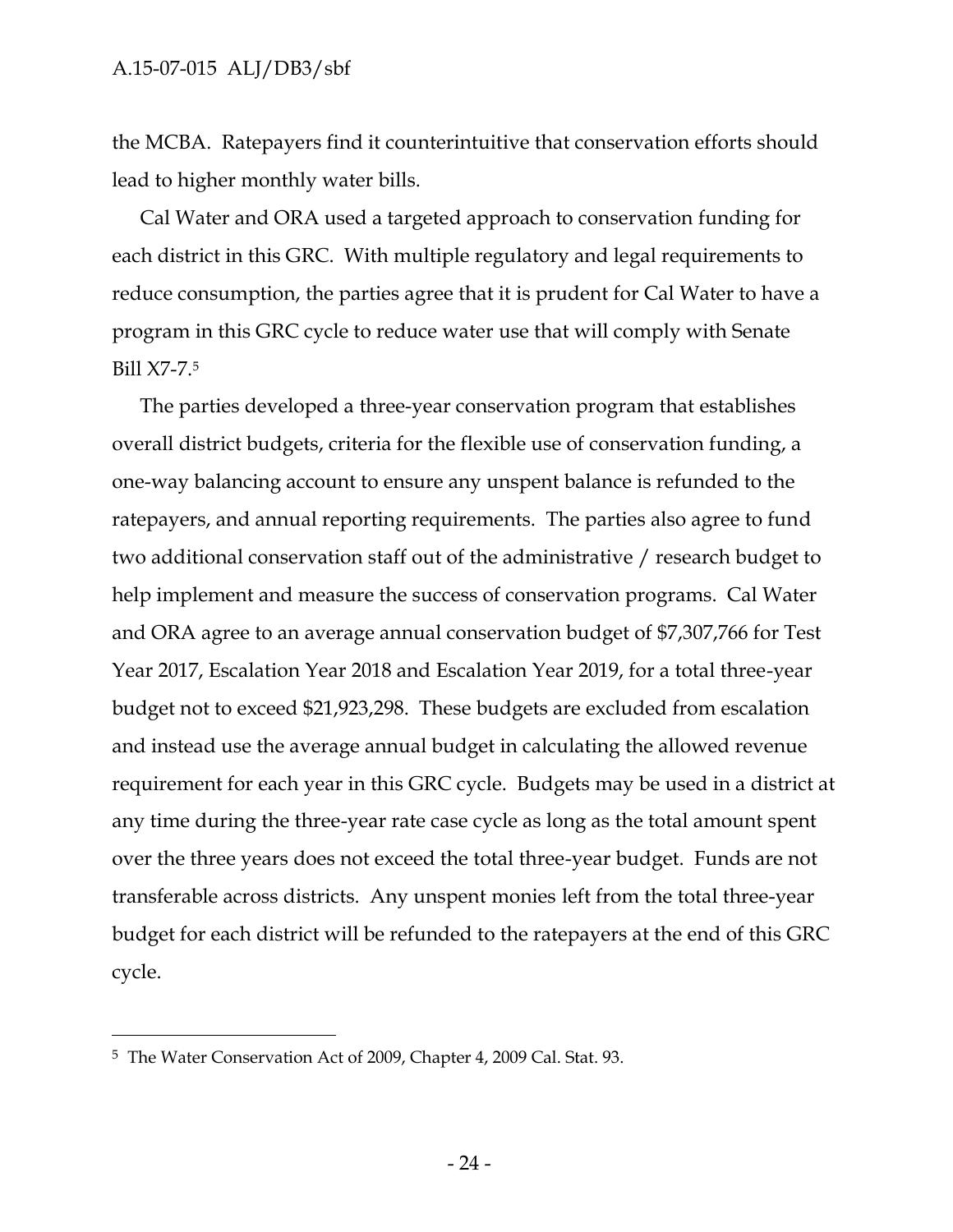the MCBA. Ratepayers find it counterintuitive that conservation efforts should lead to higher monthly water bills.

Cal Water and ORA used a targeted approach to conservation funding for each district in this GRC. With multiple regulatory and legal requirements to reduce consumption, the parties agree that it is prudent for Cal Water to have a program in this GRC cycle to reduce water use that will comply with Senate Bill X7-7.[5]

The parties developed a three-year conservation program that establishes overall district budgets, criteria for the flexible use of conservation funding, a one-way balancing account to ensure any unspent balance is refunded to the ratepayers, and annual reporting requirements. The parties also agree to fund two additional conservation staff out of the administrative / research budget to help implement and measure the success of conservation programs. Cal Water and ORA agree to an average annual conservation budget of $7,307,766 for Test Year 2017, Escalation Year 2018 and Escalation Year 2019, for a total three-year budget not to exceed $21,923,298. These budgets are excluded from escalation and instead use the average annual budget in calculating the allowed revenue requirement for each year in this GRC cycle. Budgets may be used in a district at any time during the three-year rate case cycle as long as the total amount spent over the three years does not exceed the total three-year budget. Funds are not transferable across districts. Any unspent monies left from the total three-year budget for each district will be refunded to the ratepayers at the end of this GRC cycle.

---

[5] The Water Conservation Act of 2009, Chapter 4, 2009 Cal. Stat. 93.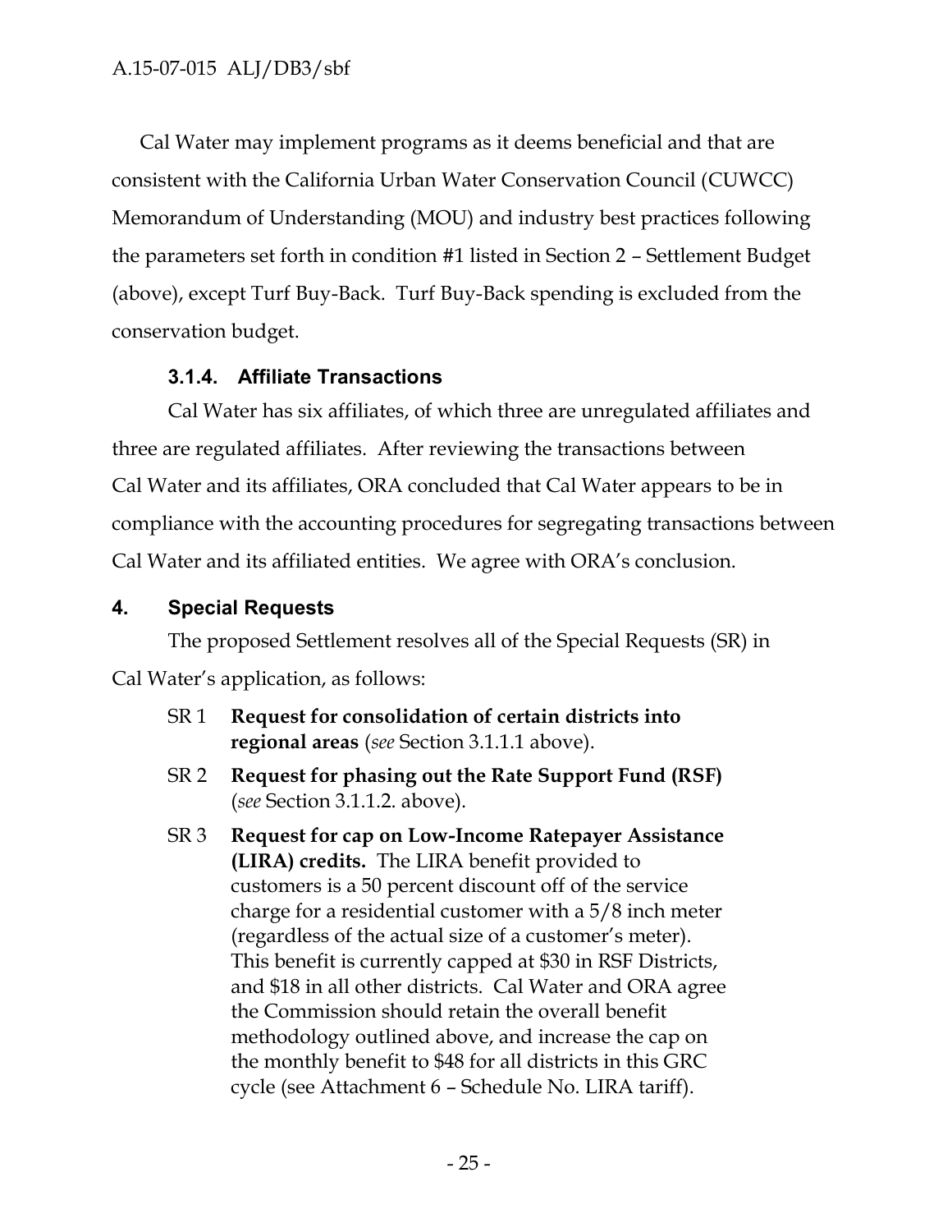Cal Water may implement programs as it deems beneficial and that are consistent with the California Urban Water Conservation Council (CUWCC) Memorandum of Understanding (MOU) and industry best practices following the parameters set forth in condition #1 listed in Section 2 – Settlement Budget (above), except Turf Buy-Back. Turf Buy-Back spending is excluded from the conservation budget.

### 3.1.4. Affiliate Transactions

Cal Water has six affiliates, of which three are unregulated affiliates and three are regulated affiliates. After reviewing the transactions between Cal Water and its affiliates, ORA concluded that Cal Water appears to be in compliance with the accounting procedures for segregating transactions between Cal Water and its affiliated entities. We agree with ORA's conclusion.

## 4. Special Requests

The proposed Settlement resolves all of the Special Requests (SR) in Cal Water's application, as follows:

- SR 1 **Request for consolidation of certain districts into regional areas** (*see* Section 3.1.1.1 above).
- SR 2 **Request for phasing out the Rate Support Fund (RSF)** (*see* Section 3.1.1.2. above).
- SR 3 **Request for cap on Low-Income Ratepayer Assistance (LIRA) credits.** The LIRA benefit provided to customers is a 50 percent discount off of the service charge for a residential customer with a 5/8 inch meter (regardless of the actual size of a customer's meter). This benefit is currently capped at $30 in RSF Districts, and $18 in all other districts. Cal Water and ORA agree the Commission should retain the overall benefit methodology outlined above, and increase the cap on the monthly benefit to $48 for all districts in this GRC cycle (see Attachment 6 – Schedule No. LIRA tariff).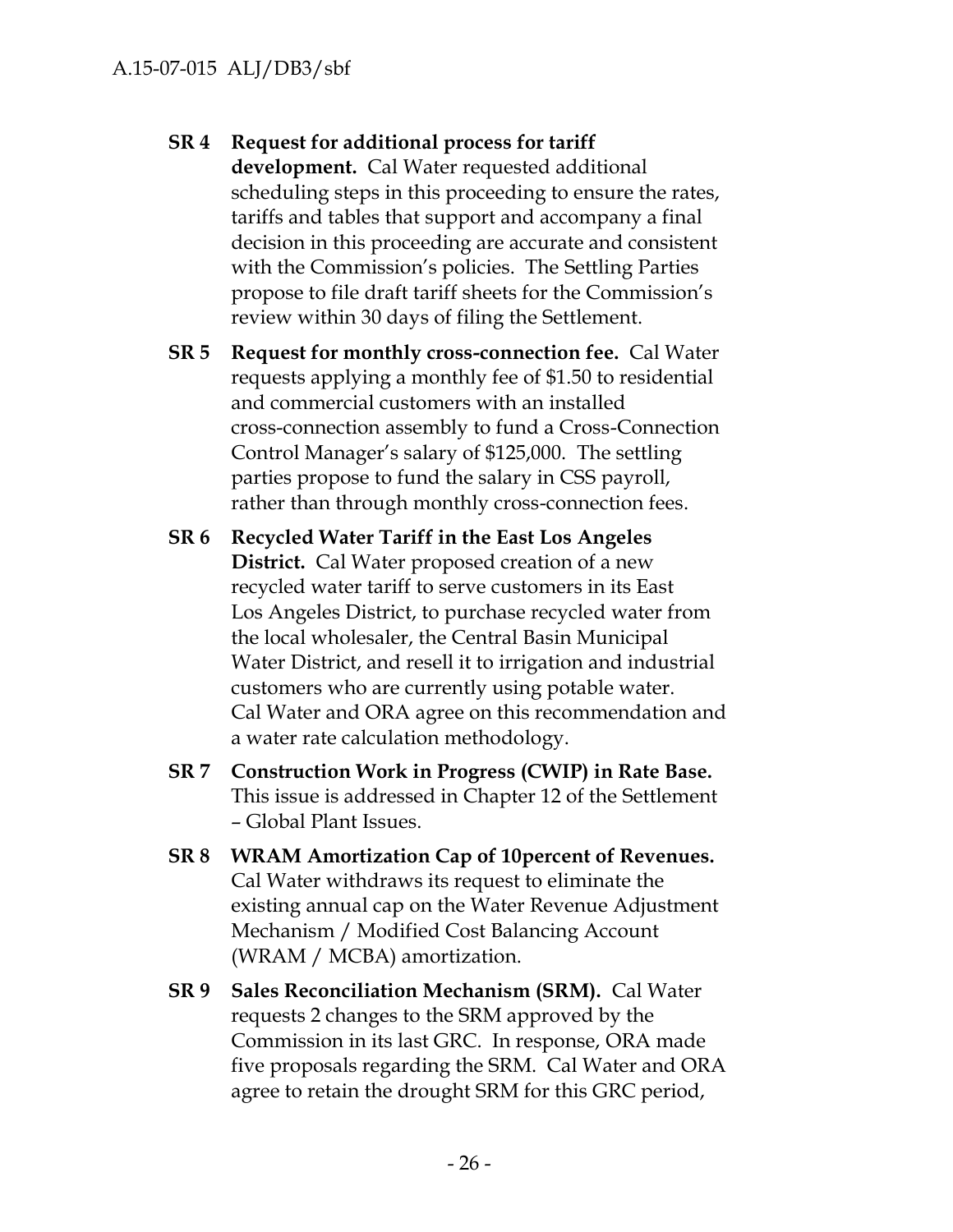- **SR 4 Request for additional process for tariff development.** Cal Water requested additional scheduling steps in this proceeding to ensure the rates, tariffs and tables that support and accompany a final decision in this proceeding are accurate and consistent with the Commission's policies. The Settling Parties propose to file draft tariff sheets for the Commission's review within 30 days of filing the Settlement.
- **SR 5 Request for monthly cross-connection fee.** Cal Water requests applying a monthly fee of $1.50 to residential and commercial customers with an installed cross-connection assembly to fund a Cross-Connection Control Manager's salary of $125,000. The settling parties propose to fund the salary in CSS payroll, rather than through monthly cross-connection fees.
- **SR 6 Recycled Water Tariff in the East Los Angeles District.** Cal Water proposed creation of a new recycled water tariff to serve customers in its East Los Angeles District, to purchase recycled water from the local wholesaler, the Central Basin Municipal Water District, and resell it to irrigation and industrial customers who are currently using potable water. Cal Water and ORA agree on this recommendation and a water rate calculation methodology.
- **SR 7 Construction Work in Progress (CWIP) in Rate Base.** This issue is addressed in Chapter 12 of the Settlement – Global Plant Issues.
- **SR 8 WRAM Amortization Cap of 10percent of Revenues.** Cal Water withdraws its request to eliminate the existing annual cap on the Water Revenue Adjustment Mechanism / Modified Cost Balancing Account (WRAM / MCBA) amortization.
- **SR 9 Sales Reconciliation Mechanism (SRM).** Cal Water requests 2 changes to the SRM approved by the Commission in its last GRC. In response, ORA made five proposals regarding the SRM. Cal Water and ORA agree to retain the drought SRM for this GRC period,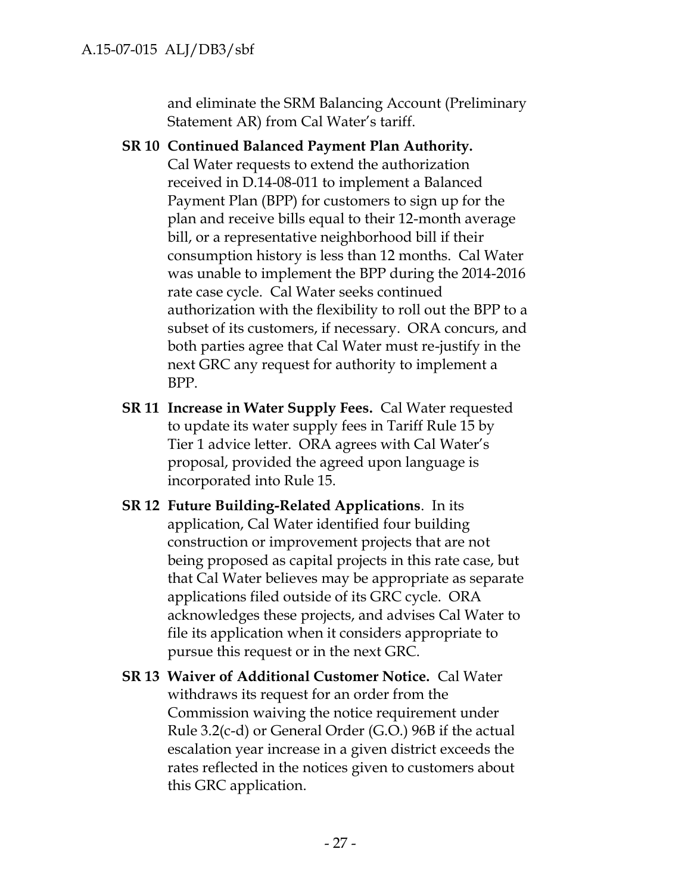and eliminate the SRM Balancing Account (Preliminary Statement AR) from Cal Water's tariff.

**SR 10 Continued Balanced Payment Plan Authority.** Cal Water requests to extend the authorization received in D.14-08-011 to implement a Balanced Payment Plan (BPP) for customers to sign up for the plan and receive bills equal to their 12-month average bill, or a representative neighborhood bill if their consumption history is less than 12 months. Cal Water was unable to implement the BPP during the 2014-2016 rate case cycle. Cal Water seeks continued authorization with the flexibility to roll out the BPP to a subset of its customers, if necessary. ORA concurs, and both parties agree that Cal Water must re-justify in the next GRC any request for authority to implement a BPP.

**SR 11 Increase in Water Supply Fees.** Cal Water requested to update its water supply fees in Tariff Rule 15 by Tier 1 advice letter. ORA agrees with Cal Water's proposal, provided the agreed upon language is incorporated into Rule 15.

**SR 12 Future Building-Related Applications**. In its application, Cal Water identified four building construction or improvement projects that are not being proposed as capital projects in this rate case, but that Cal Water believes may be appropriate as separate applications filed outside of its GRC cycle. ORA acknowledges these projects, and advises Cal Water to file its application when it considers appropriate to pursue this request or in the next GRC.

**SR 13 Waiver of Additional Customer Notice.** Cal Water withdraws its request for an order from the Commission waiving the notice requirement under Rule 3.2(c-d) or General Order (G.O.) 96B if the actual escalation year increase in a given district exceeds the rates reflected in the notices given to customers about this GRC application.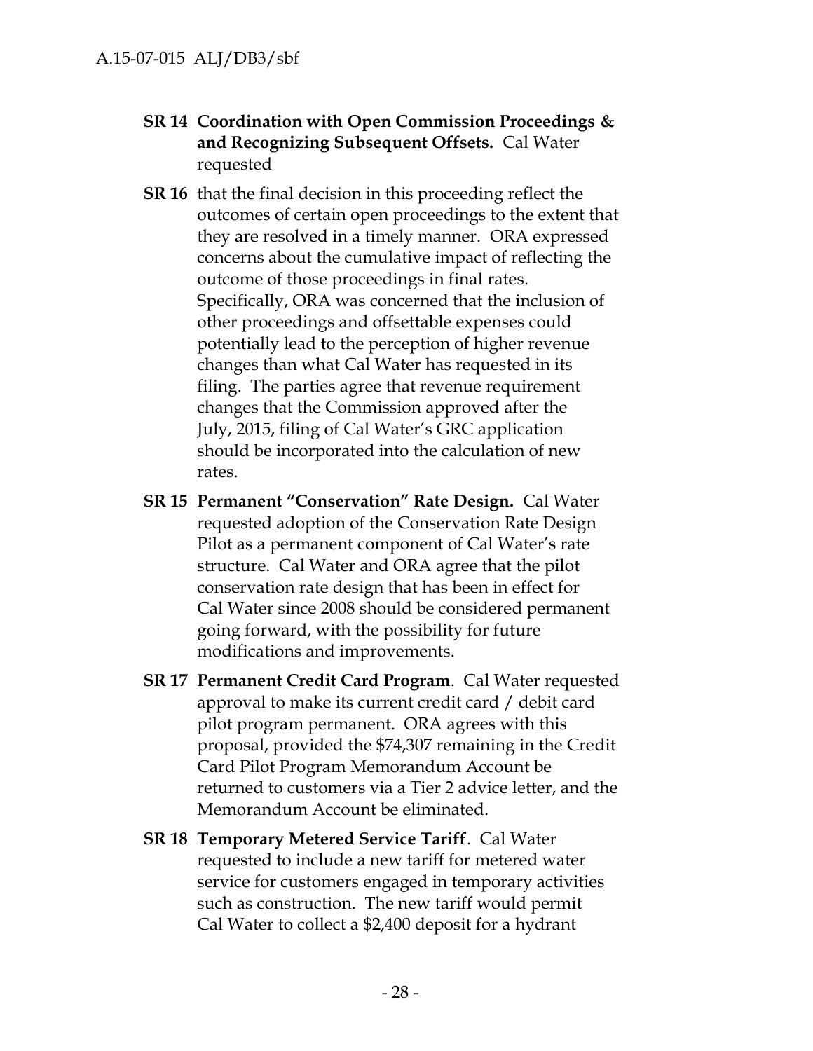**SR 14 Coordination with Open Commission Proceedings & and Recognizing Subsequent Offsets.** Cal Water requested

**SR 16** that the final decision in this proceeding reflect the outcomes of certain open proceedings to the extent that they are resolved in a timely manner. ORA expressed concerns about the cumulative impact of reflecting the outcome of those proceedings in final rates. Specifically, ORA was concerned that the inclusion of other proceedings and offsettable expenses could potentially lead to the perception of higher revenue changes than what Cal Water has requested in its filing. The parties agree that revenue requirement changes that the Commission approved after the July, 2015, filing of Cal Water's GRC application should be incorporated into the calculation of new rates.

**SR 15 Permanent "Conservation" Rate Design.** Cal Water requested adoption of the Conservation Rate Design Pilot as a permanent component of Cal Water's rate structure. Cal Water and ORA agree that the pilot conservation rate design that has been in effect for Cal Water since 2008 should be considered permanent going forward, with the possibility for future modifications and improvements.

**SR 17 Permanent Credit Card Program**. Cal Water requested approval to make its current credit card / debit card pilot program permanent. ORA agrees with this proposal, provided the $74,307 remaining in the Credit Card Pilot Program Memorandum Account be returned to customers via a Tier 2 advice letter, and the Memorandum Account be eliminated.

**SR 18 Temporary Metered Service Tariff**. Cal Water requested to include a new tariff for metered water service for customers engaged in temporary activities such as construction. The new tariff would permit Cal Water to collect a $2,400 deposit for a hydrant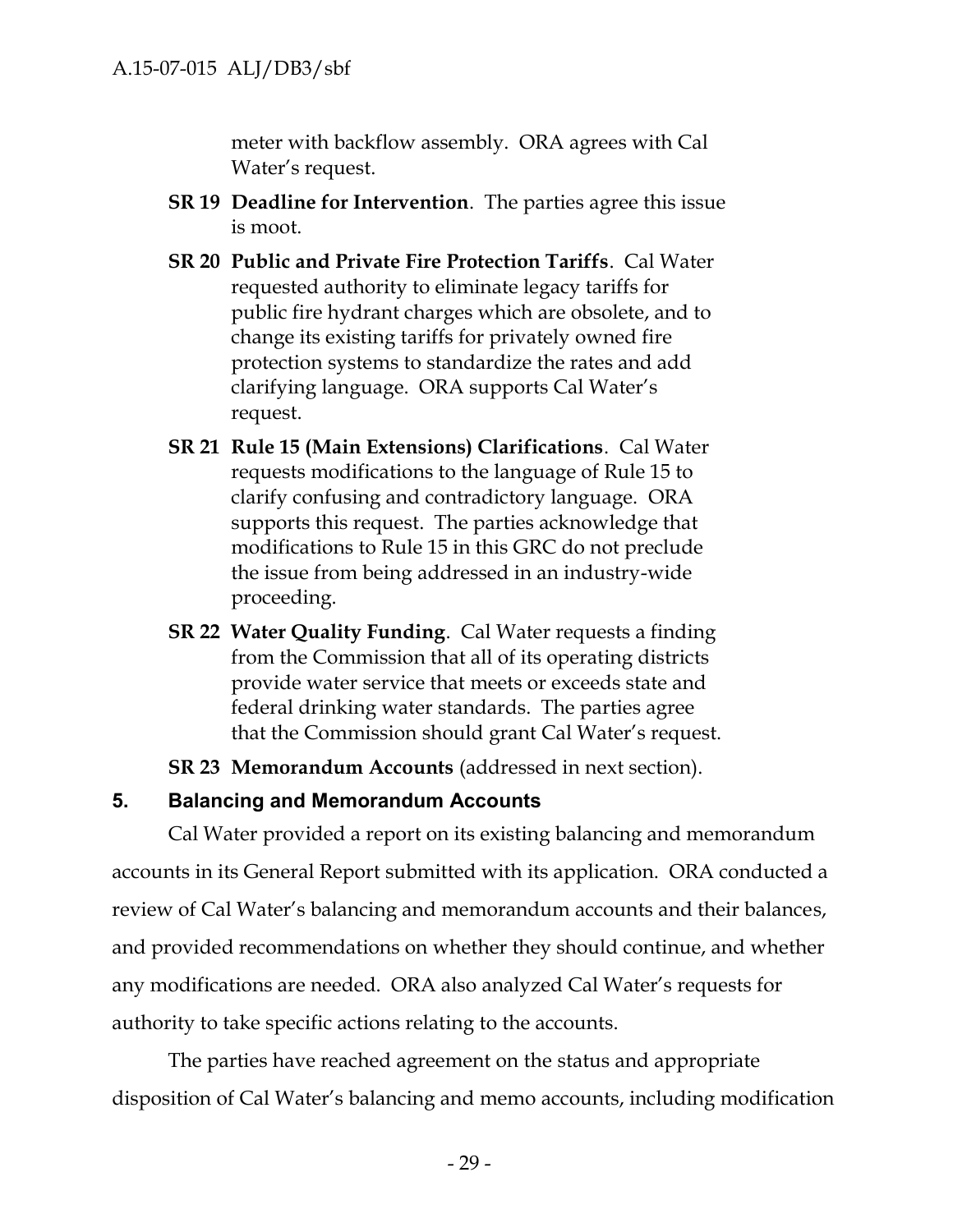meter with backflow assembly. ORA agrees with Cal Water's request.

**SR 19 Deadline for Intervention**. The parties agree this issue is moot.

**SR 20 Public and Private Fire Protection Tariffs**. Cal Water requested authority to eliminate legacy tariffs for public fire hydrant charges which are obsolete, and to change its existing tariffs for privately owned fire protection systems to standardize the rates and add clarifying language. ORA supports Cal Water's request.

**SR 21 Rule 15 (Main Extensions) Clarifications**. Cal Water requests modifications to the language of Rule 15 to clarify confusing and contradictory language. ORA supports this request. The parties acknowledge that modifications to Rule 15 in this GRC do not preclude the issue from being addressed in an industry-wide proceeding.

**SR 22 Water Quality Funding**. Cal Water requests a finding from the Commission that all of its operating districts provide water service that meets or exceeds state and federal drinking water standards. The parties agree that the Commission should grant Cal Water's request.

**SR 23 Memorandum Accounts** (addressed in next section).

## 5. Balancing and Memorandum Accounts

Cal Water provided a report on its existing balancing and memorandum accounts in its General Report submitted with its application. ORA conducted a review of Cal Water's balancing and memorandum accounts and their balances, and provided recommendations on whether they should continue, and whether any modifications are needed. ORA also analyzed Cal Water's requests for authority to take specific actions relating to the accounts.

The parties have reached agreement on the status and appropriate disposition of Cal Water's balancing and memo accounts, including modification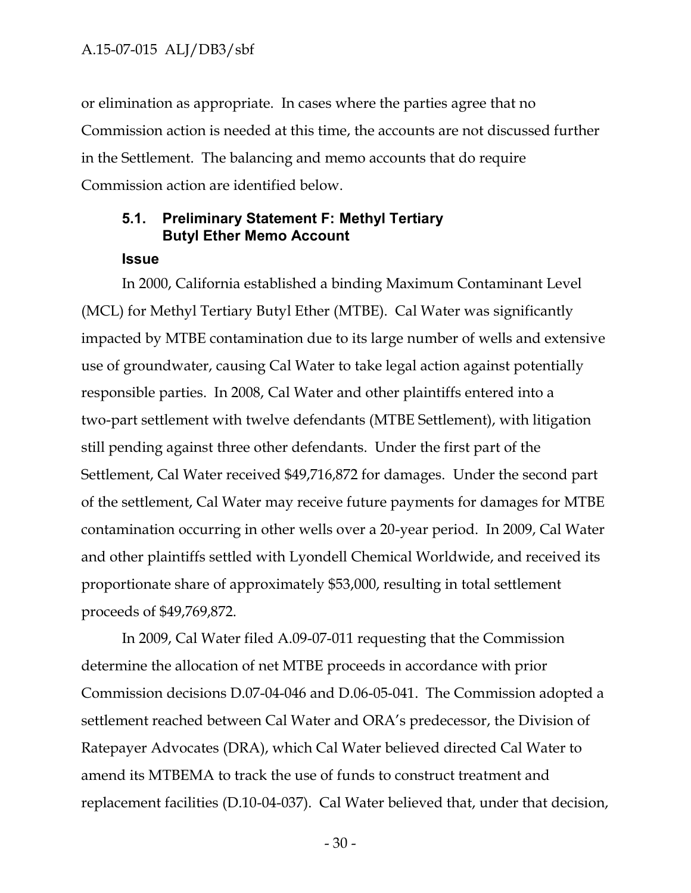or elimination as appropriate. In cases where the parties agree that no Commission action is needed at this time, the accounts are not discussed further in the Settlement. The balancing and memo accounts that do require Commission action are identified below.

### 5.1. Preliminary Statement F: Methyl Tertiary Butyl Ether Memo Account

#### Issue

In 2000, California established a binding Maximum Contaminant Level (MCL) for Methyl Tertiary Butyl Ether (MTBE). Cal Water was significantly impacted by MTBE contamination due to its large number of wells and extensive use of groundwater, causing Cal Water to take legal action against potentially responsible parties. In 2008, Cal Water and other plaintiffs entered into a two-part settlement with twelve defendants (MTBE Settlement), with litigation still pending against three other defendants. Under the first part of the Settlement, Cal Water received $49,716,872 for damages. Under the second part of the settlement, Cal Water may receive future payments for damages for MTBE contamination occurring in other wells over a 20-year period. In 2009, Cal Water and other plaintiffs settled with Lyondell Chemical Worldwide, and received its proportionate share of approximately $53,000, resulting in total settlement proceeds of $49,769,872.

In 2009, Cal Water filed A.09-07-011 requesting that the Commission determine the allocation of net MTBE proceeds in accordance with prior Commission decisions D.07-04-046 and D.06-05-041. The Commission adopted a settlement reached between Cal Water and ORA's predecessor, the Division of Ratepayer Advocates (DRA), which Cal Water believed directed Cal Water to amend its MTBEMA to track the use of funds to construct treatment and replacement facilities (D.10-04-037). Cal Water believed that, under that decision,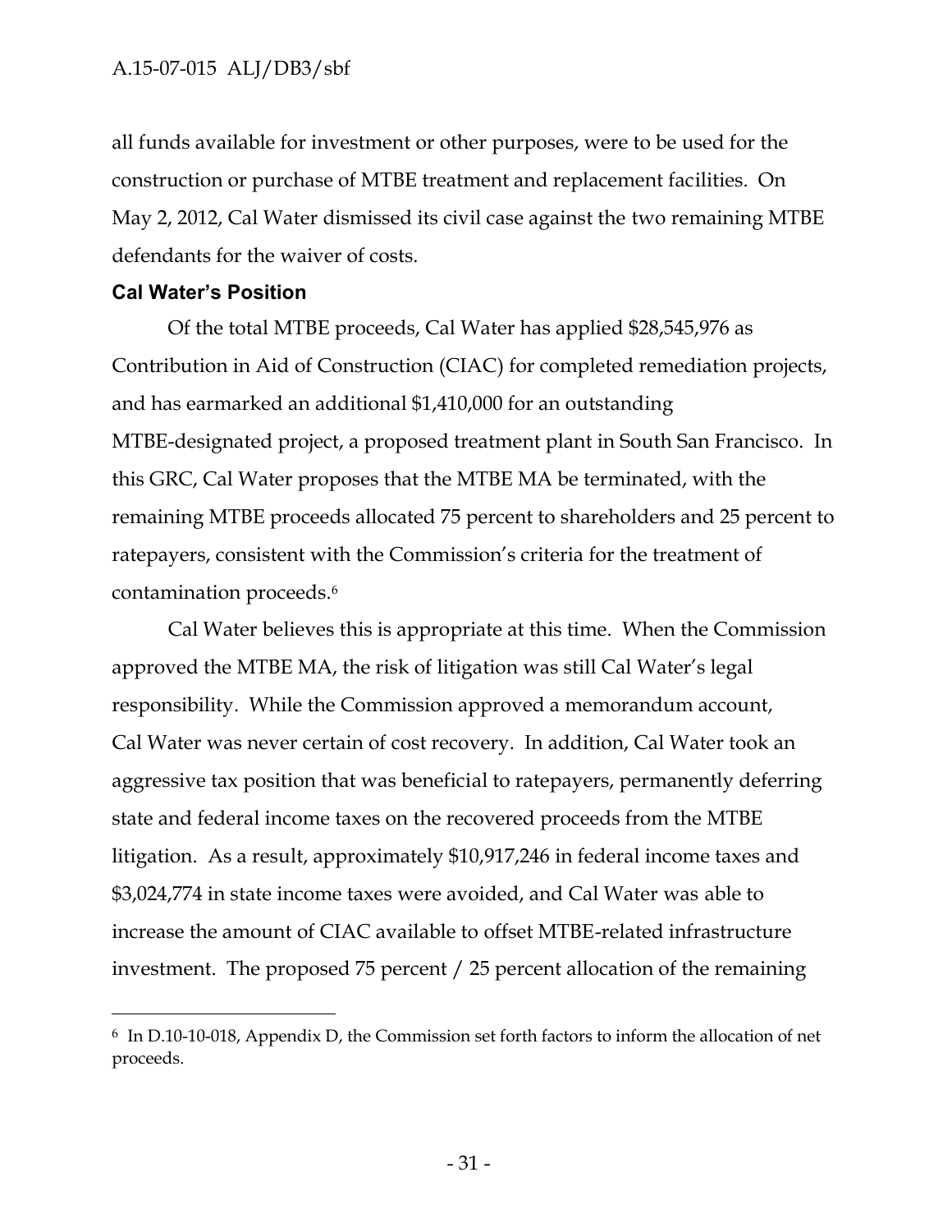all funds available for investment or other purposes, were to be used for the construction or purchase of MTBE treatment and replacement facilities. On May 2, 2012, Cal Water dismissed its civil case against the two remaining MTBE defendants for the waiver of costs.

**Cal Water's Position**

Of the total MTBE proceeds, Cal Water has applied $28,545,976 as Contribution in Aid of Construction (CIAC) for completed remediation projects, and has earmarked an additional $1,410,000 for an outstanding MTBE-designated project, a proposed treatment plant in South San Francisco. In this GRC, Cal Water proposes that the MTBE MA be terminated, with the remaining MTBE proceeds allocated 75 percent to shareholders and 25 percent to ratepayers, consistent with the Commission's criteria for the treatment of contamination proceeds.[6]

Cal Water believes this is appropriate at this time. When the Commission approved the MTBE MA, the risk of litigation was still Cal Water's legal responsibility. While the Commission approved a memorandum account, Cal Water was never certain of cost recovery. In addition, Cal Water took an aggressive tax position that was beneficial to ratepayers, permanently deferring state and federal income taxes on the recovered proceeds from the MTBE litigation. As a result, approximately $10,917,246 in federal income taxes and $3,024,774 in state income taxes were avoided, and Cal Water was able to increase the amount of CIAC available to offset MTBE-related infrastructure investment. The proposed 75 percent / 25 percent allocation of the remaining

---

[6] In D.10-10-018, Appendix D, the Commission set forth factors to inform the allocation of net proceeds.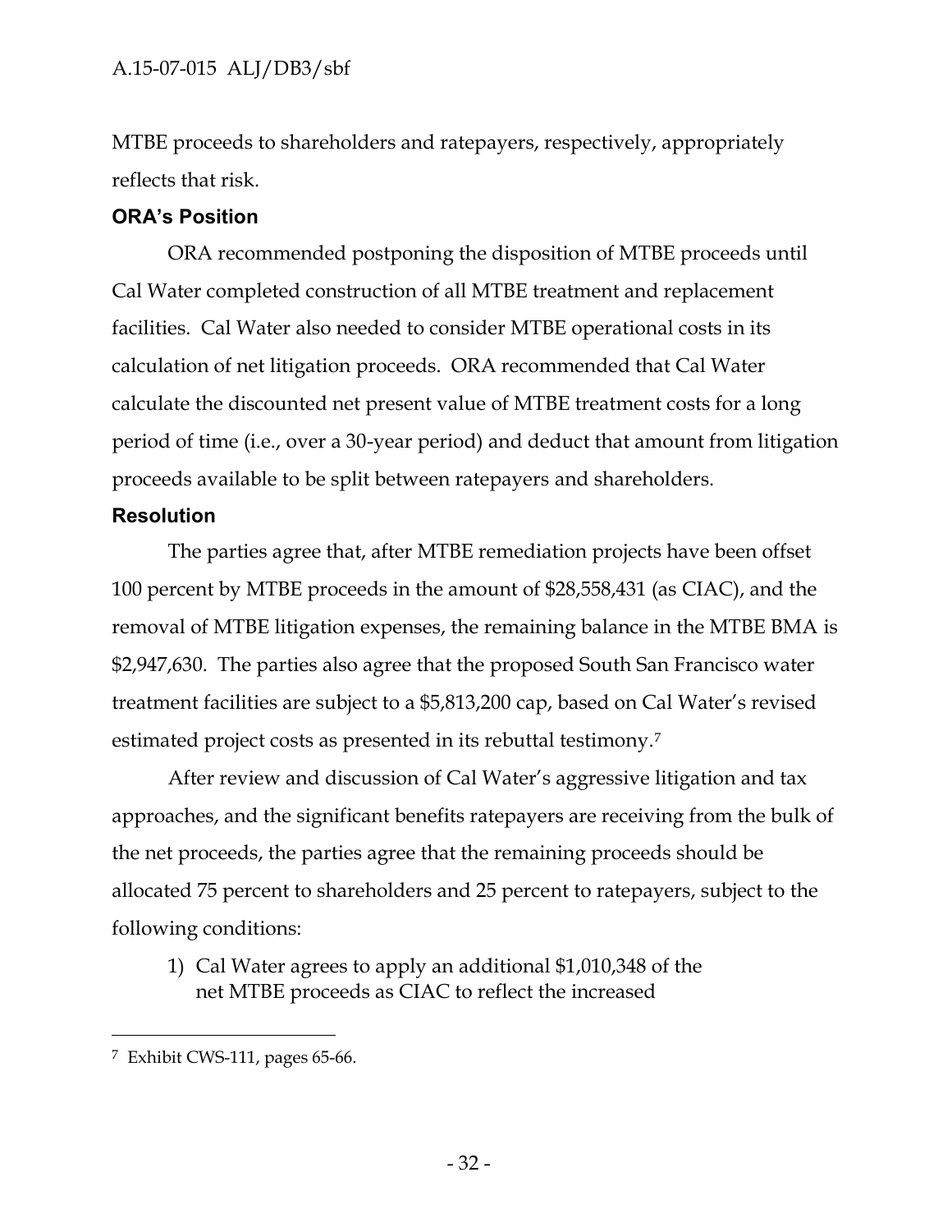MTBE proceeds to shareholders and ratepayers, respectively, appropriately reflects that risk.

### ORA's Position

ORA recommended postponing the disposition of MTBE proceeds until Cal Water completed construction of all MTBE treatment and replacement facilities. Cal Water also needed to consider MTBE operational costs in its calculation of net litigation proceeds. ORA recommended that Cal Water calculate the discounted net present value of MTBE treatment costs for a long period of time (i.e., over a 30-year period) and deduct that amount from litigation proceeds available to be split between ratepayers and shareholders.

### Resolution

The parties agree that, after MTBE remediation projects have been offset 100 percent by MTBE proceeds in the amount of $28,558,431 (as CIAC), and the removal of MTBE litigation expenses, the remaining balance in the MTBE BMA is $2,947,630. The parties also agree that the proposed South San Francisco water treatment facilities are subject to a $5,813,200 cap, based on Cal Water's revised estimated project costs as presented in its rebuttal testimony.[7]

After review and discussion of Cal Water's aggressive litigation and tax approaches, and the significant benefits ratepayers are receiving from the bulk of the net proceeds, the parties agree that the remaining proceeds should be allocated 75 percent to shareholders and 25 percent to ratepayers, subject to the following conditions:

1) Cal Water agrees to apply an additional $1,010,348 of the net MTBE proceeds as CIAC to reflect the increased

---

[7] Exhibit CWS-111, pages 65-66.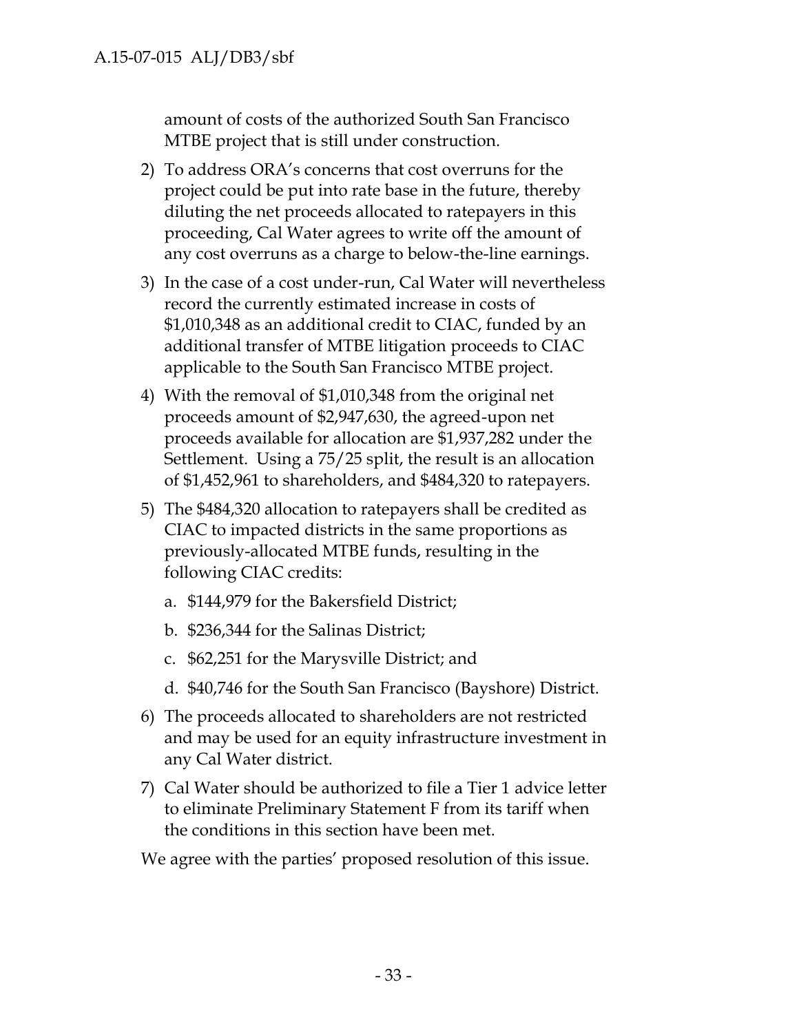amount of costs of the authorized South San Francisco MTBE project that is still under construction.

2) To address ORA's concerns that cost overruns for the project could be put into rate base in the future, thereby diluting the net proceeds allocated to ratepayers in this proceeding, Cal Water agrees to write off the amount of any cost overruns as a charge to below-the-line earnings.

3) In the case of a cost under-run, Cal Water will nevertheless record the currently estimated increase in costs of $1,010,348 as an additional credit to CIAC, funded by an additional transfer of MTBE litigation proceeds to CIAC applicable to the South San Francisco MTBE project.

4) With the removal of $1,010,348 from the original net proceeds amount of $2,947,630, the agreed-upon net proceeds available for allocation are $1,937,282 under the Settlement. Using a 75/25 split, the result is an allocation of $1,452,961 to shareholders, and $484,320 to ratepayers.

5) The $484,320 allocation to ratepayers shall be credited as CIAC to impacted districts in the same proportions as previously-allocated MTBE funds, resulting in the following CIAC credits:

   a. $144,979 for the Bakersfield District;

   b. $236,344 for the Salinas District;

   c. $62,251 for the Marysville District; and

   d. $40,746 for the South San Francisco (Bayshore) District.

6) The proceeds allocated to shareholders are not restricted and may be used for an equity infrastructure investment in any Cal Water district.

7) Cal Water should be authorized to file a Tier 1 advice letter to eliminate Preliminary Statement F from its tariff when the conditions in this section have been met.

We agree with the parties' proposed resolution of this issue.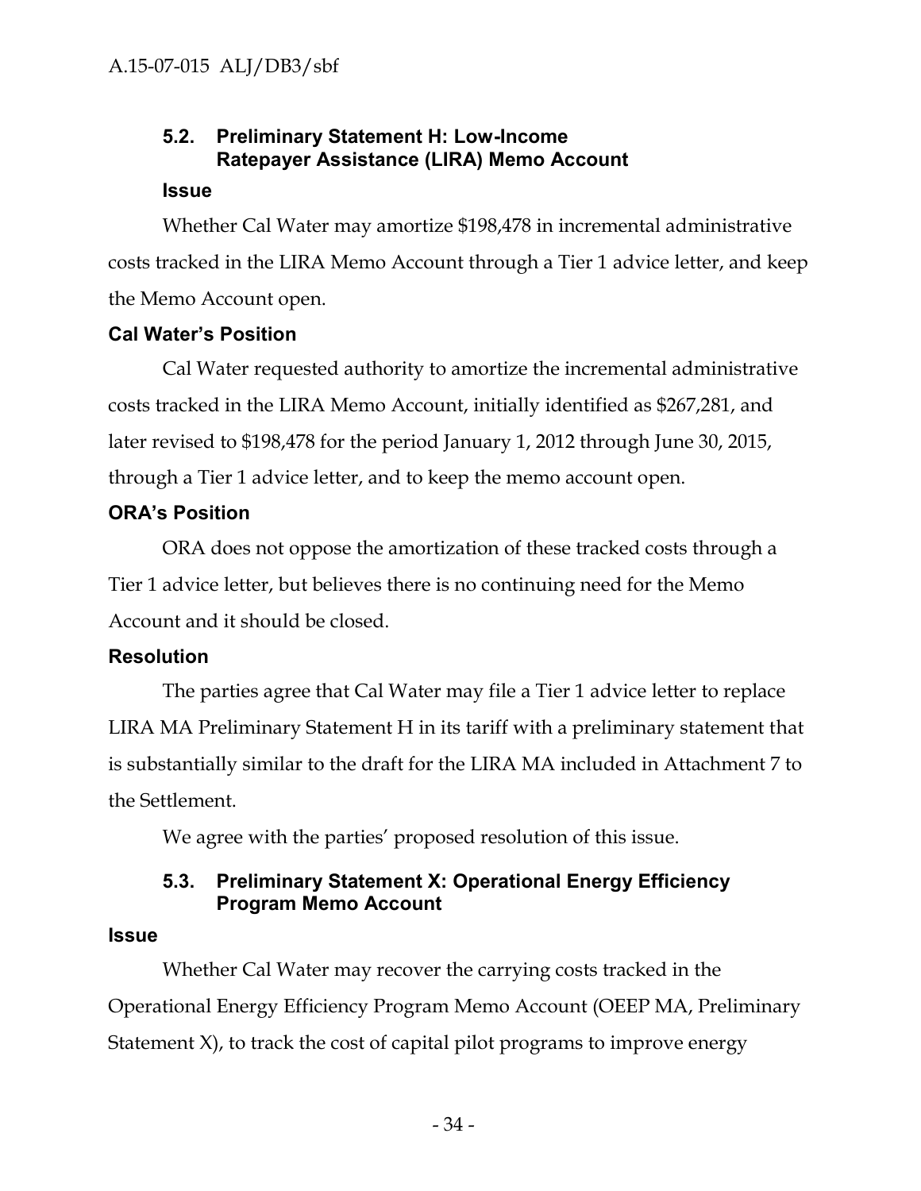### 5.2. Preliminary Statement H: Low-Income Ratepayer Assistance (LIRA) Memo Account

**Issue**

Whether Cal Water may amortize $198,478 in incremental administrative costs tracked in the LIRA Memo Account through a Tier 1 advice letter, and keep the Memo Account open.

**Cal Water's Position**

Cal Water requested authority to amortize the incremental administrative costs tracked in the LIRA Memo Account, initially identified as $267,281, and later revised to $198,478 for the period January 1, 2012 through June 30, 2015, through a Tier 1 advice letter, and to keep the memo account open.

**ORA's Position**

ORA does not oppose the amortization of these tracked costs through a Tier 1 advice letter, but believes there is no continuing need for the Memo Account and it should be closed.

**Resolution**

The parties agree that Cal Water may file a Tier 1 advice letter to replace LIRA MA Preliminary Statement H in its tariff with a preliminary statement that is substantially similar to the draft for the LIRA MA included in Attachment 7 to the Settlement.

We agree with the parties' proposed resolution of this issue.

### 5.3. Preliminary Statement X: Operational Energy Efficiency Program Memo Account

**Issue**

Whether Cal Water may recover the carrying costs tracked in the Operational Energy Efficiency Program Memo Account (OEEP MA, Preliminary Statement X), to track the cost of capital pilot programs to improve energy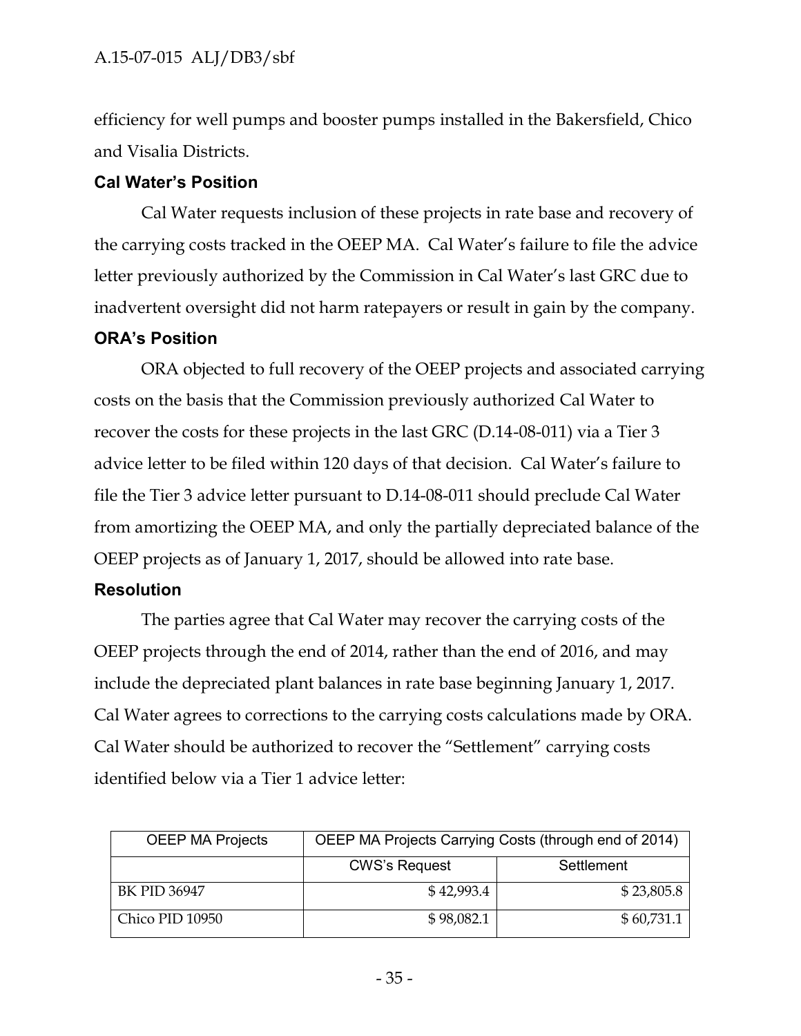efficiency for well pumps and booster pumps installed in the Bakersfield, Chico and Visalia Districts.

### Cal Water's Position

Cal Water requests inclusion of these projects in rate base and recovery of the carrying costs tracked in the OEEP MA. Cal Water's failure to file the advice letter previously authorized by the Commission in Cal Water's last GRC due to inadvertent oversight did not harm ratepayers or result in gain by the company.

### ORA's Position

ORA objected to full recovery of the OEEP projects and associated carrying costs on the basis that the Commission previously authorized Cal Water to recover the costs for these projects in the last GRC (D.14-08-011) via a Tier 3 advice letter to be filed within 120 days of that decision. Cal Water's failure to file the Tier 3 advice letter pursuant to D.14-08-011 should preclude Cal Water from amortizing the OEEP MA, and only the partially depreciated balance of the OEEP projects as of January 1, 2017, should be allowed into rate base.

### Resolution

The parties agree that Cal Water may recover the carrying costs of the OEEP projects through the end of 2014, rather than the end of 2016, and may include the depreciated plant balances in rate base beginning January 1, 2017. Cal Water agrees to corrections to the carrying costs calculations made by ORA. Cal Water should be authorized to recover the "Settlement" carrying costs identified below via a Tier 1 advice letter:

| OEEP MA Projects | OEEP MA Projects Carrying Costs (through end of 2014) | |
|---|---|---|
| | CWS's Request | Settlement |
| BK PID 36947 | $ 42,993.4 | $ 23,805.8 |
| Chico PID 10950 | $ 98,082.1 | $ 60,731.1 |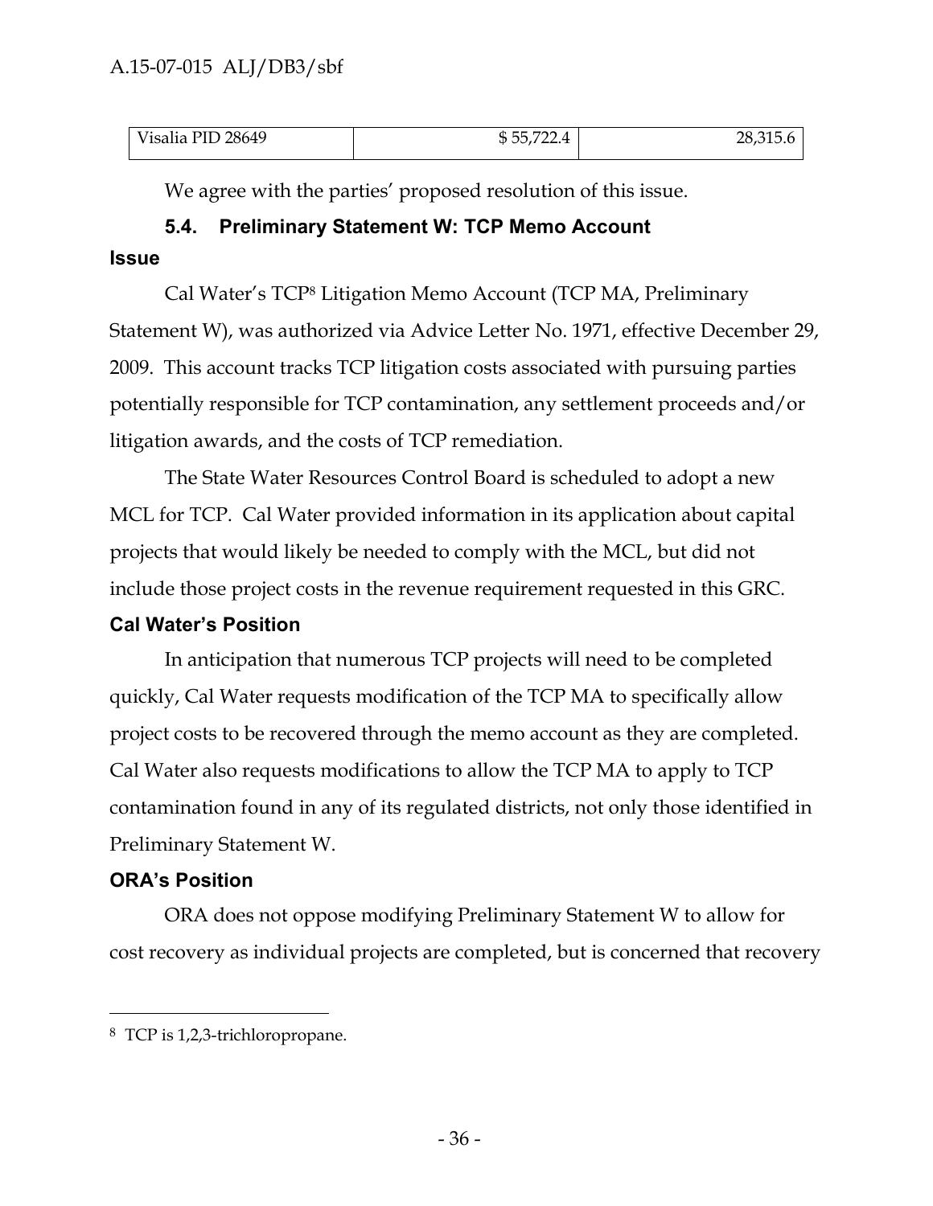| Visalia PID 28649 | $ 55,722.4 | 28,315.6 |
|---|---|---|

We agree with the parties' proposed resolution of this issue.

### 5.4. Preliminary Statement W: TCP Memo Account

**Issue**

Cal Water's TCP[8] Litigation Memo Account (TCP MA, Preliminary Statement W), was authorized via Advice Letter No. 1971, effective December 29, 2009. This account tracks TCP litigation costs associated with pursuing parties potentially responsible for TCP contamination, any settlement proceeds and/or litigation awards, and the costs of TCP remediation.

The State Water Resources Control Board is scheduled to adopt a new MCL for TCP. Cal Water provided information in its application about capital projects that would likely be needed to comply with the MCL, but did not include those project costs in the revenue requirement requested in this GRC.

**Cal Water's Position**

In anticipation that numerous TCP projects will need to be completed quickly, Cal Water requests modification of the TCP MA to specifically allow project costs to be recovered through the memo account as they are completed. Cal Water also requests modifications to allow the TCP MA to apply to TCP contamination found in any of its regulated districts, not only those identified in Preliminary Statement W.

**ORA's Position**

ORA does not oppose modifying Preliminary Statement W to allow for cost recovery as individual projects are completed, but is concerned that recovery

[8] TCP is 1,2,3-trichloropropane.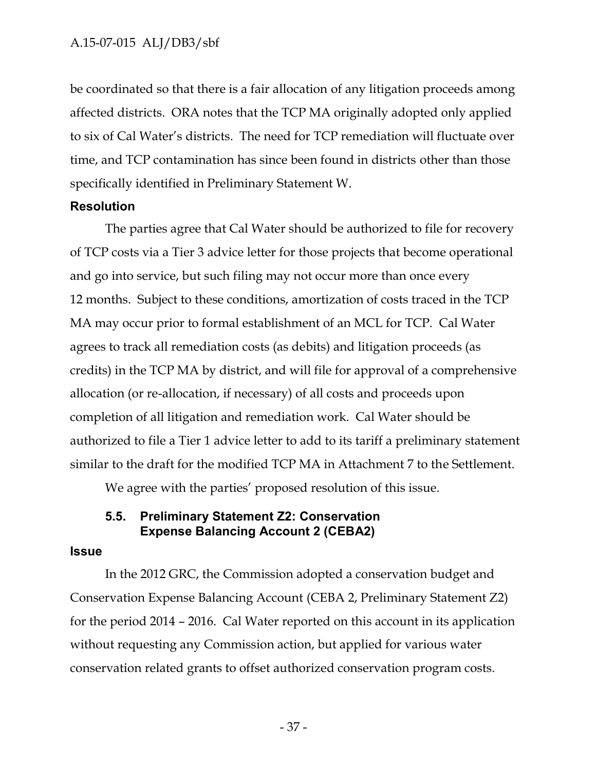be coordinated so that there is a fair allocation of any litigation proceeds among affected districts. ORA notes that the TCP MA originally adopted only applied to six of Cal Water's districts. The need for TCP remediation will fluctuate over time, and TCP contamination has since been found in districts other than those specifically identified in Preliminary Statement W.

**Resolution**

The parties agree that Cal Water should be authorized to file for recovery of TCP costs via a Tier 3 advice letter for those projects that become operational and go into service, but such filing may not occur more than once every 12 months. Subject to these conditions, amortization of costs traced in the TCP MA may occur prior to formal establishment of an MCL for TCP. Cal Water agrees to track all remediation costs (as debits) and litigation proceeds (as credits) in the TCP MA by district, and will file for approval of a comprehensive allocation (or re-allocation, if necessary) of all costs and proceeds upon completion of all litigation and remediation work. Cal Water should be authorized to file a Tier 1 advice letter to add to its tariff a preliminary statement similar to the draft for the modified TCP MA in Attachment 7 to the Settlement.

We agree with the parties' proposed resolution of this issue.

### 5.5. Preliminary Statement Z2: Conservation Expense Balancing Account 2 (CEBA2)

**Issue**

In the 2012 GRC, the Commission adopted a conservation budget and Conservation Expense Balancing Account (CEBA 2, Preliminary Statement Z2) for the period 2014 – 2016. Cal Water reported on this account in its application without requesting any Commission action, but applied for various water conservation related grants to offset authorized conservation program costs.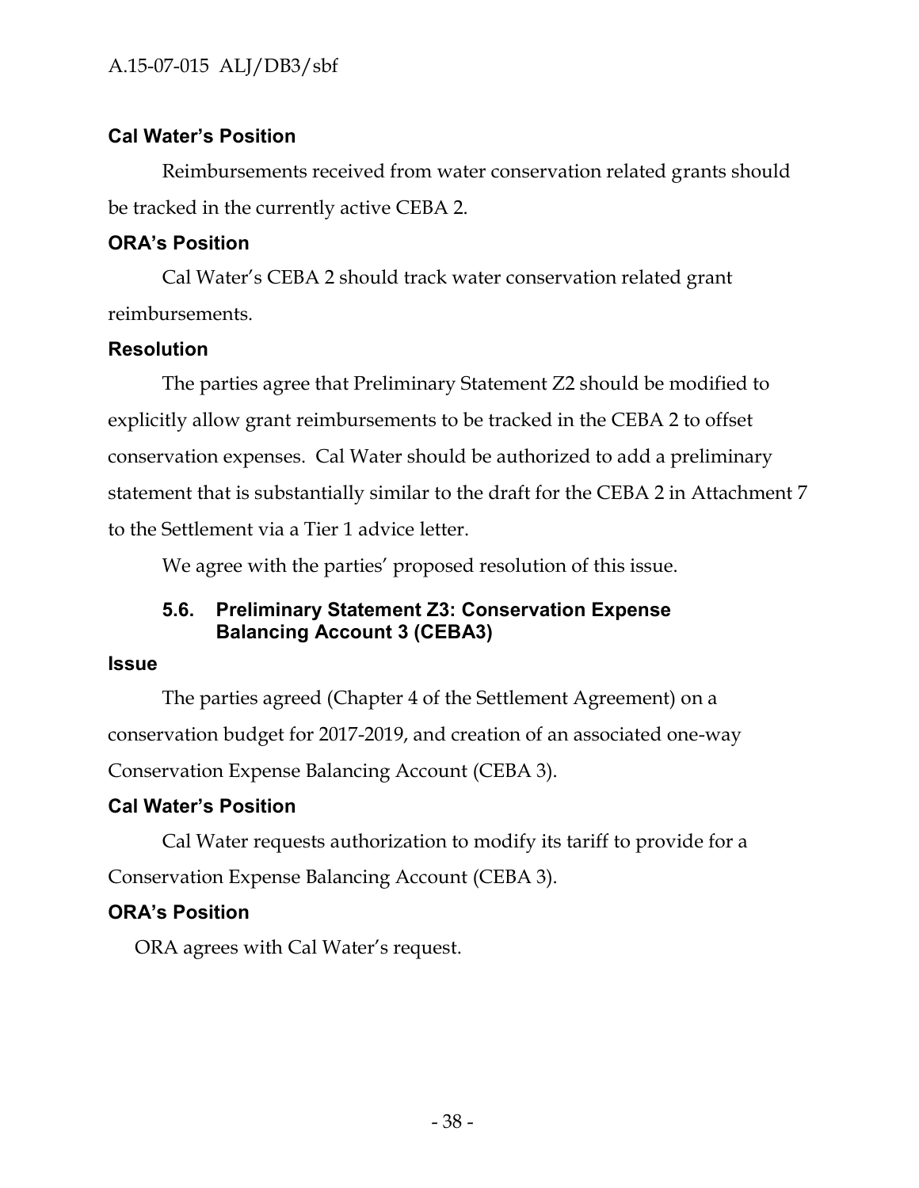#### Cal Water's Position

Reimbursements received from water conservation related grants should be tracked in the currently active CEBA 2.

#### ORA's Position

Cal Water's CEBA 2 should track water conservation related grant reimbursements.

#### Resolution

The parties agree that Preliminary Statement Z2 should be modified to explicitly allow grant reimbursements to be tracked in the CEBA 2 to offset conservation expenses. Cal Water should be authorized to add a preliminary statement that is substantially similar to the draft for the CEBA 2 in Attachment 7 to the Settlement via a Tier 1 advice letter.

We agree with the parties' proposed resolution of this issue.

### 5.6. Preliminary Statement Z3: Conservation Expense Balancing Account 3 (CEBA3)

#### Issue

The parties agreed (Chapter 4 of the Settlement Agreement) on a conservation budget for 2017-2019, and creation of an associated one-way Conservation Expense Balancing Account (CEBA 3).

#### Cal Water's Position

Cal Water requests authorization to modify its tariff to provide for a Conservation Expense Balancing Account (CEBA 3).

#### ORA's Position

ORA agrees with Cal Water's request.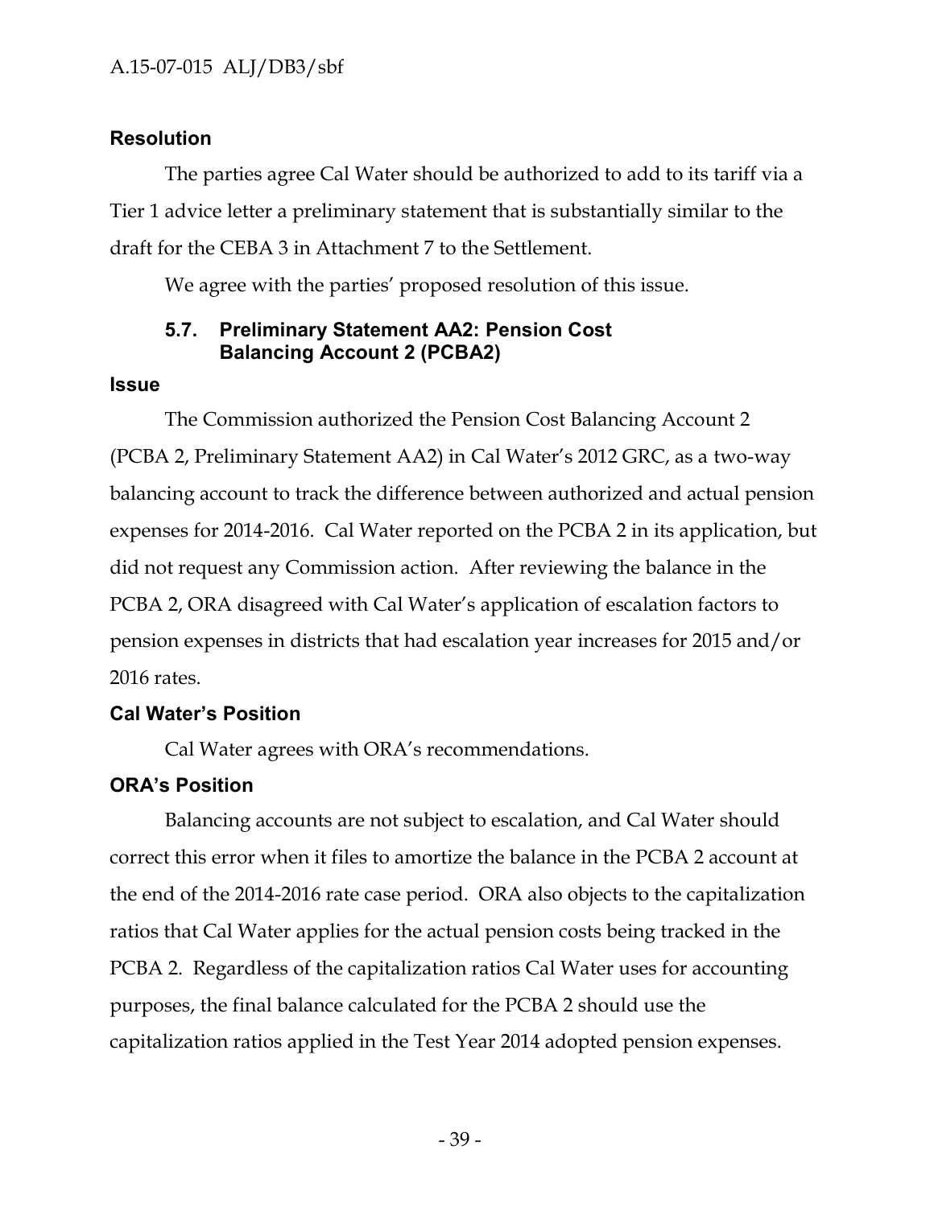**Resolution**

The parties agree Cal Water should be authorized to add to its tariff via a Tier 1 advice letter a preliminary statement that is substantially similar to the draft for the CEBA 3 in Attachment 7 to the Settlement.

We agree with the parties' proposed resolution of this issue.

### 5.7. Preliminary Statement AA2: Pension Cost Balancing Account 2 (PCBA2)

**Issue**

The Commission authorized the Pension Cost Balancing Account 2 (PCBA 2, Preliminary Statement AA2) in Cal Water's 2012 GRC, as a two-way balancing account to track the difference between authorized and actual pension expenses for 2014-2016. Cal Water reported on the PCBA 2 in its application, but did not request any Commission action. After reviewing the balance in the PCBA 2, ORA disagreed with Cal Water's application of escalation factors to pension expenses in districts that had escalation year increases for 2015 and/or 2016 rates.

**Cal Water's Position**

Cal Water agrees with ORA's recommendations.

**ORA's Position**

Balancing accounts are not subject to escalation, and Cal Water should correct this error when it files to amortize the balance in the PCBA 2 account at the end of the 2014-2016 rate case period. ORA also objects to the capitalization ratios that Cal Water applies for the actual pension costs being tracked in the PCBA 2. Regardless of the capitalization ratios Cal Water uses for accounting purposes, the final balance calculated for the PCBA 2 should use the capitalization ratios applied in the Test Year 2014 adopted pension expenses.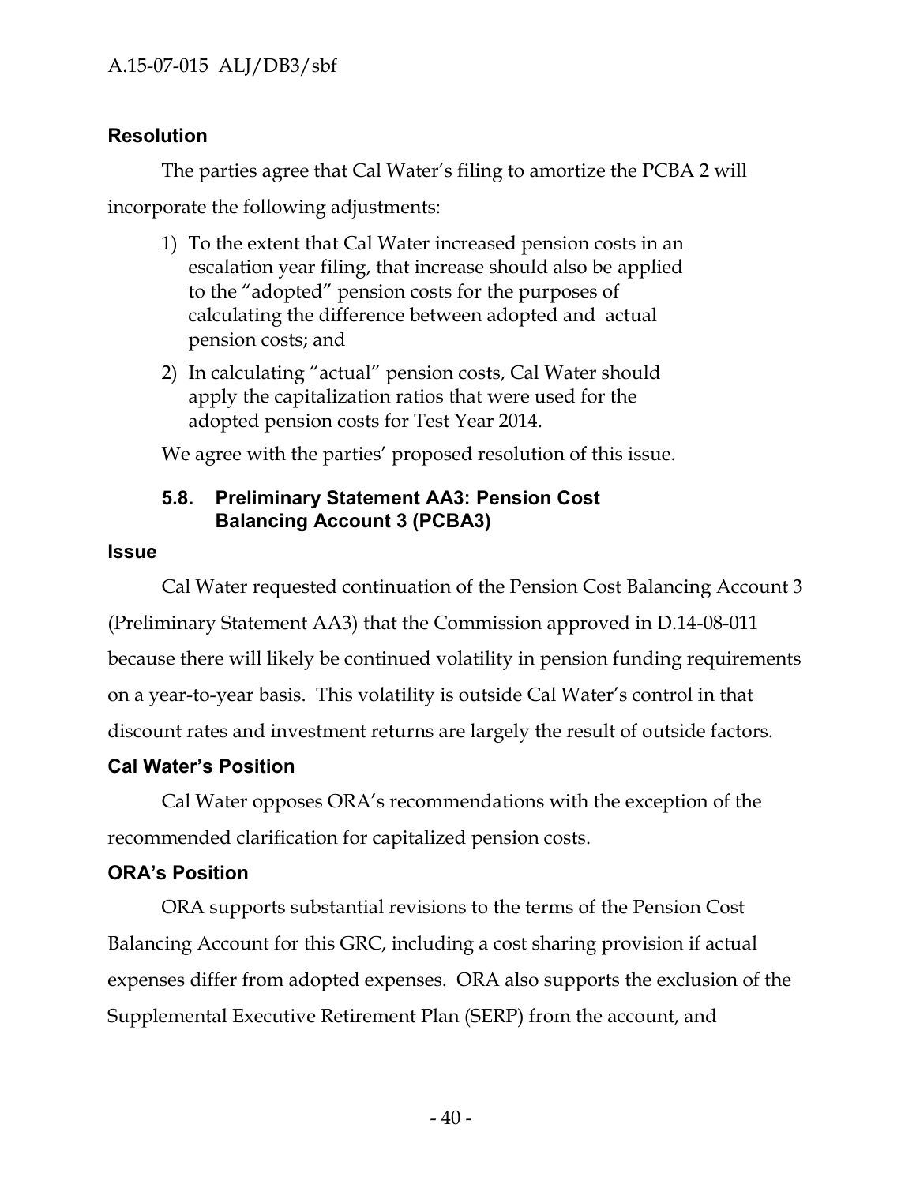**Resolution**

The parties agree that Cal Water's filing to amortize the PCBA 2 will incorporate the following adjustments:

1) To the extent that Cal Water increased pension costs in an escalation year filing, that increase should also be applied to the "adopted" pension costs for the purposes of calculating the difference between adopted and actual pension costs; and

2) In calculating "actual" pension costs, Cal Water should apply the capitalization ratios that were used for the adopted pension costs for Test Year 2014.

We agree with the parties' proposed resolution of this issue.

### 5.8. Preliminary Statement AA3: Pension Cost Balancing Account 3 (PCBA3)

**Issue**

Cal Water requested continuation of the Pension Cost Balancing Account 3 (Preliminary Statement AA3) that the Commission approved in D.14-08-011 because there will likely be continued volatility in pension funding requirements on a year-to-year basis. This volatility is outside Cal Water's control in that discount rates and investment returns are largely the result of outside factors.

**Cal Water's Position**

Cal Water opposes ORA's recommendations with the exception of the recommended clarification for capitalized pension costs.

**ORA's Position**

ORA supports substantial revisions to the terms of the Pension Cost Balancing Account for this GRC, including a cost sharing provision if actual expenses differ from adopted expenses. ORA also supports the exclusion of the Supplemental Executive Retirement Plan (SERP) from the account, and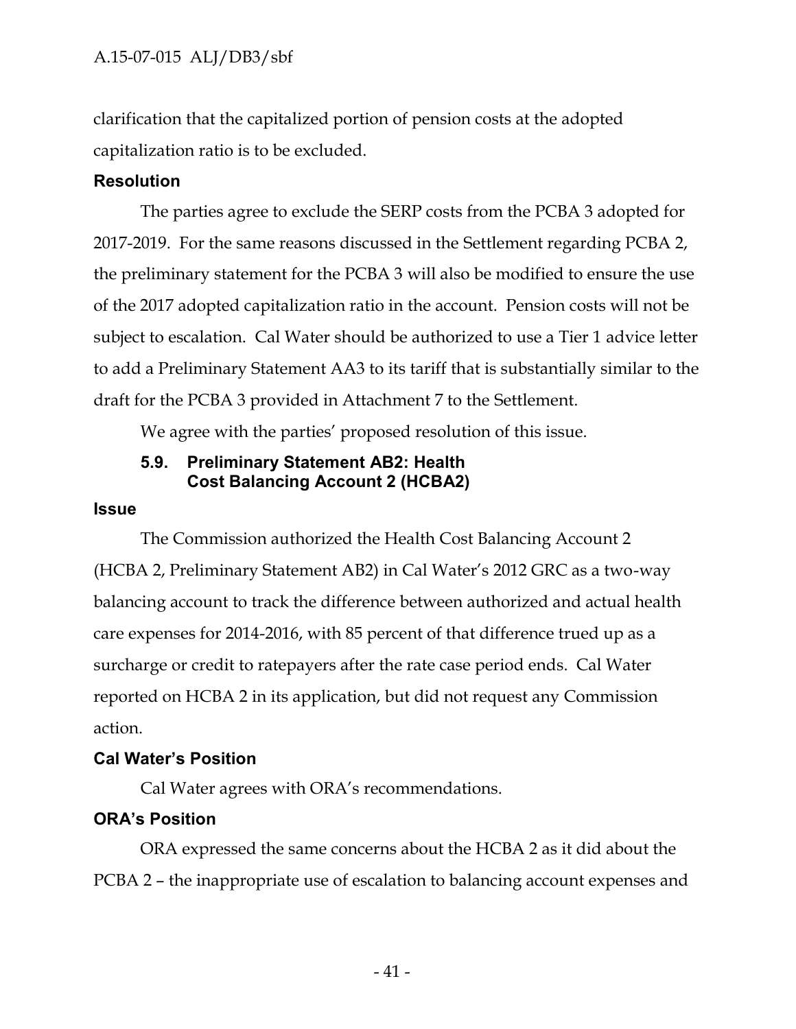clarification that the capitalized portion of pension costs at the adopted capitalization ratio is to be excluded.

**Resolution**

The parties agree to exclude the SERP costs from the PCBA 3 adopted for 2017-2019. For the same reasons discussed in the Settlement regarding PCBA 2, the preliminary statement for the PCBA 3 will also be modified to ensure the use of the 2017 adopted capitalization ratio in the account. Pension costs will not be subject to escalation. Cal Water should be authorized to use a Tier 1 advice letter to add a Preliminary Statement AA3 to its tariff that is substantially similar to the draft for the PCBA 3 provided in Attachment 7 to the Settlement.

We agree with the parties' proposed resolution of this issue.

### 5.9. Preliminary Statement AB2: Health Cost Balancing Account 2 (HCBA2)

**Issue**

The Commission authorized the Health Cost Balancing Account 2 (HCBA 2, Preliminary Statement AB2) in Cal Water's 2012 GRC as a two-way balancing account to track the difference between authorized and actual health care expenses for 2014-2016, with 85 percent of that difference trued up as a surcharge or credit to ratepayers after the rate case period ends. Cal Water reported on HCBA 2 in its application, but did not request any Commission action.

**Cal Water's Position**

Cal Water agrees with ORA's recommendations.

**ORA's Position**

ORA expressed the same concerns about the HCBA 2 as it did about the PCBA 2 – the inappropriate use of escalation to balancing account expenses and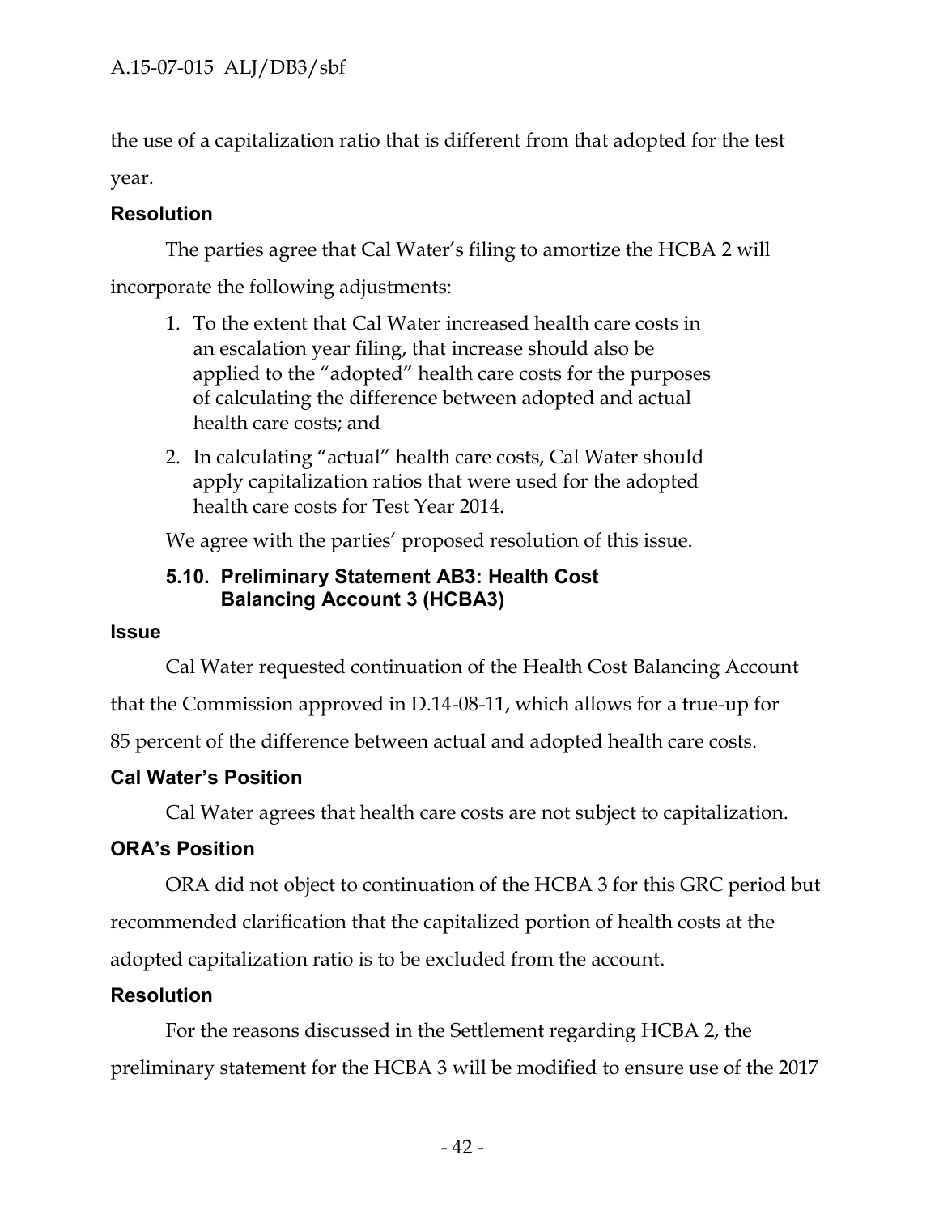the use of a capitalization ratio that is different from that adopted for the test year.

**Resolution**

The parties agree that Cal Water's filing to amortize the HCBA 2 will incorporate the following adjustments:

1. To the extent that Cal Water increased health care costs in an escalation year filing, that increase should also be applied to the "adopted" health care costs for the purposes of calculating the difference between adopted and actual health care costs; and
2. In calculating "actual" health care costs, Cal Water should apply capitalization ratios that were used for the adopted health care costs for Test Year 2014.

We agree with the parties' proposed resolution of this issue.

### 5.10. Preliminary Statement AB3: Health Cost Balancing Account 3 (HCBA3)

**Issue**

Cal Water requested continuation of the Health Cost Balancing Account that the Commission approved in D.14-08-11, which allows for a true-up for 85 percent of the difference between actual and adopted health care costs.

**Cal Water's Position**

Cal Water agrees that health care costs are not subject to capitalization.

**ORA's Position**

ORA did not object to continuation of the HCBA 3 for this GRC period but recommended clarification that the capitalized portion of health costs at the adopted capitalization ratio is to be excluded from the account.

**Resolution**

For the reasons discussed in the Settlement regarding HCBA 2, the preliminary statement for the HCBA 3 will be modified to ensure use of the 2017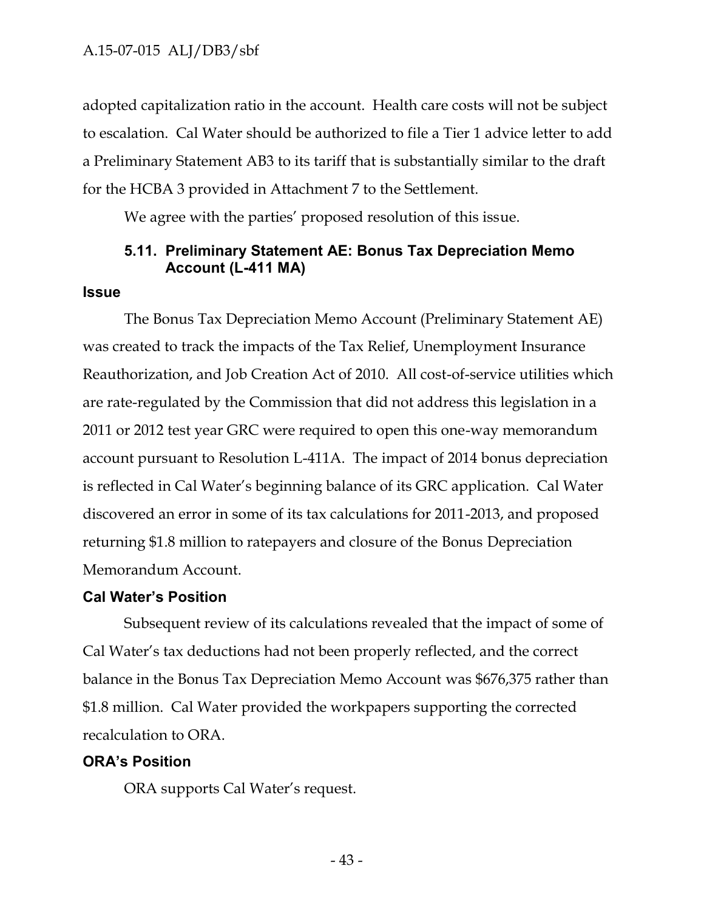adopted capitalization ratio in the account. Health care costs will not be subject to escalation. Cal Water should be authorized to file a Tier 1 advice letter to add a Preliminary Statement AB3 to its tariff that is substantially similar to the draft for the HCBA 3 provided in Attachment 7 to the Settlement.

We agree with the parties' proposed resolution of this issue.

### 5.11. Preliminary Statement AE: Bonus Tax Depreciation Memo Account (L-411 MA)

#### Issue

The Bonus Tax Depreciation Memo Account (Preliminary Statement AE) was created to track the impacts of the Tax Relief, Unemployment Insurance Reauthorization, and Job Creation Act of 2010. All cost-of-service utilities which are rate-regulated by the Commission that did not address this legislation in a 2011 or 2012 test year GRC were required to open this one-way memorandum account pursuant to Resolution L-411A. The impact of 2014 bonus depreciation is reflected in Cal Water's beginning balance of its GRC application. Cal Water discovered an error in some of its tax calculations for 2011-2013, and proposed returning $1.8 million to ratepayers and closure of the Bonus Depreciation Memorandum Account.

#### Cal Water's Position

Subsequent review of its calculations revealed that the impact of some of Cal Water's tax deductions had not been properly reflected, and the correct balance in the Bonus Tax Depreciation Memo Account was $676,375 rather than $1.8 million. Cal Water provided the workpapers supporting the corrected recalculation to ORA.

#### ORA's Position

ORA supports Cal Water's request.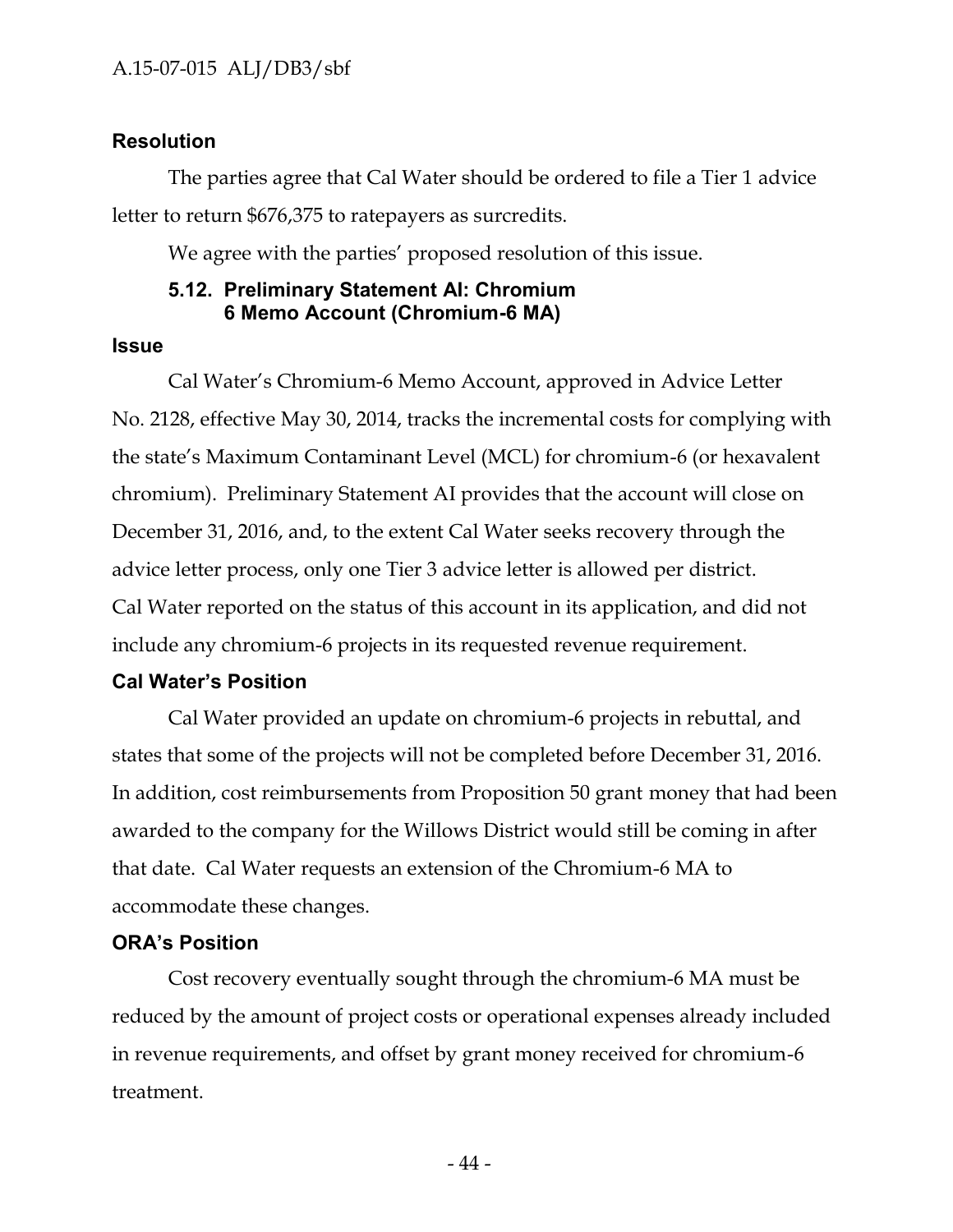**Resolution**

The parties agree that Cal Water should be ordered to file a Tier 1 advice letter to return $676,375 to ratepayers as surcredits.

We agree with the parties' proposed resolution of this issue.

### 5.12. Preliminary Statement AI: Chromium 6 Memo Account (Chromium-6 MA)

**Issue**

Cal Water's Chromium-6 Memo Account, approved in Advice Letter No. 2128, effective May 30, 2014, tracks the incremental costs for complying with the state's Maximum Contaminant Level (MCL) for chromium-6 (or hexavalent chromium). Preliminary Statement AI provides that the account will close on December 31, 2016, and, to the extent Cal Water seeks recovery through the advice letter process, only one Tier 3 advice letter is allowed per district. Cal Water reported on the status of this account in its application, and did not include any chromium-6 projects in its requested revenue requirement.

**Cal Water's Position**

Cal Water provided an update on chromium-6 projects in rebuttal, and states that some of the projects will not be completed before December 31, 2016. In addition, cost reimbursements from Proposition 50 grant money that had been awarded to the company for the Willows District would still be coming in after that date. Cal Water requests an extension of the Chromium-6 MA to accommodate these changes.

**ORA's Position**

Cost recovery eventually sought through the chromium-6 MA must be reduced by the amount of project costs or operational expenses already included in revenue requirements, and offset by grant money received for chromium-6 treatment.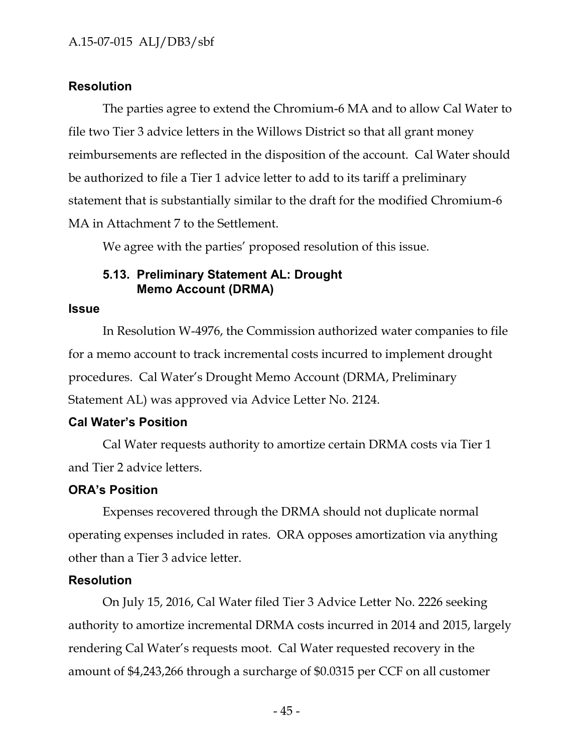**Resolution**

The parties agree to extend the Chromium-6 MA and to allow Cal Water to file two Tier 3 advice letters in the Willows District so that all grant money reimbursements are reflected in the disposition of the account. Cal Water should be authorized to file a Tier 1 advice letter to add to its tariff a preliminary statement that is substantially similar to the draft for the modified Chromium-6 MA in Attachment 7 to the Settlement.

We agree with the parties' proposed resolution of this issue.

### 5.13. Preliminary Statement AL: Drought Memo Account (DRMA)

**Issue**

In Resolution W-4976, the Commission authorized water companies to file for a memo account to track incremental costs incurred to implement drought procedures. Cal Water's Drought Memo Account (DRMA, Preliminary Statement AL) was approved via Advice Letter No. 2124.

**Cal Water's Position**

Cal Water requests authority to amortize certain DRMA costs via Tier 1 and Tier 2 advice letters.

**ORA's Position**

Expenses recovered through the DRMA should not duplicate normal operating expenses included in rates. ORA opposes amortization via anything other than a Tier 3 advice letter.

**Resolution**

On July 15, 2016, Cal Water filed Tier 3 Advice Letter No. 2226 seeking authority to amortize incremental DRMA costs incurred in 2014 and 2015, largely rendering Cal Water's requests moot. Cal Water requested recovery in the amount of $4,243,266 through a surcharge of $0.0315 per CCF on all customer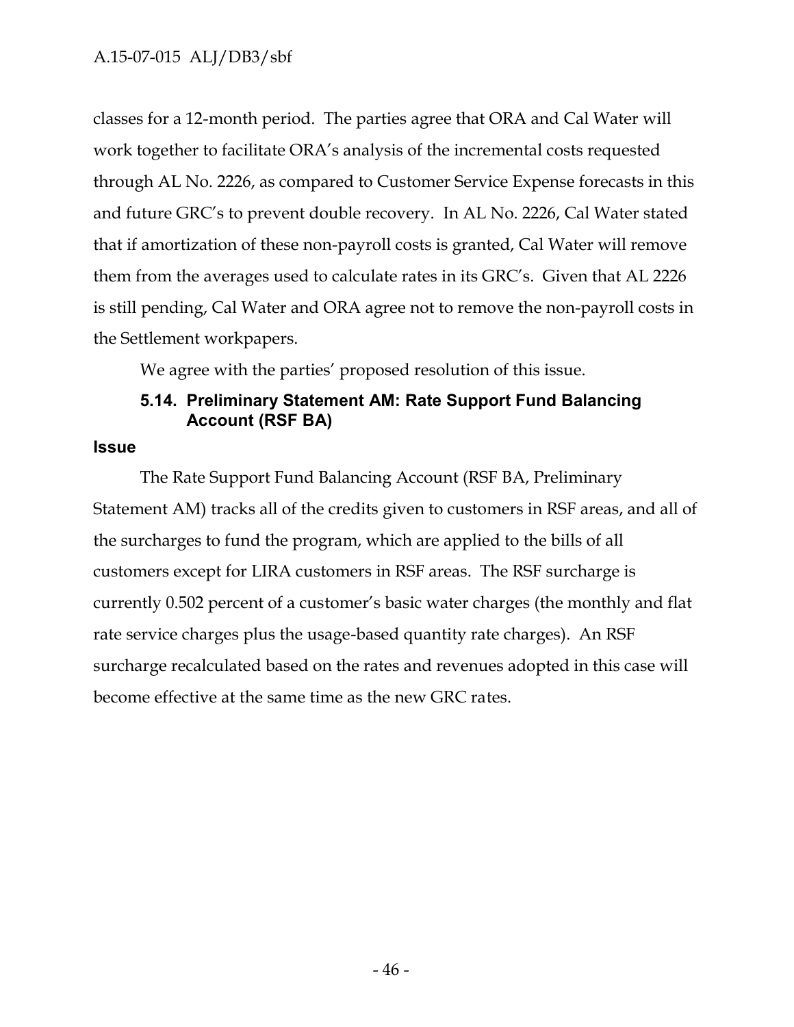classes for a 12-month period. The parties agree that ORA and Cal Water will work together to facilitate ORA's analysis of the incremental costs requested through AL No. 2226, as compared to Customer Service Expense forecasts in this and future GRC's to prevent double recovery. In AL No. 2226, Cal Water stated that if amortization of these non-payroll costs is granted, Cal Water will remove them from the averages used to calculate rates in its GRC's. Given that AL 2226 is still pending, Cal Water and ORA agree not to remove the non-payroll costs in the Settlement workpapers.

We agree with the parties' proposed resolution of this issue.

### 5.14. Preliminary Statement AM: Rate Support Fund Balancing Account (RSF BA)

**Issue**

The Rate Support Fund Balancing Account (RSF BA, Preliminary Statement AM) tracks all of the credits given to customers in RSF areas, and all of the surcharges to fund the program, which are applied to the bills of all customers except for LIRA customers in RSF areas. The RSF surcharge is currently 0.502 percent of a customer's basic water charges (the monthly and flat rate service charges plus the usage-based quantity rate charges). An RSF surcharge recalculated based on the rates and revenues adopted in this case will become effective at the same time as the new GRC rates.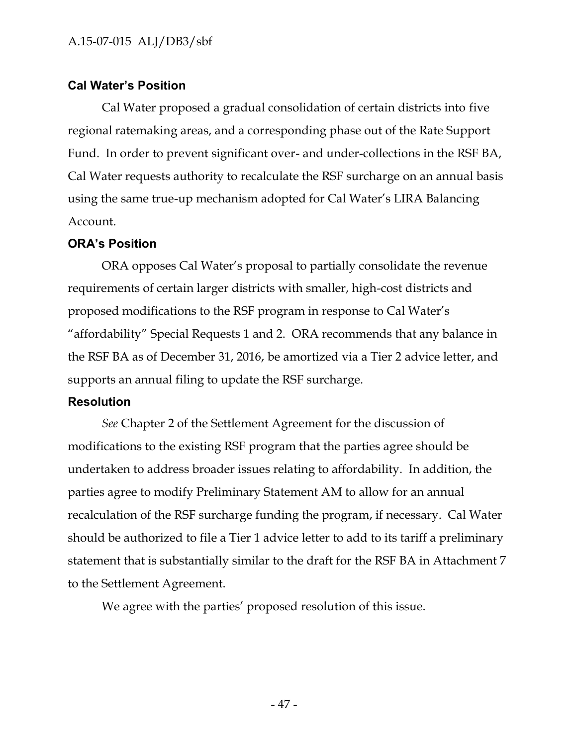### Cal Water's Position

Cal Water proposed a gradual consolidation of certain districts into five regional ratemaking areas, and a corresponding phase out of the Rate Support Fund. In order to prevent significant over- and under-collections in the RSF BA, Cal Water requests authority to recalculate the RSF surcharge on an annual basis using the same true-up mechanism adopted for Cal Water's LIRA Balancing Account.

### ORA's Position

ORA opposes Cal Water's proposal to partially consolidate the revenue requirements of certain larger districts with smaller, high-cost districts and proposed modifications to the RSF program in response to Cal Water's "affordability" Special Requests 1 and 2. ORA recommends that any balance in the RSF BA as of December 31, 2016, be amortized via a Tier 2 advice letter, and supports an annual filing to update the RSF surcharge.

### Resolution

*See* Chapter 2 of the Settlement Agreement for the discussion of modifications to the existing RSF program that the parties agree should be undertaken to address broader issues relating to affordability. In addition, the parties agree to modify Preliminary Statement AM to allow for an annual recalculation of the RSF surcharge funding the program, if necessary. Cal Water should be authorized to file a Tier 1 advice letter to add to its tariff a preliminary statement that is substantially similar to the draft for the RSF BA in Attachment 7 to the Settlement Agreement.

We agree with the parties' proposed resolution of this issue.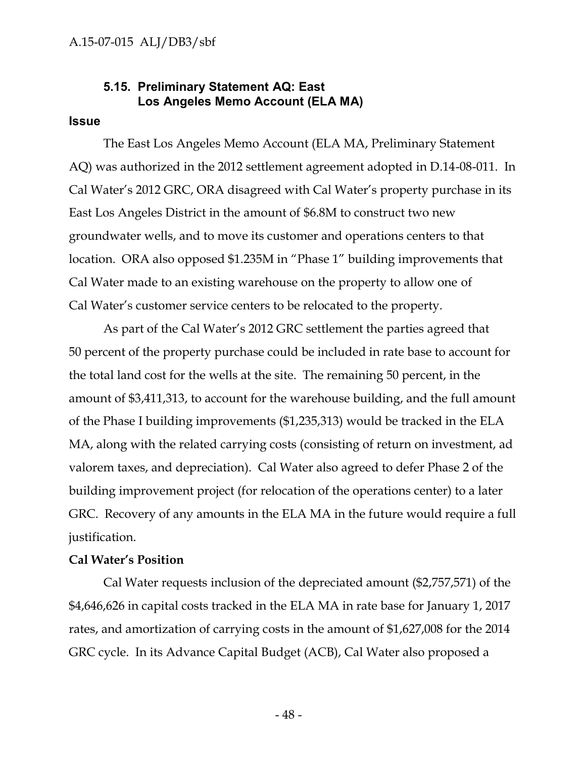### 5.15. Preliminary Statement AQ: East Los Angeles Memo Account (ELA MA)

**Issue**

The East Los Angeles Memo Account (ELA MA, Preliminary Statement AQ) was authorized in the 2012 settlement agreement adopted in D.14-08-011. In Cal Water's 2012 GRC, ORA disagreed with Cal Water's property purchase in its East Los Angeles District in the amount of $6.8M to construct two new groundwater wells, and to move its customer and operations centers to that location. ORA also opposed $1.235M in "Phase 1" building improvements that Cal Water made to an existing warehouse on the property to allow one of Cal Water's customer service centers to be relocated to the property.

As part of the Cal Water's 2012 GRC settlement the parties agreed that 50 percent of the property purchase could be included in rate base to account for the total land cost for the wells at the site. The remaining 50 percent, in the amount of $3,411,313, to account for the warehouse building, and the full amount of the Phase I building improvements ($1,235,313) would be tracked in the ELA MA, along with the related carrying costs (consisting of return on investment, ad valorem taxes, and depreciation). Cal Water also agreed to defer Phase 2 of the building improvement project (for relocation of the operations center) to a later GRC. Recovery of any amounts in the ELA MA in the future would require a full justification.

**Cal Water's Position**

Cal Water requests inclusion of the depreciated amount ($2,757,571) of the $4,646,626 in capital costs tracked in the ELA MA in rate base for January 1, 2017 rates, and amortization of carrying costs in the amount of $1,627,008 for the 2014 GRC cycle. In its Advance Capital Budget (ACB), Cal Water also proposed a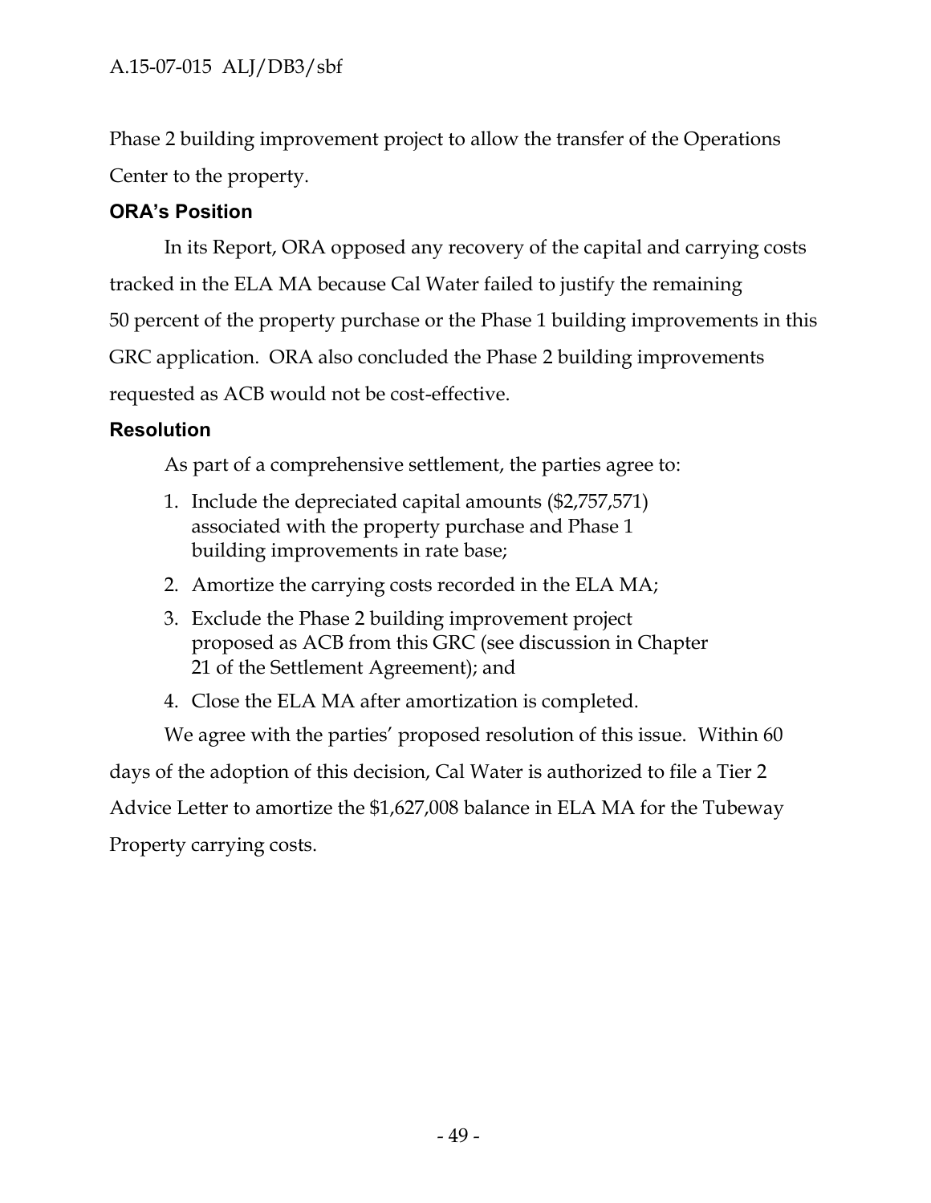Phase 2 building improvement project to allow the transfer of the Operations Center to the property.

### ORA's Position

In its Report, ORA opposed any recovery of the capital and carrying costs tracked in the ELA MA because Cal Water failed to justify the remaining 50 percent of the property purchase or the Phase 1 building improvements in this GRC application. ORA also concluded the Phase 2 building improvements requested as ACB would not be cost-effective.

### Resolution

As part of a comprehensive settlement, the parties agree to:

1. Include the depreciated capital amounts ($2,757,571) associated with the property purchase and Phase 1 building improvements in rate base;
2. Amortize the carrying costs recorded in the ELA MA;
3. Exclude the Phase 2 building improvement project proposed as ACB from this GRC (see discussion in Chapter 21 of the Settlement Agreement); and
4. Close the ELA MA after amortization is completed.

We agree with the parties' proposed resolution of this issue. Within 60 days of the adoption of this decision, Cal Water is authorized to file a Tier 2 Advice Letter to amortize the $1,627,008 balance in ELA MA for the Tubeway Property carrying costs.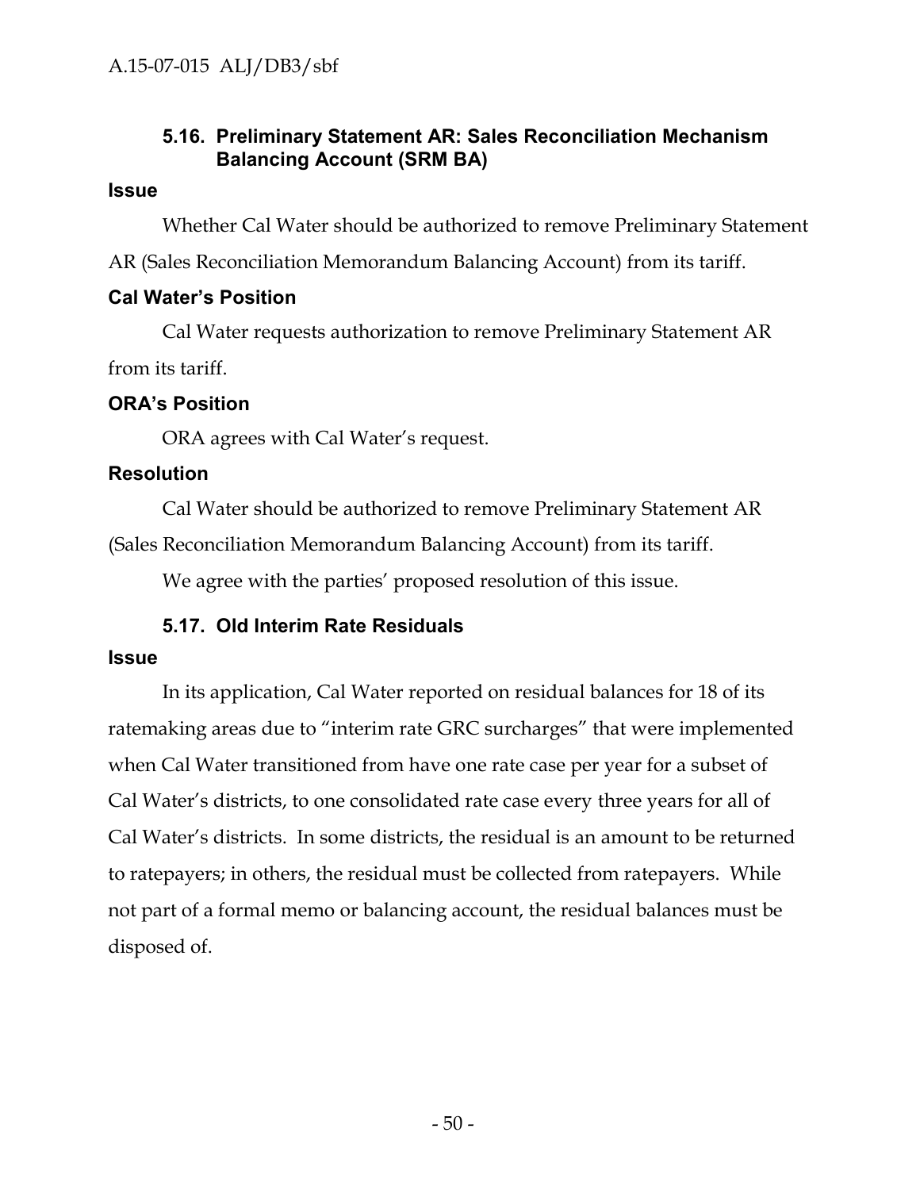### 5.16. Preliminary Statement AR: Sales Reconciliation Mechanism Balancing Account (SRM BA)

**Issue**

Whether Cal Water should be authorized to remove Preliminary Statement AR (Sales Reconciliation Memorandum Balancing Account) from its tariff.

**Cal Water's Position**

Cal Water requests authorization to remove Preliminary Statement AR from its tariff.

**ORA's Position**

ORA agrees with Cal Water's request.

**Resolution**

Cal Water should be authorized to remove Preliminary Statement AR (Sales Reconciliation Memorandum Balancing Account) from its tariff.

We agree with the parties' proposed resolution of this issue.

### 5.17. Old Interim Rate Residuals

**Issue**

In its application, Cal Water reported on residual balances for 18 of its ratemaking areas due to "interim rate GRC surcharges" that were implemented when Cal Water transitioned from have one rate case per year for a subset of Cal Water's districts, to one consolidated rate case every three years for all of Cal Water's districts. In some districts, the residual is an amount to be returned to ratepayers; in others, the residual must be collected from ratepayers. While not part of a formal memo or balancing account, the residual balances must be disposed of.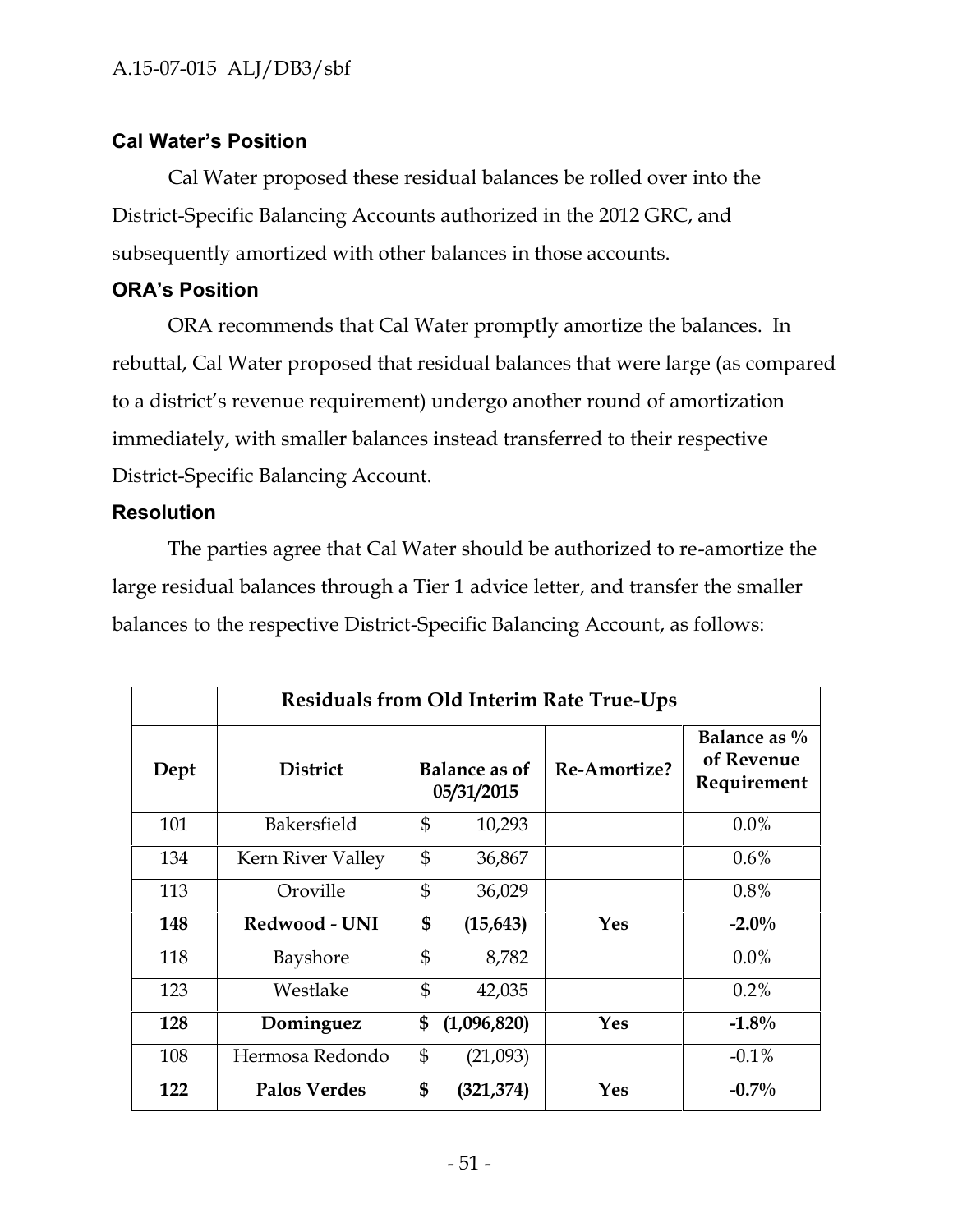### Cal Water's Position

Cal Water proposed these residual balances be rolled over into the District-Specific Balancing Accounts authorized in the 2012 GRC, and subsequently amortized with other balances in those accounts.

### ORA's Position

ORA recommends that Cal Water promptly amortize the balances. In rebuttal, Cal Water proposed that residual balances that were large (as compared to a district's revenue requirement) undergo another round of amortization immediately, with smaller balances instead transferred to their respective District-Specific Balancing Account.

### Resolution

The parties agree that Cal Water should be authorized to re-amortize the large residual balances through a Tier 1 advice letter, and transfer the smaller balances to the respective District-Specific Balancing Account, as follows:

| | Residuals from Old Interim Rate True-Ups | | | |
|---|---|---|---|---|
| **Dept** | **District** | **Balance as of 05/31/2015** | **Re-Amortize?** | **Balance as % of Revenue Requirement** |
| 101 | Bakersfield | $ 10,293 | | 0.0% |
| 134 | Kern River Valley | $ 36,867 | | 0.6% |
| 113 | Oroville | $ 36,029 | | 0.8% |
| **148** | **Redwood - UNI** | **$ (15,643)** | **Yes** | **-2.0%** |
| 118 | Bayshore | $ 8,782 | | 0.0% |
| 123 | Westlake | $ 42,035 | | 0.2% |
| **128** | **Dominguez** | **$ (1,096,820)** | **Yes** | **-1.8%** |
| 108 | Hermosa Redondo | $ (21,093) | | -0.1% |
| **122** | **Palos Verdes** | **$ (321,374)** | **Yes** | **-0.7%** |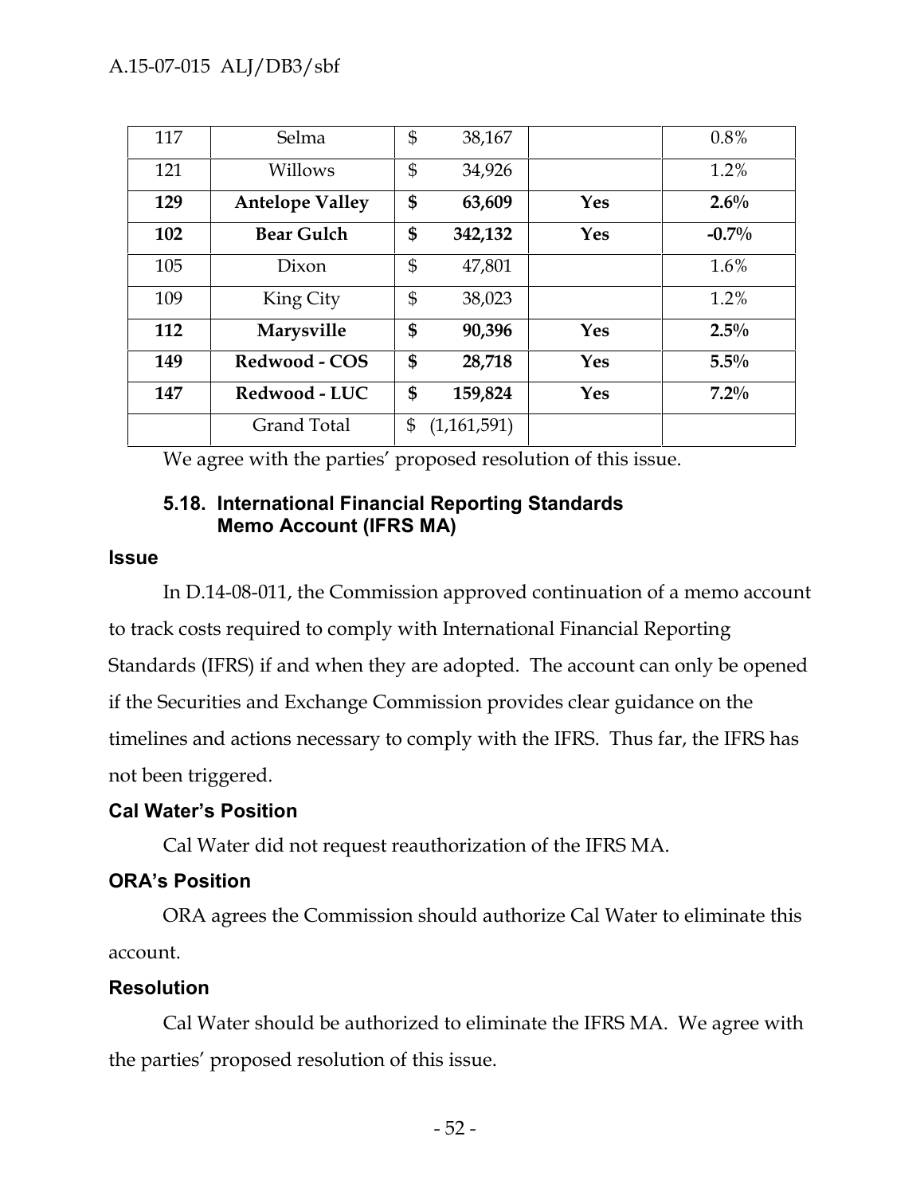| 117 | Selma | $ 38,167 | | 0.8% |
|---|---|---|---|---|
| 121 | Willows | $ 34,926 | | 1.2% |
| **129** | **Antelope Valley** | **$ 63,609** | **Yes** | **2.6%** |
| **102** | **Bear Gulch** | **$ 342,132** | **Yes** | **-0.7%** |
| 105 | Dixon | $ 47,801 | | 1.6% |
| 109 | King City | $ 38,023 | | 1.2% |
| **112** | **Marysville** | **$ 90,396** | **Yes** | **2.5%** |
| **149** | **Redwood - COS** | **$ 28,718** | **Yes** | **5.5%** |
| **147** | **Redwood - LUC** | **$ 159,824** | **Yes** | **7.2%** |
| | Grand Total | $ (1,161,591) | | |

We agree with the parties' proposed resolution of this issue.

### 5.18. International Financial Reporting Standards Memo Account (IFRS MA)

**Issue**

In D.14-08-011, the Commission approved continuation of a memo account to track costs required to comply with International Financial Reporting Standards (IFRS) if and when they are adopted. The account can only be opened if the Securities and Exchange Commission provides clear guidance on the timelines and actions necessary to comply with the IFRS. Thus far, the IFRS has not been triggered.

**Cal Water's Position**

Cal Water did not request reauthorization of the IFRS MA.

**ORA's Position**

ORA agrees the Commission should authorize Cal Water to eliminate this account.

**Resolution**

Cal Water should be authorized to eliminate the IFRS MA. We agree with the parties' proposed resolution of this issue.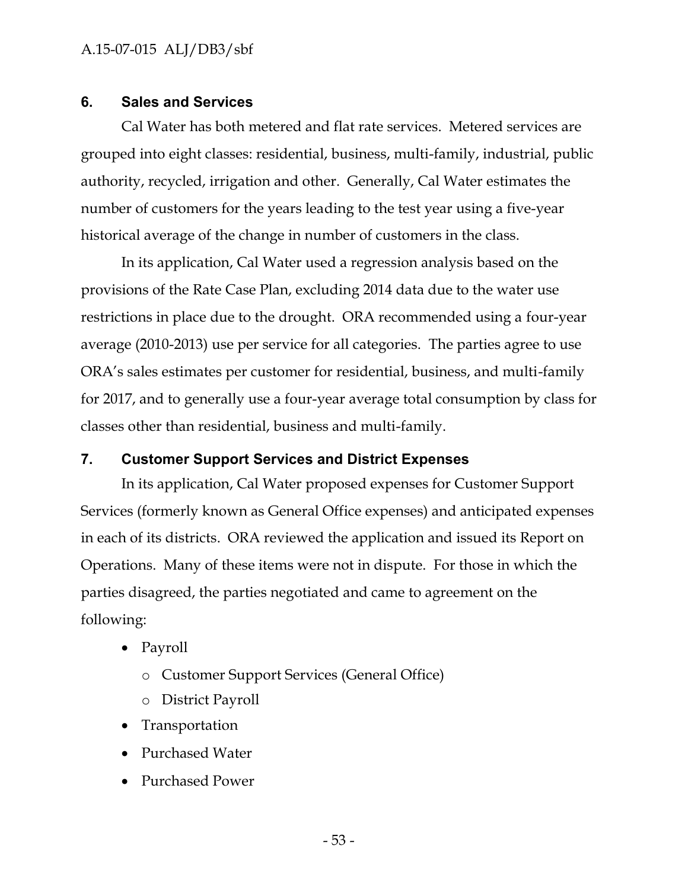## 6. Sales and Services

Cal Water has both metered and flat rate services. Metered services are grouped into eight classes: residential, business, multi-family, industrial, public authority, recycled, irrigation and other. Generally, Cal Water estimates the number of customers for the years leading to the test year using a five-year historical average of the change in number of customers in the class.

In its application, Cal Water used a regression analysis based on the provisions of the Rate Case Plan, excluding 2014 data due to the water use restrictions in place due to the drought. ORA recommended using a four-year average (2010-2013) use per service for all categories. The parties agree to use ORA's sales estimates per customer for residential, business, and multi-family for 2017, and to generally use a four-year average total consumption by class for classes other than residential, business and multi-family.

## 7. Customer Support Services and District Expenses

In its application, Cal Water proposed expenses for Customer Support Services (formerly known as General Office expenses) and anticipated expenses in each of its districts. ORA reviewed the application and issued its Report on Operations. Many of these items were not in dispute. For those in which the parties disagreed, the parties negotiated and came to agreement on the following:

- Payroll
  - Customer Support Services (General Office)
  - District Payroll
- Transportation
- Purchased Water
- Purchased Power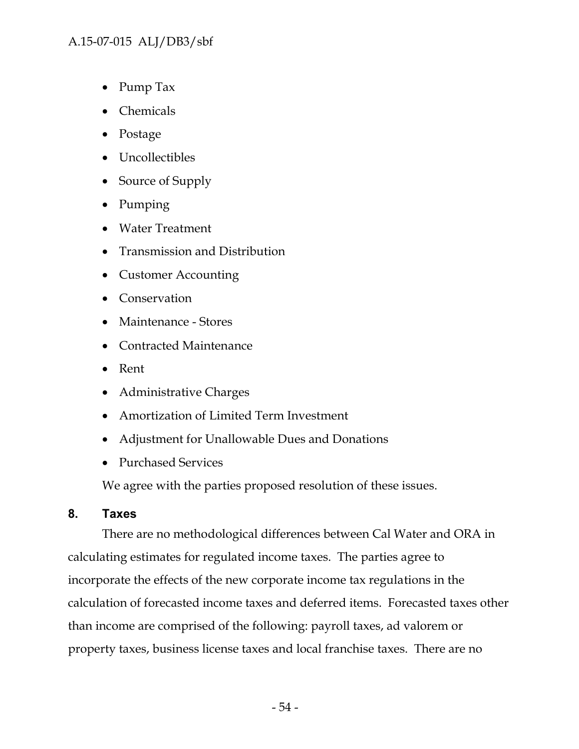- Pump Tax
- Chemicals
- Postage
- Uncollectibles
- Source of Supply
- Pumping
- Water Treatment
- Transmission and Distribution
- Customer Accounting
- Conservation
- Maintenance - Stores
- Contracted Maintenance
- Rent
- Administrative Charges
- Amortization of Limited Term Investment
- Adjustment for Unallowable Dues and Donations
- Purchased Services

We agree with the parties proposed resolution of these issues.

## 8. Taxes

There are no methodological differences between Cal Water and ORA in calculating estimates for regulated income taxes. The parties agree to incorporate the effects of the new corporate income tax regulations in the calculation of forecasted income taxes and deferred items. Forecasted taxes other than income are comprised of the following: payroll taxes, ad valorem or property taxes, business license taxes and local franchise taxes. There are no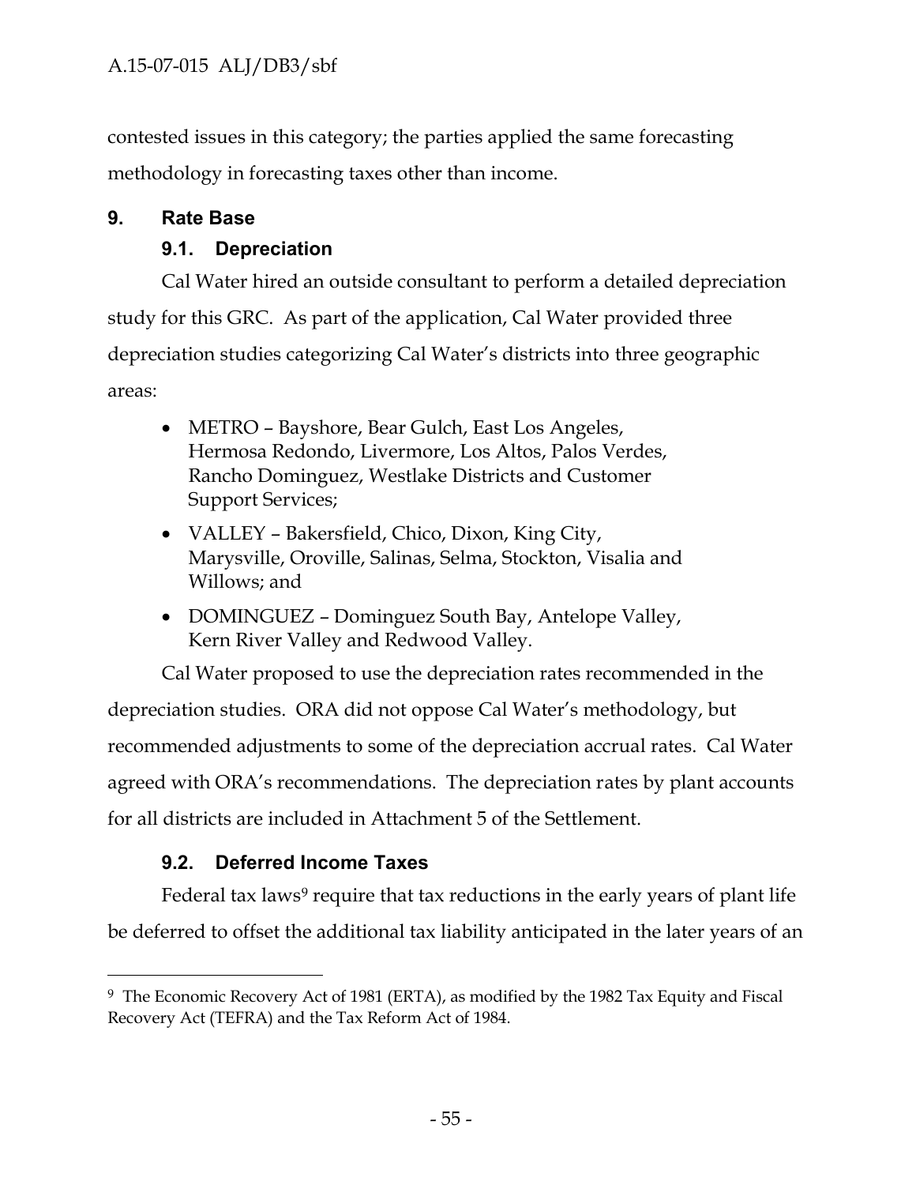contested issues in this category; the parties applied the same forecasting methodology in forecasting taxes other than income.

## 9. Rate Base

### 9.1. Depreciation

Cal Water hired an outside consultant to perform a detailed depreciation study for this GRC. As part of the application, Cal Water provided three depreciation studies categorizing Cal Water's districts into three geographic areas:

- METRO – Bayshore, Bear Gulch, East Los Angeles, Hermosa Redondo, Livermore, Los Altos, Palos Verdes, Rancho Dominguez, Westlake Districts and Customer Support Services;
- VALLEY – Bakersfield, Chico, Dixon, King City, Marysville, Oroville, Salinas, Selma, Stockton, Visalia and Willows; and
- DOMINGUEZ – Dominguez South Bay, Antelope Valley, Kern River Valley and Redwood Valley.

Cal Water proposed to use the depreciation rates recommended in the depreciation studies. ORA did not oppose Cal Water's methodology, but recommended adjustments to some of the depreciation accrual rates. Cal Water agreed with ORA's recommendations. The depreciation rates by plant accounts for all districts are included in Attachment 5 of the Settlement.

### 9.2. Deferred Income Taxes

Federal tax laws[9] require that tax reductions in the early years of plant life be deferred to offset the additional tax liability anticipated in the later years of an

---

[9] The Economic Recovery Act of 1981 (ERTA), as modified by the 1982 Tax Equity and Fiscal Recovery Act (TEFRA) and the Tax Reform Act of 1984.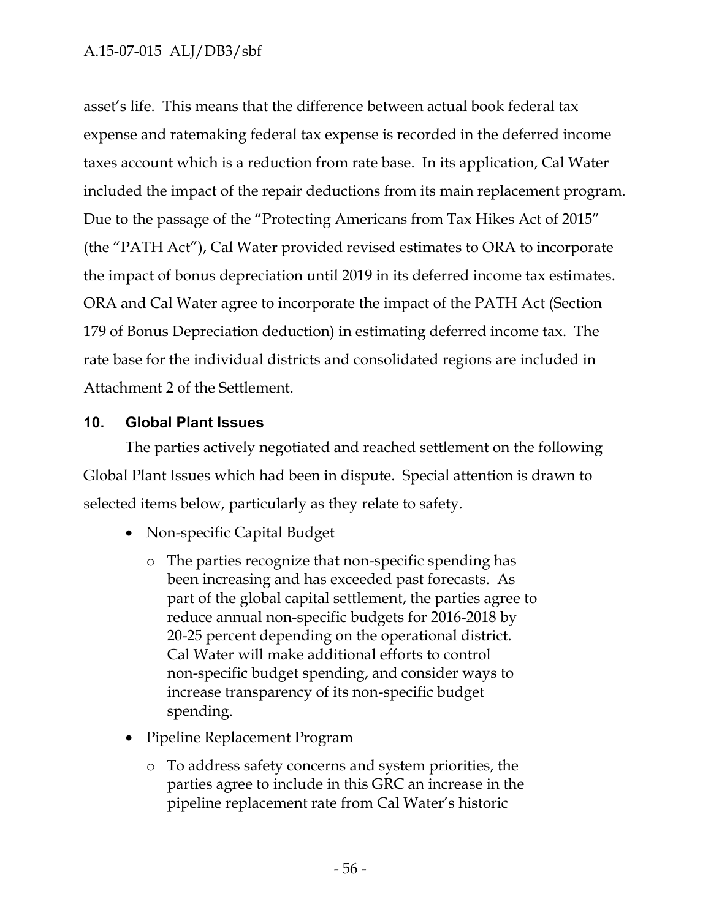asset's life. This means that the difference between actual book federal tax expense and ratemaking federal tax expense is recorded in the deferred income taxes account which is a reduction from rate base. In its application, Cal Water included the impact of the repair deductions from its main replacement program. Due to the passage of the "Protecting Americans from Tax Hikes Act of 2015" (the "PATH Act"), Cal Water provided revised estimates to ORA to incorporate the impact of bonus depreciation until 2019 in its deferred income tax estimates. ORA and Cal Water agree to incorporate the impact of the PATH Act (Section 179 of Bonus Depreciation deduction) in estimating deferred income tax. The rate base for the individual districts and consolidated regions are included in Attachment 2 of the Settlement.

## 10. Global Plant Issues

The parties actively negotiated and reached settlement on the following Global Plant Issues which had been in dispute. Special attention is drawn to selected items below, particularly as they relate to safety.

- Non-specific Capital Budget
  - The parties recognize that non-specific spending has been increasing and has exceeded past forecasts. As part of the global capital settlement, the parties agree to reduce annual non-specific budgets for 2016-2018 by 20-25 percent depending on the operational district. Cal Water will make additional efforts to control non-specific budget spending, and consider ways to increase transparency of its non-specific budget spending.
- Pipeline Replacement Program
  - To address safety concerns and system priorities, the parties agree to include in this GRC an increase in the pipeline replacement rate from Cal Water's historic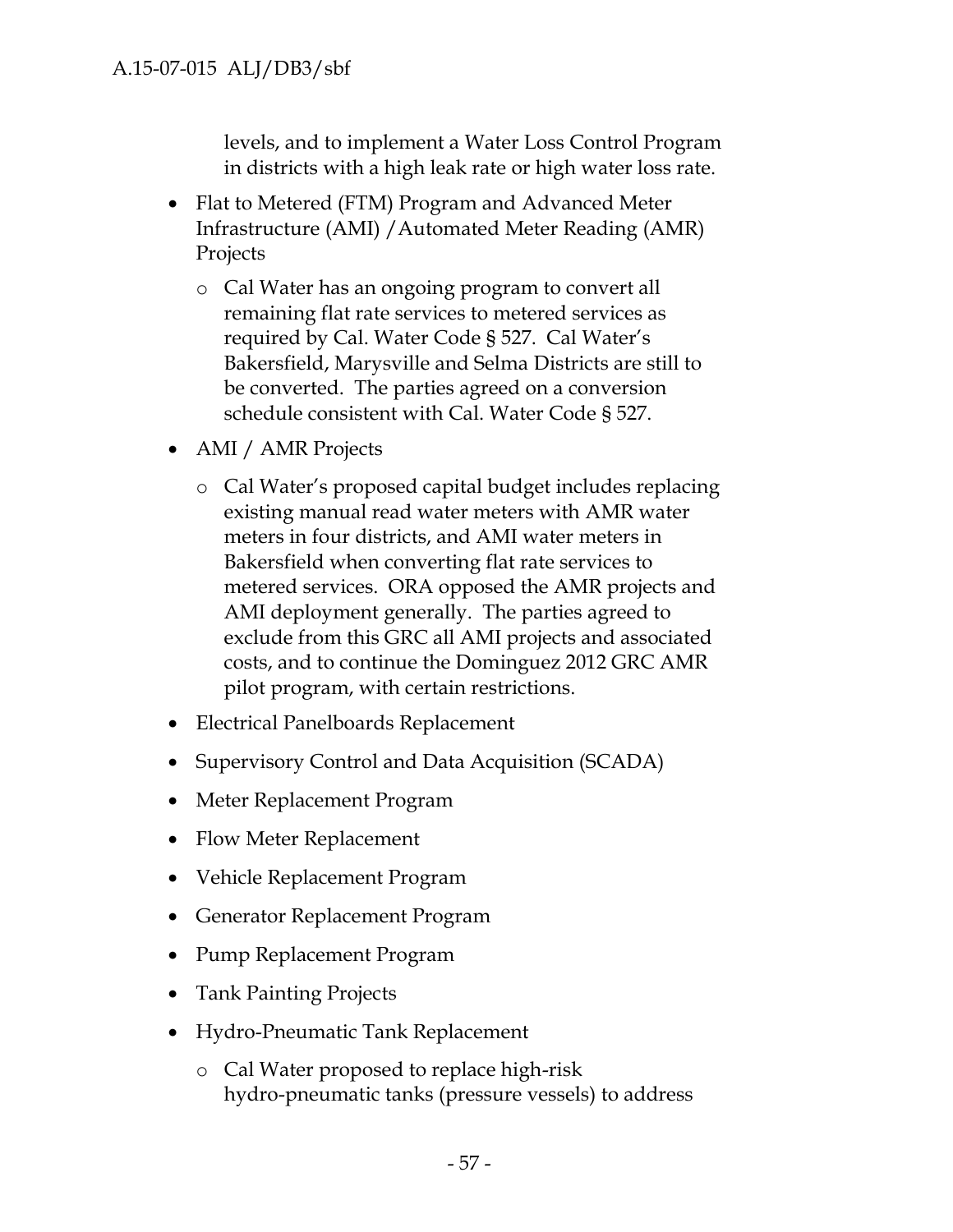levels, and to implement a Water Loss Control Program in districts with a high leak rate or high water loss rate.

- Flat to Metered (FTM) Program and Advanced Meter Infrastructure (AMI) /Automated Meter Reading (AMR) Projects
  - Cal Water has an ongoing program to convert all remaining flat rate services to metered services as required by Cal. Water Code § 527. Cal Water's Bakersfield, Marysville and Selma Districts are still to be converted. The parties agreed on a conversion schedule consistent with Cal. Water Code § 527.
- AMI / AMR Projects
  - Cal Water's proposed capital budget includes replacing existing manual read water meters with AMR water meters in four districts, and AMI water meters in Bakersfield when converting flat rate services to metered services. ORA opposed the AMR projects and AMI deployment generally. The parties agreed to exclude from this GRC all AMI projects and associated costs, and to continue the Dominguez 2012 GRC AMR pilot program, with certain restrictions.
- Electrical Panelboards Replacement
- Supervisory Control and Data Acquisition (SCADA)
- Meter Replacement Program
- Flow Meter Replacement
- Vehicle Replacement Program
- Generator Replacement Program
- Pump Replacement Program
- Tank Painting Projects
- Hydro-Pneumatic Tank Replacement
  - Cal Water proposed to replace high-risk hydro-pneumatic tanks (pressure vessels) to address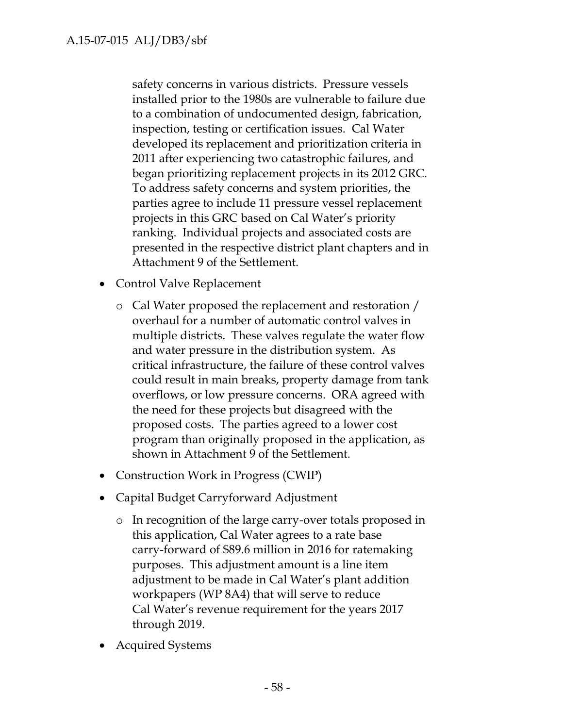safety concerns in various districts. Pressure vessels installed prior to the 1980s are vulnerable to failure due to a combination of undocumented design, fabrication, inspection, testing or certification issues. Cal Water developed its replacement and prioritization criteria in 2011 after experiencing two catastrophic failures, and began prioritizing replacement projects in its 2012 GRC. To address safety concerns and system priorities, the parties agree to include 11 pressure vessel replacement projects in this GRC based on Cal Water's priority ranking. Individual projects and associated costs are presented in the respective district plant chapters and in Attachment 9 of the Settlement.

- Control Valve Replacement
  - Cal Water proposed the replacement and restoration / overhaul for a number of automatic control valves in multiple districts. These valves regulate the water flow and water pressure in the distribution system. As critical infrastructure, the failure of these control valves could result in main breaks, property damage from tank overflows, or low pressure concerns. ORA agreed with the need for these projects but disagreed with the proposed costs. The parties agreed to a lower cost program than originally proposed in the application, as shown in Attachment 9 of the Settlement.
- Construction Work in Progress (CWIP)
- Capital Budget Carryforward Adjustment
  - In recognition of the large carry-over totals proposed in this application, Cal Water agrees to a rate base carry-forward of $89.6 million in 2016 for ratemaking purposes. This adjustment amount is a line item adjustment to be made in Cal Water's plant addition workpapers (WP 8A4) that will serve to reduce Cal Water's revenue requirement for the years 2017 through 2019.
- Acquired Systems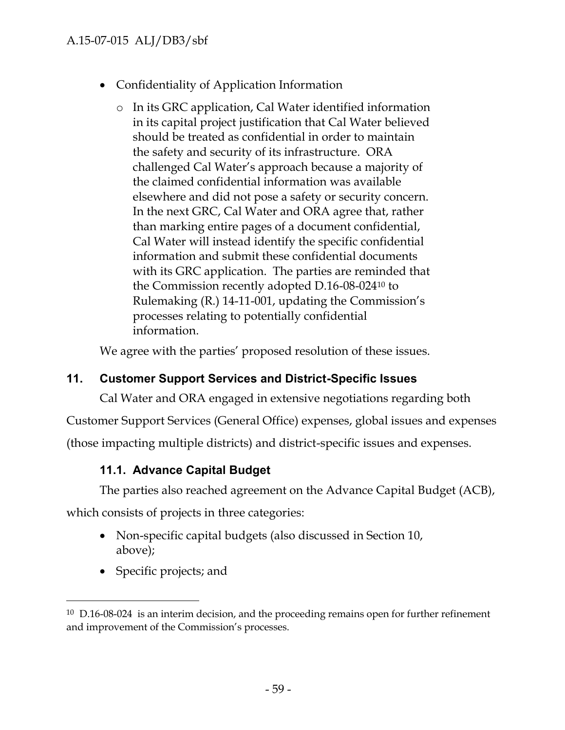- Confidentiality of Application Information
  - In its GRC application, Cal Water identified information in its capital project justification that Cal Water believed should be treated as confidential in order to maintain the safety and security of its infrastructure. ORA challenged Cal Water's approach because a majority of the claimed confidential information was available elsewhere and did not pose a safety or security concern. In the next GRC, Cal Water and ORA agree that, rather than marking entire pages of a document confidential, Cal Water will instead identify the specific confidential information and submit these confidential documents with its GRC application. The parties are reminded that the Commission recently adopted D.16-08-024[10] to Rulemaking (R.) 14-11-001, updating the Commission's processes relating to potentially confidential information.

We agree with the parties' proposed resolution of these issues.

## 11. Customer Support Services and District-Specific Issues

Cal Water and ORA engaged in extensive negotiations regarding both Customer Support Services (General Office) expenses, global issues and expenses (those impacting multiple districts) and district-specific issues and expenses.

### 11.1. Advance Capital Budget

The parties also reached agreement on the Advance Capital Budget (ACB), which consists of projects in three categories:

- Non-specific capital budgets (also discussed in Section 10, above);
- Specific projects; and

[10] D.16-08-024 is an interim decision, and the proceeding remains open for further refinement and improvement of the Commission's processes.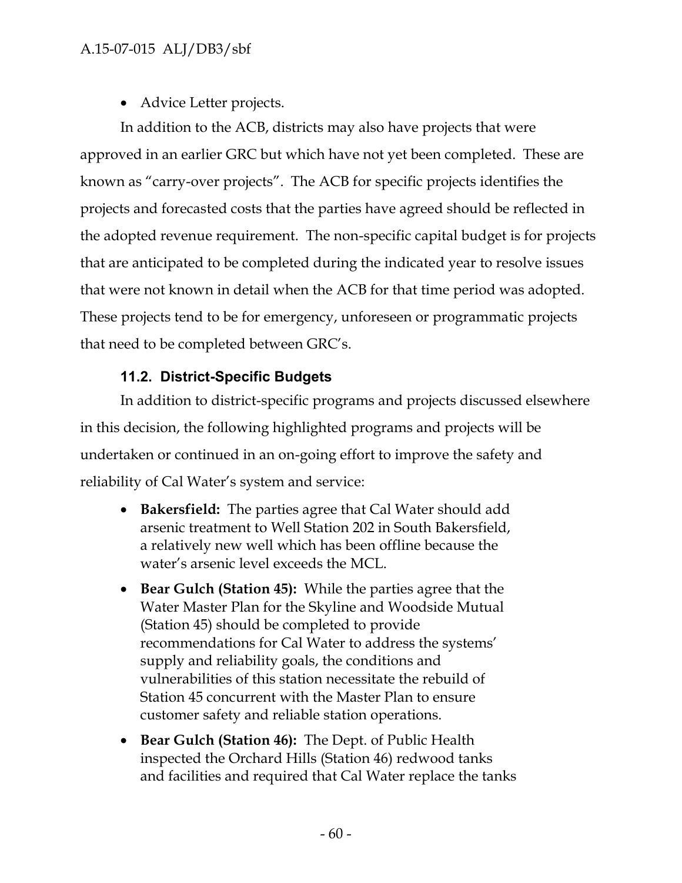- Advice Letter projects.

In addition to the ACB, districts may also have projects that were approved in an earlier GRC but which have not yet been completed. These are known as "carry-over projects". The ACB for specific projects identifies the projects and forecasted costs that the parties have agreed should be reflected in the adopted revenue requirement. The non-specific capital budget is for projects that are anticipated to be completed during the indicated year to resolve issues that were not known in detail when the ACB for that time period was adopted. These projects tend to be for emergency, unforeseen or programmatic projects that need to be completed between GRC's.

### 11.2. District-Specific Budgets

In addition to district-specific programs and projects discussed elsewhere in this decision, the following highlighted programs and projects will be undertaken or continued in an on-going effort to improve the safety and reliability of Cal Water's system and service:

- **Bakersfield:** The parties agree that Cal Water should add arsenic treatment to Well Station 202 in South Bakersfield, a relatively new well which has been offline because the water's arsenic level exceeds the MCL.
- **Bear Gulch (Station 45):** While the parties agree that the Water Master Plan for the Skyline and Woodside Mutual (Station 45) should be completed to provide recommendations for Cal Water to address the systems' supply and reliability goals, the conditions and vulnerabilities of this station necessitate the rebuild of Station 45 concurrent with the Master Plan to ensure customer safety and reliable station operations.
- **Bear Gulch (Station 46):** The Dept. of Public Health inspected the Orchard Hills (Station 46) redwood tanks and facilities and required that Cal Water replace the tanks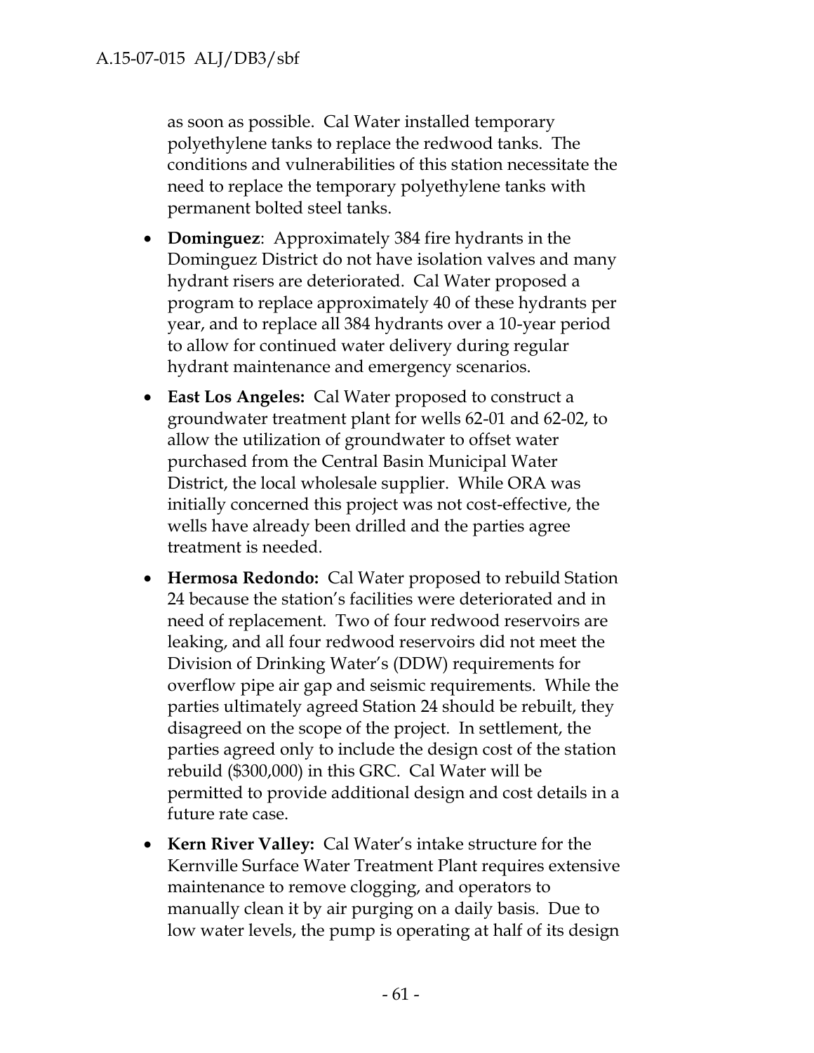as soon as possible. Cal Water installed temporary polyethylene tanks to replace the redwood tanks. The conditions and vulnerabilities of this station necessitate the need to replace the temporary polyethylene tanks with permanent bolted steel tanks.

- **Dominguez**: Approximately 384 fire hydrants in the Dominguez District do not have isolation valves and many hydrant risers are deteriorated. Cal Water proposed a program to replace approximately 40 of these hydrants per year, and to replace all 384 hydrants over a 10-year period to allow for continued water delivery during regular hydrant maintenance and emergency scenarios.
- **East Los Angeles:** Cal Water proposed to construct a groundwater treatment plant for wells 62-01 and 62-02, to allow the utilization of groundwater to offset water purchased from the Central Basin Municipal Water District, the local wholesale supplier. While ORA was initially concerned this project was not cost-effective, the wells have already been drilled and the parties agree treatment is needed.
- **Hermosa Redondo:** Cal Water proposed to rebuild Station 24 because the station's facilities were deteriorated and in need of replacement. Two of four redwood reservoirs are leaking, and all four redwood reservoirs did not meet the Division of Drinking Water's (DDW) requirements for overflow pipe air gap and seismic requirements. While the parties ultimately agreed Station 24 should be rebuilt, they disagreed on the scope of the project. In settlement, the parties agreed only to include the design cost of the station rebuild ($300,000) in this GRC. Cal Water will be permitted to provide additional design and cost details in a future rate case.
- **Kern River Valley:** Cal Water's intake structure for the Kernville Surface Water Treatment Plant requires extensive maintenance to remove clogging, and operators to manually clean it by air purging on a daily basis. Due to low water levels, the pump is operating at half of its design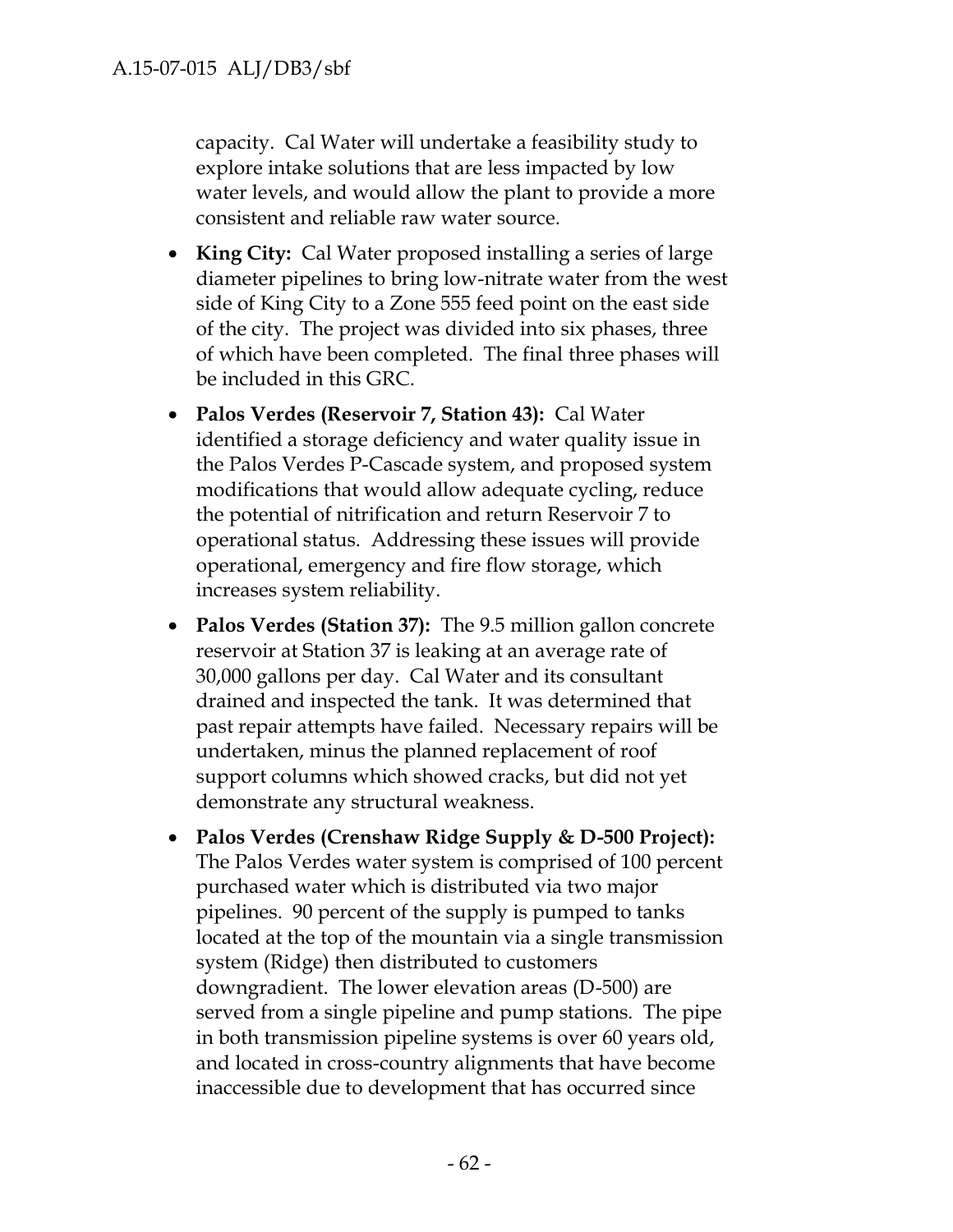capacity. Cal Water will undertake a feasibility study to explore intake solutions that are less impacted by low water levels, and would allow the plant to provide a more consistent and reliable raw water source.

- **King City:** Cal Water proposed installing a series of large diameter pipelines to bring low-nitrate water from the west side of King City to a Zone 555 feed point on the east side of the city. The project was divided into six phases, three of which have been completed. The final three phases will be included in this GRC.
- **Palos Verdes (Reservoir 7, Station 43):** Cal Water identified a storage deficiency and water quality issue in the Palos Verdes P-Cascade system, and proposed system modifications that would allow adequate cycling, reduce the potential of nitrification and return Reservoir 7 to operational status. Addressing these issues will provide operational, emergency and fire flow storage, which increases system reliability.
- **Palos Verdes (Station 37):** The 9.5 million gallon concrete reservoir at Station 37 is leaking at an average rate of 30,000 gallons per day. Cal Water and its consultant drained and inspected the tank. It was determined that past repair attempts have failed. Necessary repairs will be undertaken, minus the planned replacement of roof support columns which showed cracks, but did not yet demonstrate any structural weakness.
- **Palos Verdes (Crenshaw Ridge Supply & D-500 Project):** The Palos Verdes water system is comprised of 100 percent purchased water which is distributed via two major pipelines. 90 percent of the supply is pumped to tanks located at the top of the mountain via a single transmission system (Ridge) then distributed to customers downgradient. The lower elevation areas (D-500) are served from a single pipeline and pump stations. The pipe in both transmission pipeline systems is over 60 years old, and located in cross-country alignments that have become inaccessible due to development that has occurred since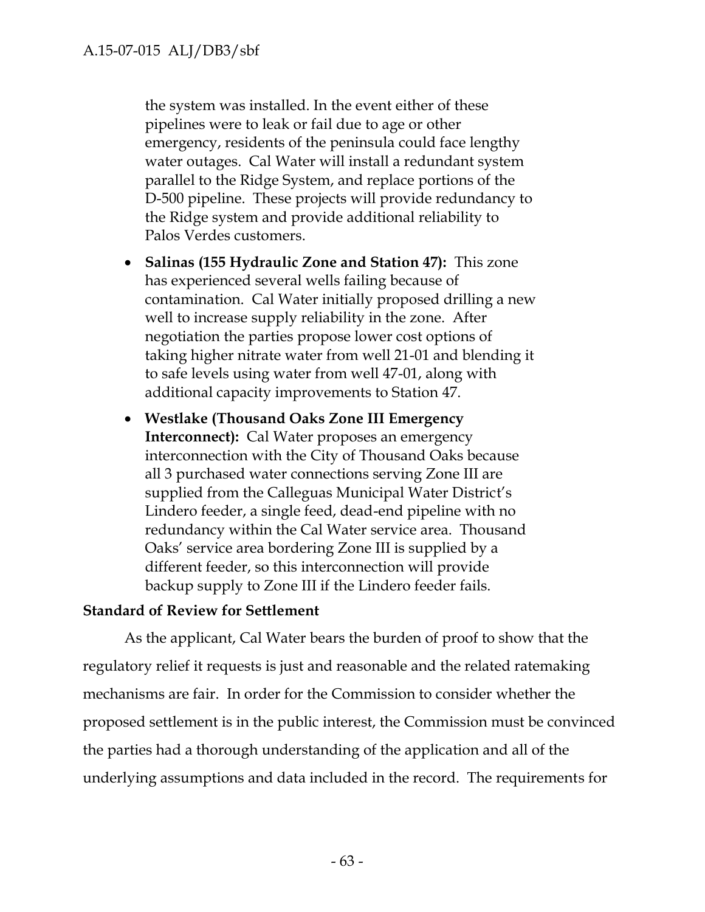the system was installed. In the event either of these pipelines were to leak or fail due to age or other emergency, residents of the peninsula could face lengthy water outages. Cal Water will install a redundant system parallel to the Ridge System, and replace portions of the D-500 pipeline. These projects will provide redundancy to the Ridge system and provide additional reliability to Palos Verdes customers.

- **Salinas (155 Hydraulic Zone and Station 47):** This zone has experienced several wells failing because of contamination. Cal Water initially proposed drilling a new well to increase supply reliability in the zone. After negotiation the parties propose lower cost options of taking higher nitrate water from well 21-01 and blending it to safe levels using water from well 47-01, along with additional capacity improvements to Station 47.
- **Westlake (Thousand Oaks Zone III Emergency Interconnect):** Cal Water proposes an emergency interconnection with the City of Thousand Oaks because all 3 purchased water connections serving Zone III are supplied from the Calleguas Municipal Water District's Lindero feeder, a single feed, dead-end pipeline with no redundancy within the Cal Water service area. Thousand Oaks' service area bordering Zone III is supplied by a different feeder, so this interconnection will provide backup supply to Zone III if the Lindero feeder fails.

**Standard of Review for Settlement**

As the applicant, Cal Water bears the burden of proof to show that the regulatory relief it requests is just and reasonable and the related ratemaking mechanisms are fair. In order for the Commission to consider whether the proposed settlement is in the public interest, the Commission must be convinced the parties had a thorough understanding of the application and all of the underlying assumptions and data included in the record. The requirements for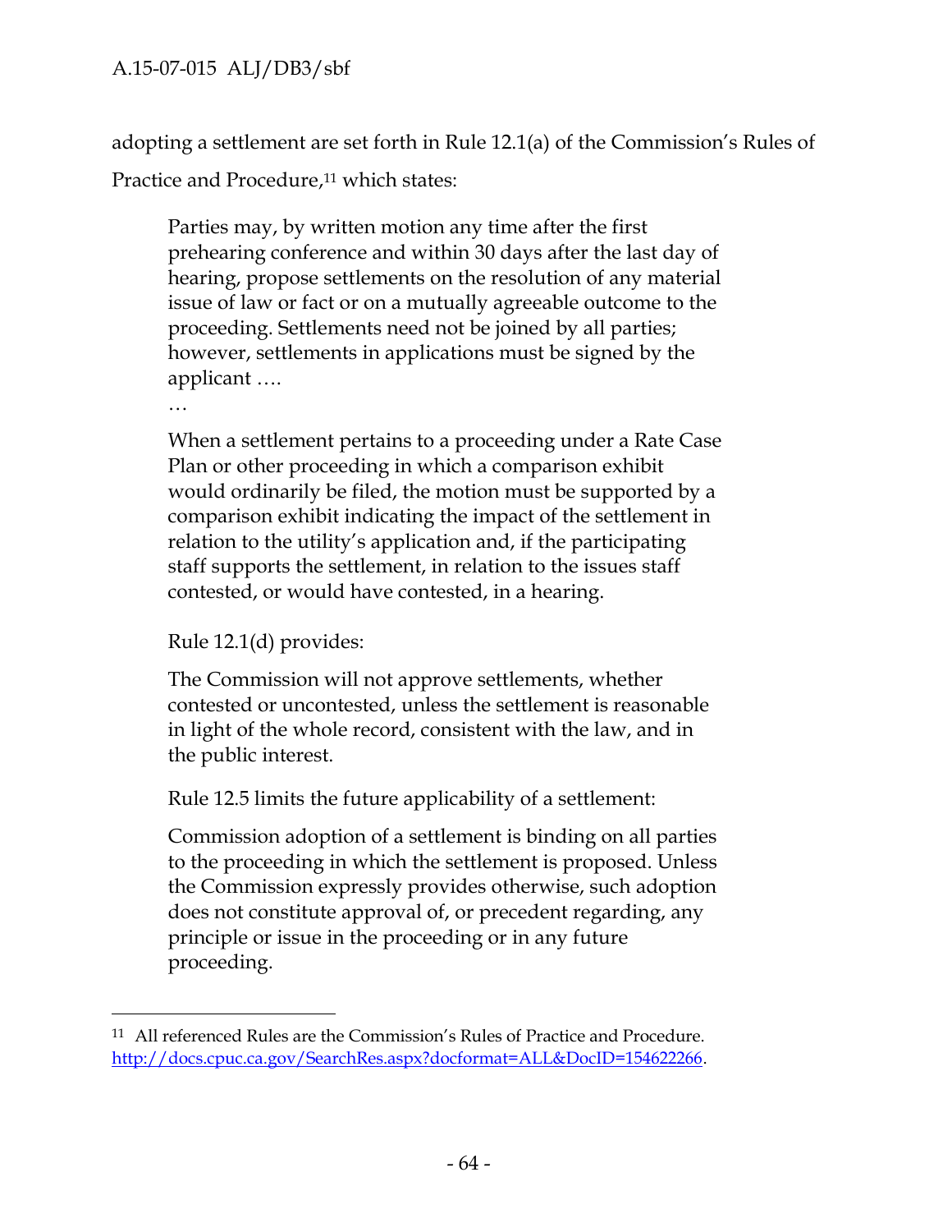adopting a settlement are set forth in Rule 12.1(a) of the Commission's Rules of Practice and Procedure,[11] which states:

> Parties may, by written motion any time after the first prehearing conference and within 30 days after the last day of hearing, propose settlements on the resolution of any material issue of law or fact or on a mutually agreeable outcome to the proceeding. Settlements need not be joined by all parties; however, settlements in applications must be signed by the applicant ….
>
> …
>
> When a settlement pertains to a proceeding under a Rate Case Plan or other proceeding in which a comparison exhibit would ordinarily be filed, the motion must be supported by a comparison exhibit indicating the impact of the settlement in relation to the utility's application and, if the participating staff supports the settlement, in relation to the issues staff contested, or would have contested, in a hearing.

Rule 12.1(d) provides:

> The Commission will not approve settlements, whether contested or uncontested, unless the settlement is reasonable in light of the whole record, consistent with the law, and in the public interest.

Rule 12.5 limits the future applicability of a settlement:

> Commission adoption of a settlement is binding on all parties to the proceeding in which the settlement is proposed. Unless the Commission expressly provides otherwise, such adoption does not constitute approval of, or precedent regarding, any principle or issue in the proceeding or in any future proceeding.

---

[11] All referenced Rules are the Commission's Rules of Practice and Procedure. http://docs.cpuc.ca.gov/SearchRes.aspx?docformat=ALL&DocID=154622266.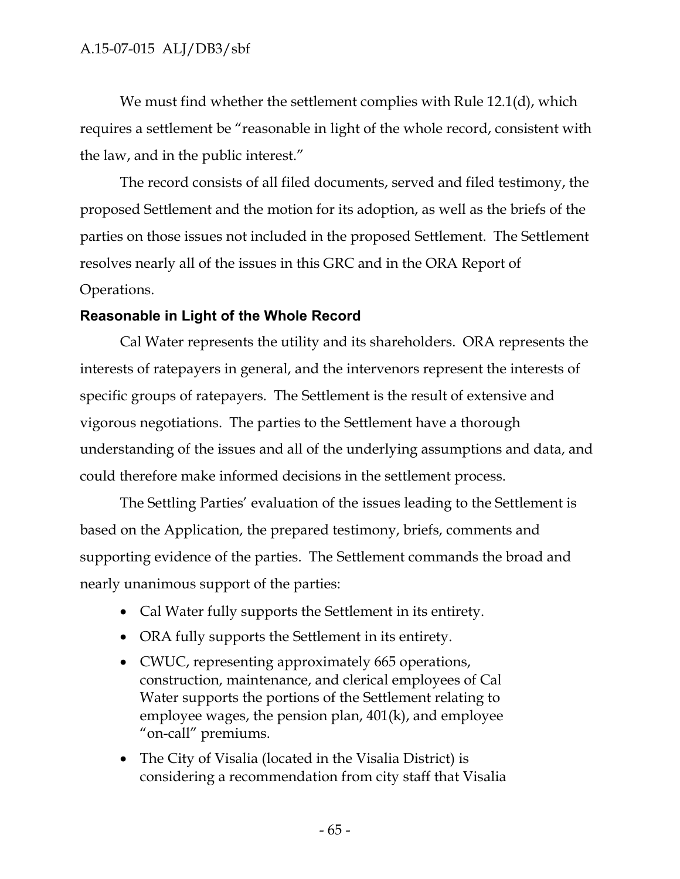We must find whether the settlement complies with Rule 12.1(d), which requires a settlement be "reasonable in light of the whole record, consistent with the law, and in the public interest."

The record consists of all filed documents, served and filed testimony, the proposed Settlement and the motion for its adoption, as well as the briefs of the parties on those issues not included in the proposed Settlement. The Settlement resolves nearly all of the issues in this GRC and in the ORA Report of Operations.

**Reasonable in Light of the Whole Record**

Cal Water represents the utility and its shareholders. ORA represents the interests of ratepayers in general, and the intervenors represent the interests of specific groups of ratepayers. The Settlement is the result of extensive and vigorous negotiations. The parties to the Settlement have a thorough understanding of the issues and all of the underlying assumptions and data, and could therefore make informed decisions in the settlement process.

The Settling Parties' evaluation of the issues leading to the Settlement is based on the Application, the prepared testimony, briefs, comments and supporting evidence of the parties. The Settlement commands the broad and nearly unanimous support of the parties:

- Cal Water fully supports the Settlement in its entirety.
- ORA fully supports the Settlement in its entirety.
- CWUC, representing approximately 665 operations, construction, maintenance, and clerical employees of Cal Water supports the portions of the Settlement relating to employee wages, the pension plan, 401(k), and employee "on-call" premiums.
- The City of Visalia (located in the Visalia District) is considering a recommendation from city staff that Visalia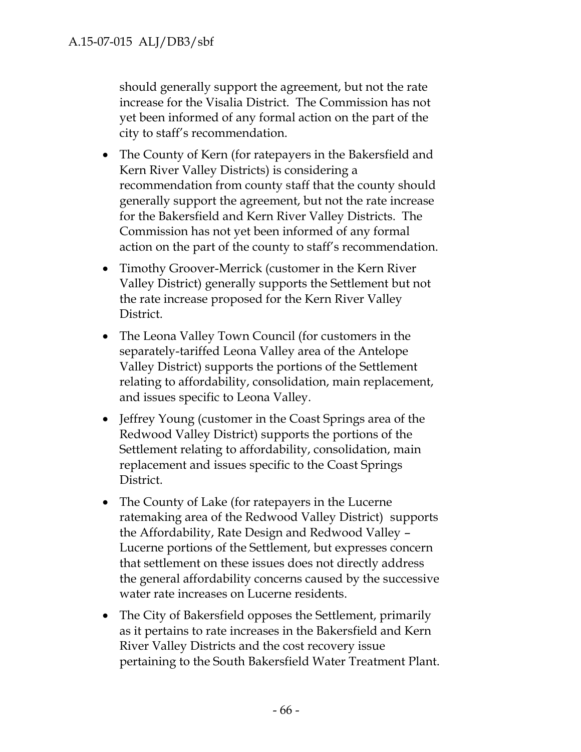should generally support the agreement, but not the rate increase for the Visalia District. The Commission has not yet been informed of any formal action on the part of the city to staff's recommendation.

- The County of Kern (for ratepayers in the Bakersfield and Kern River Valley Districts) is considering a recommendation from county staff that the county should generally support the agreement, but not the rate increase for the Bakersfield and Kern River Valley Districts. The Commission has not yet been informed of any formal action on the part of the county to staff's recommendation.
- Timothy Groover-Merrick (customer in the Kern River Valley District) generally supports the Settlement but not the rate increase proposed for the Kern River Valley District.
- The Leona Valley Town Council (for customers in the separately-tariffed Leona Valley area of the Antelope Valley District) supports the portions of the Settlement relating to affordability, consolidation, main replacement, and issues specific to Leona Valley.
- Jeffrey Young (customer in the Coast Springs area of the Redwood Valley District) supports the portions of the Settlement relating to affordability, consolidation, main replacement and issues specific to the Coast Springs District.
- The County of Lake (for ratepayers in the Lucerne ratemaking area of the Redwood Valley District) supports the Affordability, Rate Design and Redwood Valley – Lucerne portions of the Settlement, but expresses concern that settlement on these issues does not directly address the general affordability concerns caused by the successive water rate increases on Lucerne residents.
- The City of Bakersfield opposes the Settlement, primarily as it pertains to rate increases in the Bakersfield and Kern River Valley Districts and the cost recovery issue pertaining to the South Bakersfield Water Treatment Plant.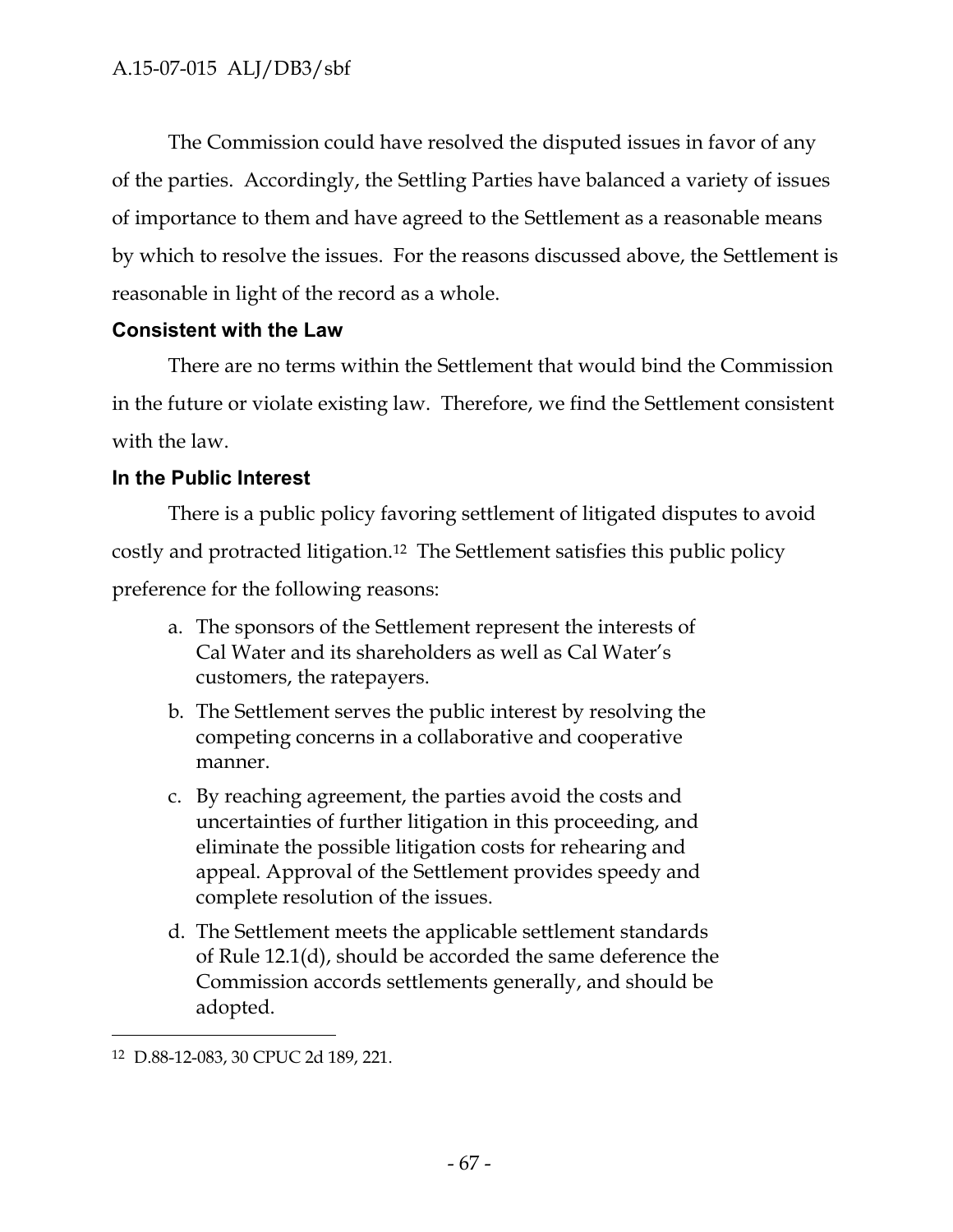The Commission could have resolved the disputed issues in favor of any of the parties. Accordingly, the Settling Parties have balanced a variety of issues of importance to them and have agreed to the Settlement as a reasonable means by which to resolve the issues. For the reasons discussed above, the Settlement is reasonable in light of the record as a whole.

### Consistent with the Law

There are no terms within the Settlement that would bind the Commission in the future or violate existing law. Therefore, we find the Settlement consistent with the law.

### In the Public Interest

There is a public policy favoring settlement of litigated disputes to avoid costly and protracted litigation.[12] The Settlement satisfies this public policy preference for the following reasons:

a. The sponsors of the Settlement represent the interests of Cal Water and its shareholders as well as Cal Water's customers, the ratepayers.

b. The Settlement serves the public interest by resolving the competing concerns in a collaborative and cooperative manner.

c. By reaching agreement, the parties avoid the costs and uncertainties of further litigation in this proceeding, and eliminate the possible litigation costs for rehearing and appeal. Approval of the Settlement provides speedy and complete resolution of the issues.

d. The Settlement meets the applicable settlement standards of Rule 12.1(d), should be accorded the same deference the Commission accords settlements generally, and should be adopted.

---

[12] D.88-12-083, 30 CPUC 2d 189, 221.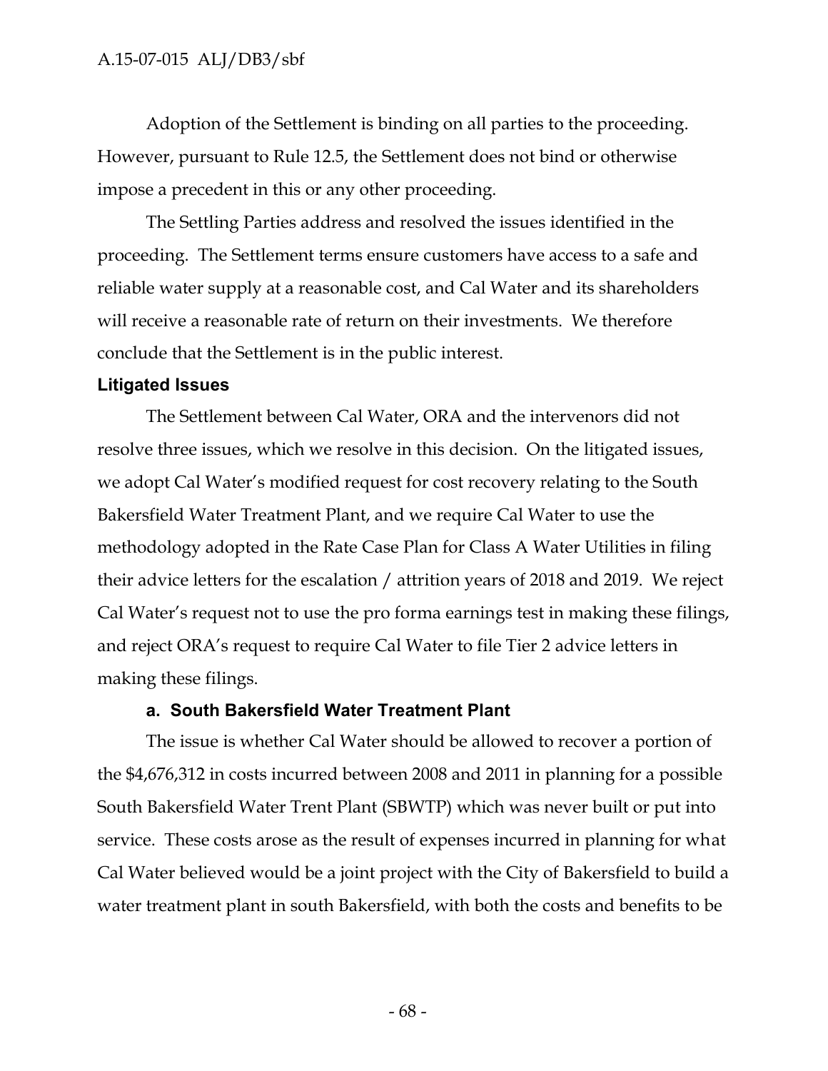Adoption of the Settlement is binding on all parties to the proceeding. However, pursuant to Rule 12.5, the Settlement does not bind or otherwise impose a precedent in this or any other proceeding.

The Settling Parties address and resolved the issues identified in the proceeding. The Settlement terms ensure customers have access to a safe and reliable water supply at a reasonable cost, and Cal Water and its shareholders will receive a reasonable rate of return on their investments. We therefore conclude that the Settlement is in the public interest.

### Litigated Issues

The Settlement between Cal Water, ORA and the intervenors did not resolve three issues, which we resolve in this decision. On the litigated issues, we adopt Cal Water's modified request for cost recovery relating to the South Bakersfield Water Treatment Plant, and we require Cal Water to use the methodology adopted in the Rate Case Plan for Class A Water Utilities in filing their advice letters for the escalation / attrition years of 2018 and 2019. We reject Cal Water's request not to use the pro forma earnings test in making these filings, and reject ORA's request to require Cal Water to file Tier 2 advice letters in making these filings.

#### a. South Bakersfield Water Treatment Plant

The issue is whether Cal Water should be allowed to recover a portion of the $4,676,312 in costs incurred between 2008 and 2011 in planning for a possible South Bakersfield Water Trent Plant (SBWTP) which was never built or put into service. These costs arose as the result of expenses incurred in planning for what Cal Water believed would be a joint project with the City of Bakersfield to build a water treatment plant in south Bakersfield, with both the costs and benefits to be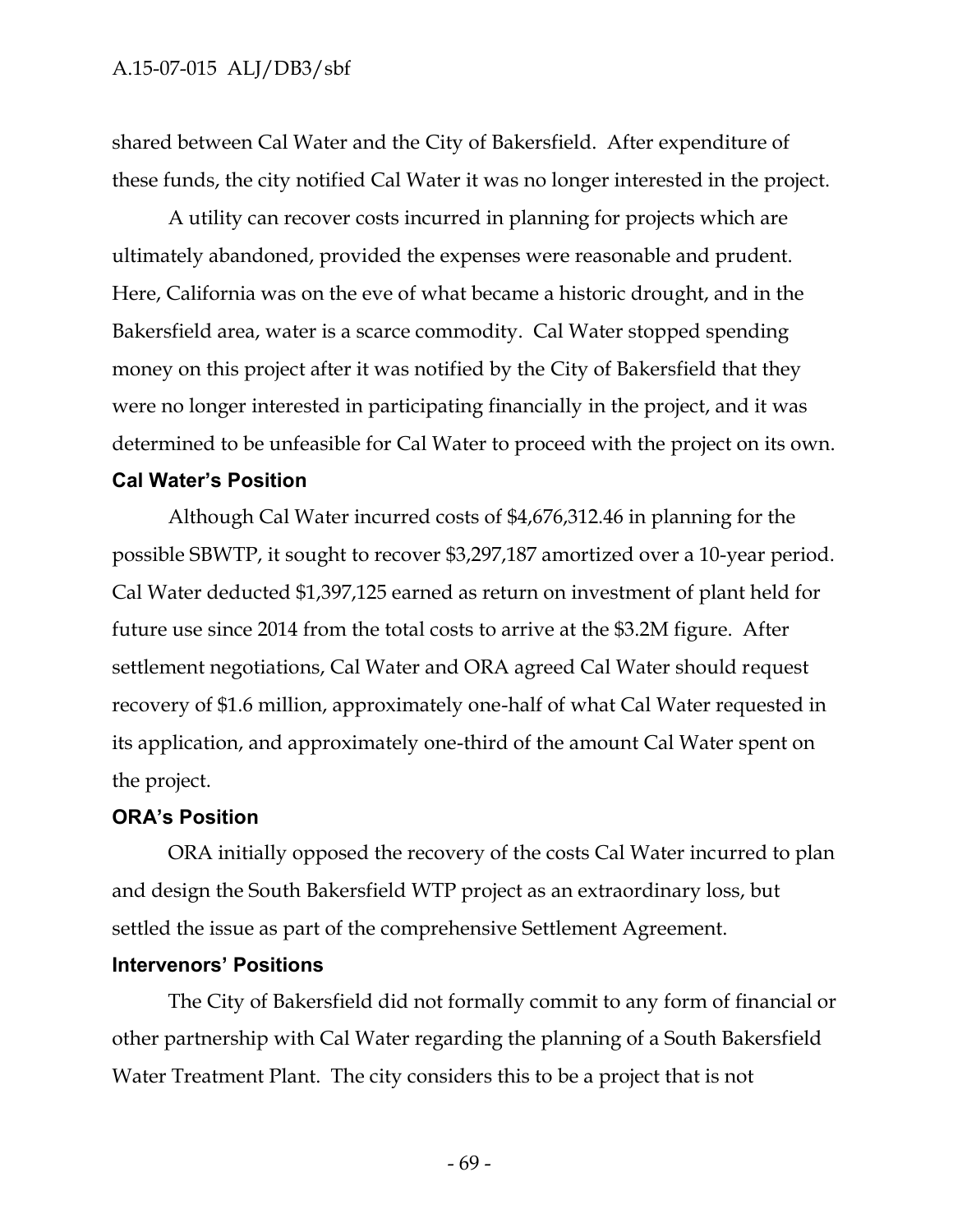shared between Cal Water and the City of Bakersfield. After expenditure of these funds, the city notified Cal Water it was no longer interested in the project.

A utility can recover costs incurred in planning for projects which are ultimately abandoned, provided the expenses were reasonable and prudent. Here, California was on the eve of what became a historic drought, and in the Bakersfield area, water is a scarce commodity. Cal Water stopped spending money on this project after it was notified by the City of Bakersfield that they were no longer interested in participating financially in the project, and it was determined to be unfeasible for Cal Water to proceed with the project on its own.

**Cal Water's Position**

Although Cal Water incurred costs of $4,676,312.46 in planning for the possible SBWTP, it sought to recover $3,297,187 amortized over a 10-year period. Cal Water deducted $1,397,125 earned as return on investment of plant held for future use since 2014 from the total costs to arrive at the $3.2M figure. After settlement negotiations, Cal Water and ORA agreed Cal Water should request recovery of $1.6 million, approximately one-half of what Cal Water requested in its application, and approximately one-third of the amount Cal Water spent on the project.

**ORA's Position**

ORA initially opposed the recovery of the costs Cal Water incurred to plan and design the South Bakersfield WTP project as an extraordinary loss, but settled the issue as part of the comprehensive Settlement Agreement.

**Intervenors' Positions**

The City of Bakersfield did not formally commit to any form of financial or other partnership with Cal Water regarding the planning of a South Bakersfield Water Treatment Plant. The city considers this to be a project that is not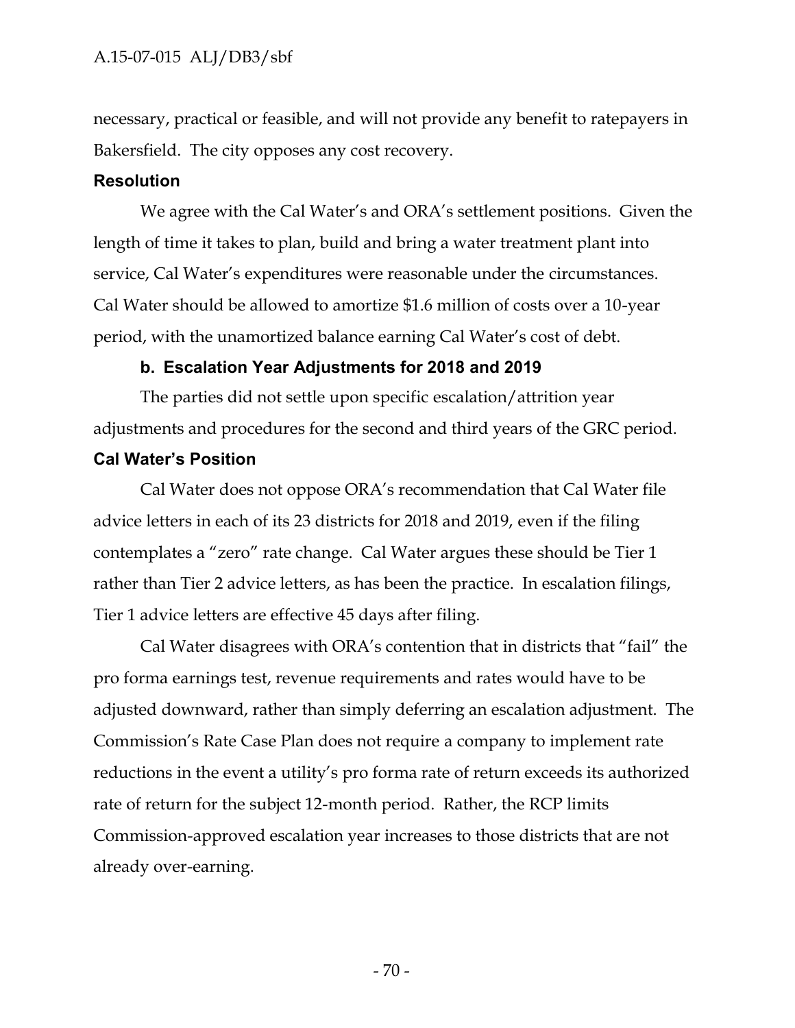necessary, practical or feasible, and will not provide any benefit to ratepayers in Bakersfield. The city opposes any cost recovery.

**Resolution**

We agree with the Cal Water's and ORA's settlement positions. Given the length of time it takes to plan, build and bring a water treatment plant into service, Cal Water's expenditures were reasonable under the circumstances. Cal Water should be allowed to amortize $1.6 million of costs over a 10-year period, with the unamortized balance earning Cal Water's cost of debt.

### b. Escalation Year Adjustments for 2018 and 2019

The parties did not settle upon specific escalation/attrition year adjustments and procedures for the second and third years of the GRC period.

**Cal Water's Position**

Cal Water does not oppose ORA's recommendation that Cal Water file advice letters in each of its 23 districts for 2018 and 2019, even if the filing contemplates a "zero" rate change. Cal Water argues these should be Tier 1 rather than Tier 2 advice letters, as has been the practice. In escalation filings, Tier 1 advice letters are effective 45 days after filing.

Cal Water disagrees with ORA's contention that in districts that "fail" the pro forma earnings test, revenue requirements and rates would have to be adjusted downward, rather than simply deferring an escalation adjustment. The Commission's Rate Case Plan does not require a company to implement rate reductions in the event a utility's pro forma rate of return exceeds its authorized rate of return for the subject 12-month period. Rather, the RCP limits Commission-approved escalation year increases to those districts that are not already over-earning.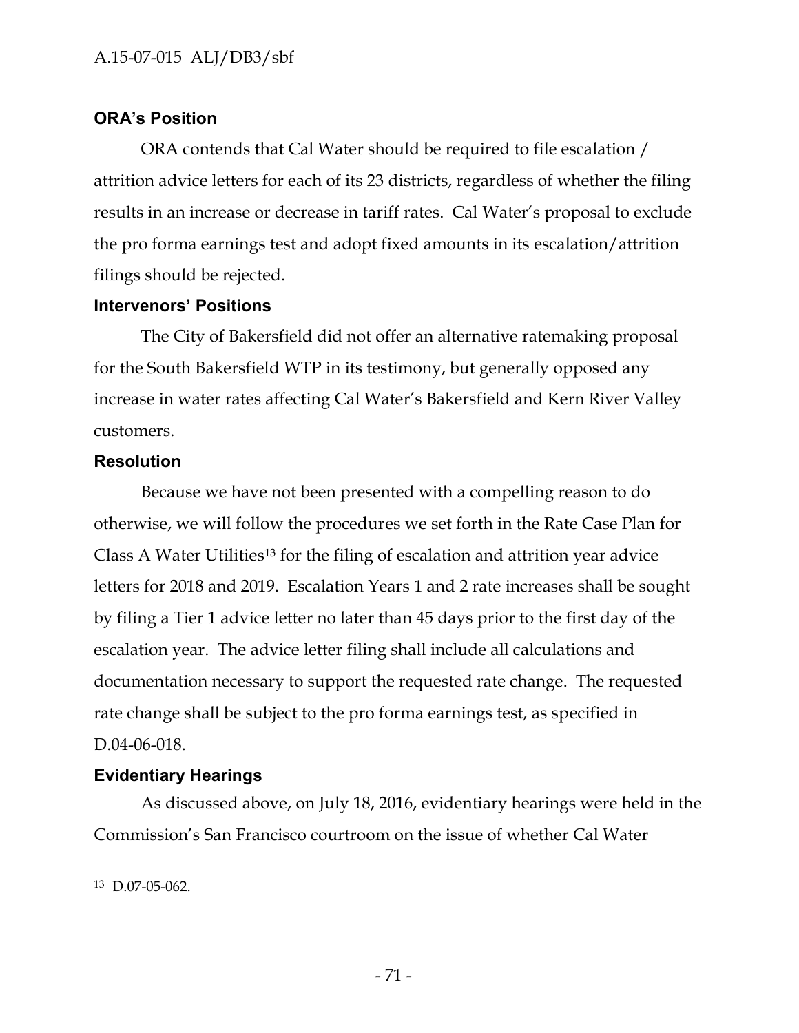### ORA's Position

ORA contends that Cal Water should be required to file escalation / attrition advice letters for each of its 23 districts, regardless of whether the filing results in an increase or decrease in tariff rates. Cal Water's proposal to exclude the pro forma earnings test and adopt fixed amounts in its escalation/attrition filings should be rejected.

### Intervenors' Positions

The City of Bakersfield did not offer an alternative ratemaking proposal for the South Bakersfield WTP in its testimony, but generally opposed any increase in water rates affecting Cal Water's Bakersfield and Kern River Valley customers.

### Resolution

Because we have not been presented with a compelling reason to do otherwise, we will follow the procedures we set forth in the Rate Case Plan for Class A Water Utilities[13] for the filing of escalation and attrition year advice letters for 2018 and 2019. Escalation Years 1 and 2 rate increases shall be sought by filing a Tier 1 advice letter no later than 45 days prior to the first day of the escalation year. The advice letter filing shall include all calculations and documentation necessary to support the requested rate change. The requested rate change shall be subject to the pro forma earnings test, as specified in D.04-06-018.

### Evidentiary Hearings

As discussed above, on July 18, 2016, evidentiary hearings were held in the Commission's San Francisco courtroom on the issue of whether Cal Water

---

[13] D.07-05-062.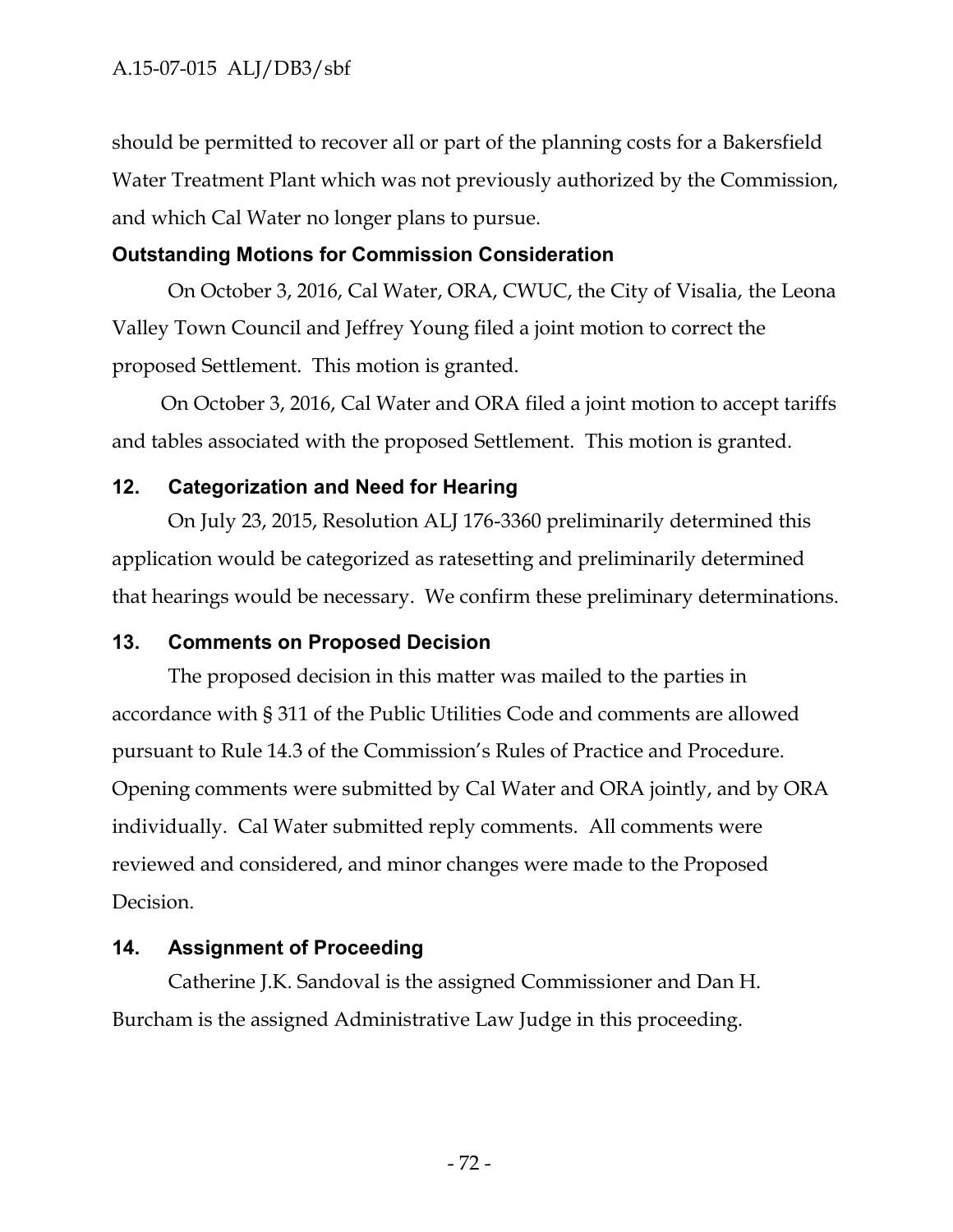should be permitted to recover all or part of the planning costs for a Bakersfield Water Treatment Plant which was not previously authorized by the Commission, and which Cal Water no longer plans to pursue.

### Outstanding Motions for Commission Consideration

On October 3, 2016, Cal Water, ORA, CWUC, the City of Visalia, the Leona Valley Town Council and Jeffrey Young filed a joint motion to correct the proposed Settlement. This motion is granted.

On October 3, 2016, Cal Water and ORA filed a joint motion to accept tariffs and tables associated with the proposed Settlement. This motion is granted.

## 12. Categorization and Need for Hearing

On July 23, 2015, Resolution ALJ 176-3360 preliminarily determined this application would be categorized as ratesetting and preliminarily determined that hearings would be necessary. We confirm these preliminary determinations.

## 13. Comments on Proposed Decision

The proposed decision in this matter was mailed to the parties in accordance with § 311 of the Public Utilities Code and comments are allowed pursuant to Rule 14.3 of the Commission's Rules of Practice and Procedure. Opening comments were submitted by Cal Water and ORA jointly, and by ORA individually. Cal Water submitted reply comments. All comments were reviewed and considered, and minor changes were made to the Proposed Decision.

## 14. Assignment of Proceeding

Catherine J.K. Sandoval is the assigned Commissioner and Dan H. Burcham is the assigned Administrative Law Judge in this proceeding.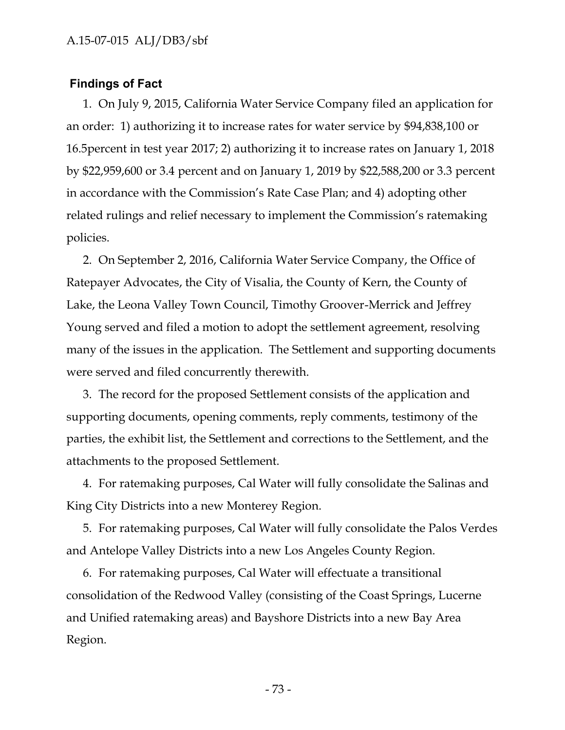## Findings of Fact

1. On July 9, 2015, California Water Service Company filed an application for an order: 1) authorizing it to increase rates for water service by $94,838,100 or 16.5percent in test year 2017; 2) authorizing it to increase rates on January 1, 2018 by $22,959,600 or 3.4 percent and on January 1, 2019 by $22,588,200 or 3.3 percent in accordance with the Commission's Rate Case Plan; and 4) adopting other related rulings and relief necessary to implement the Commission's ratemaking policies.

2. On September 2, 2016, California Water Service Company, the Office of Ratepayer Advocates, the City of Visalia, the County of Kern, the County of Lake, the Leona Valley Town Council, Timothy Groover-Merrick and Jeffrey Young served and filed a motion to adopt the settlement agreement, resolving many of the issues in the application. The Settlement and supporting documents were served and filed concurrently therewith.

3. The record for the proposed Settlement consists of the application and supporting documents, opening comments, reply comments, testimony of the parties, the exhibit list, the Settlement and corrections to the Settlement, and the attachments to the proposed Settlement.

4. For ratemaking purposes, Cal Water will fully consolidate the Salinas and King City Districts into a new Monterey Region.

5. For ratemaking purposes, Cal Water will fully consolidate the Palos Verdes and Antelope Valley Districts into a new Los Angeles County Region.

6. For ratemaking purposes, Cal Water will effectuate a transitional consolidation of the Redwood Valley (consisting of the Coast Springs, Lucerne and Unified ratemaking areas) and Bayshore Districts into a new Bay Area Region.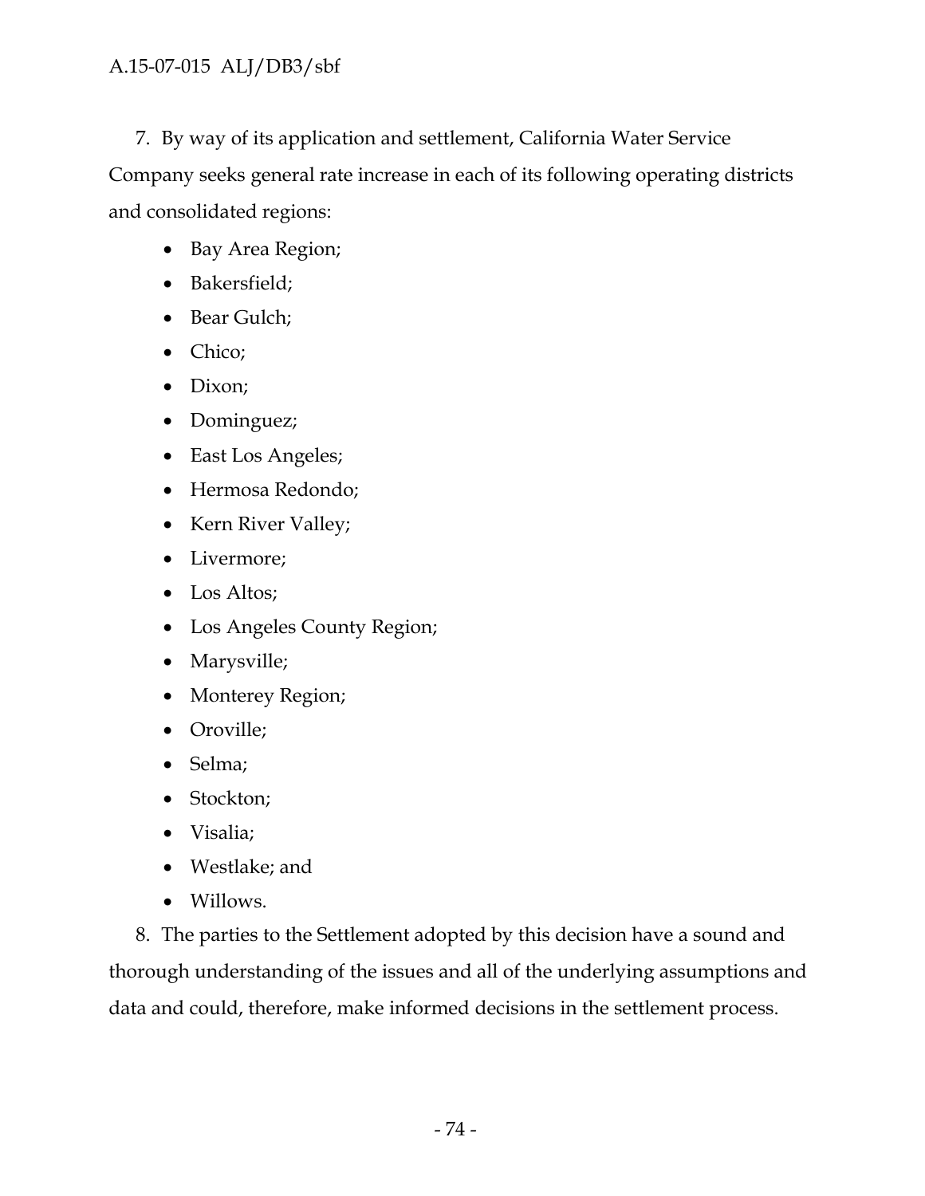7. By way of its application and settlement, California Water Service Company seeks general rate increase in each of its following operating districts and consolidated regions:

- Bay Area Region;
- Bakersfield;
- Bear Gulch;
- Chico;
- Dixon;
- Dominguez;
- East Los Angeles;
- Hermosa Redondo;
- Kern River Valley;
- Livermore;
- Los Altos;
- Los Angeles County Region;
- Marysville;
- Monterey Region;
- Oroville;
- Selma;
- Stockton;
- Visalia;
- Westlake; and
- Willows.

8. The parties to the Settlement adopted by this decision have a sound and thorough understanding of the issues and all of the underlying assumptions and data and could, therefore, make informed decisions in the settlement process.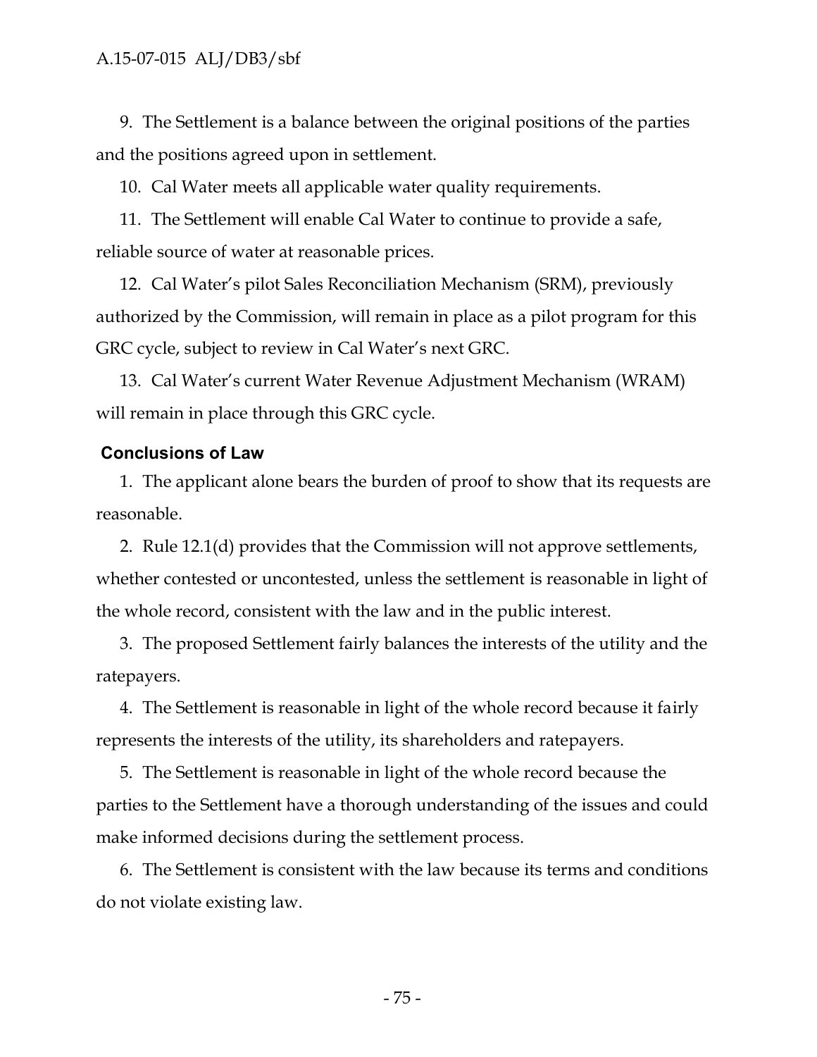9. The Settlement is a balance between the original positions of the parties and the positions agreed upon in settlement.

10. Cal Water meets all applicable water quality requirements.

11. The Settlement will enable Cal Water to continue to provide a safe, reliable source of water at reasonable prices.

12. Cal Water's pilot Sales Reconciliation Mechanism (SRM), previously authorized by the Commission, will remain in place as a pilot program for this GRC cycle, subject to review in Cal Water's next GRC.

13. Cal Water's current Water Revenue Adjustment Mechanism (WRAM) will remain in place through this GRC cycle.

## Conclusions of Law

1. The applicant alone bears the burden of proof to show that its requests are reasonable.

2. Rule 12.1(d) provides that the Commission will not approve settlements, whether contested or uncontested, unless the settlement is reasonable in light of the whole record, consistent with the law and in the public interest.

3. The proposed Settlement fairly balances the interests of the utility and the ratepayers.

4. The Settlement is reasonable in light of the whole record because it fairly represents the interests of the utility, its shareholders and ratepayers.

5. The Settlement is reasonable in light of the whole record because the parties to the Settlement have a thorough understanding of the issues and could make informed decisions during the settlement process.

6. The Settlement is consistent with the law because its terms and conditions do not violate existing law.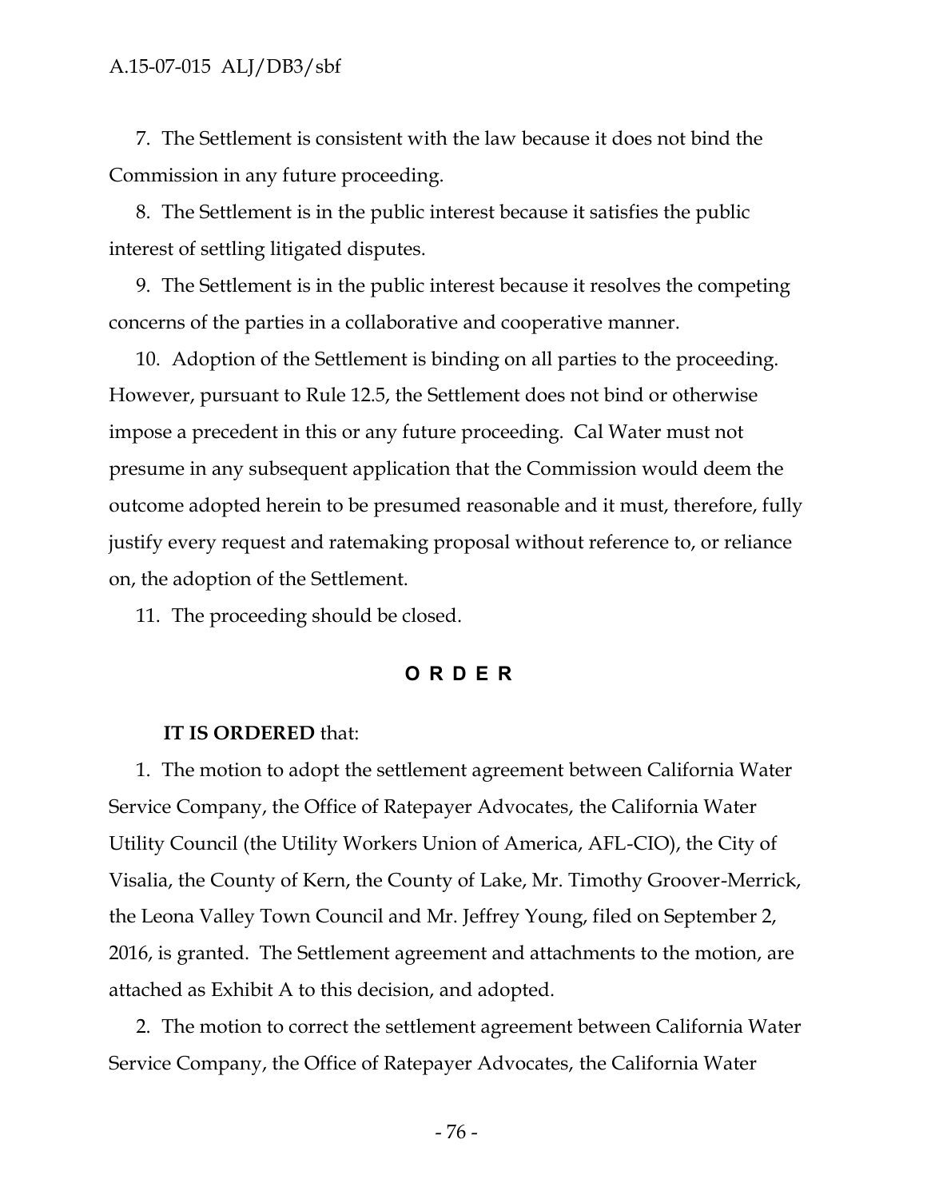7. The Settlement is consistent with the law because it does not bind the Commission in any future proceeding.

8. The Settlement is in the public interest because it satisfies the public interest of settling litigated disputes.

9. The Settlement is in the public interest because it resolves the competing concerns of the parties in a collaborative and cooperative manner.

10. Adoption of the Settlement is binding on all parties to the proceeding. However, pursuant to Rule 12.5, the Settlement does not bind or otherwise impose a precedent in this or any future proceeding. Cal Water must not presume in any subsequent application that the Commission would deem the outcome adopted herein to be presumed reasonable and it must, therefore, fully justify every request and ratemaking proposal without reference to, or reliance on, the adoption of the Settlement.

11. The proceeding should be closed.

## O R D E R

**IT IS ORDERED** that:

1. The motion to adopt the settlement agreement between California Water Service Company, the Office of Ratepayer Advocates, the California Water Utility Council (the Utility Workers Union of America, AFL-CIO), the City of Visalia, the County of Kern, the County of Lake, Mr. Timothy Groover-Merrick, the Leona Valley Town Council and Mr. Jeffrey Young, filed on September 2, 2016, is granted. The Settlement agreement and attachments to the motion, are attached as Exhibit A to this decision, and adopted.

2. The motion to correct the settlement agreement between California Water Service Company, the Office of Ratepayer Advocates, the California Water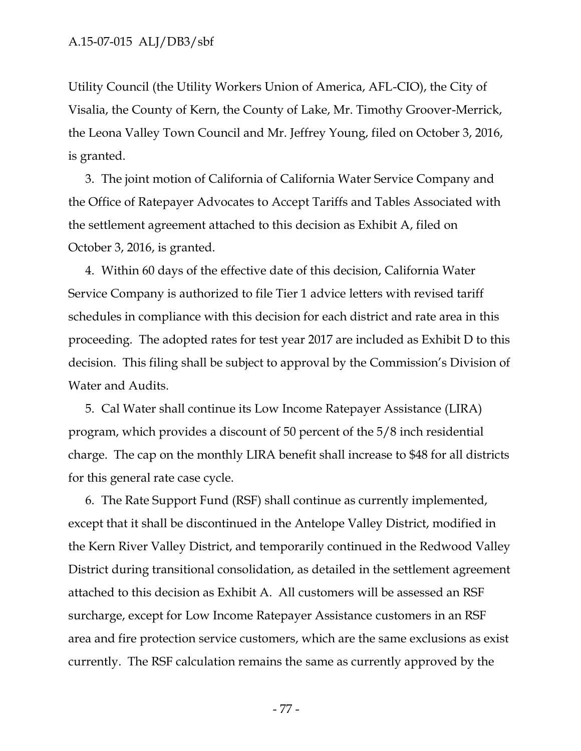Utility Council (the Utility Workers Union of America, AFL-CIO), the City of Visalia, the County of Kern, the County of Lake, Mr. Timothy Groover-Merrick, the Leona Valley Town Council and Mr. Jeffrey Young, filed on October 3, 2016, is granted.

3. The joint motion of California of California Water Service Company and the Office of Ratepayer Advocates to Accept Tariffs and Tables Associated with the settlement agreement attached to this decision as Exhibit A, filed on October 3, 2016, is granted.

4. Within 60 days of the effective date of this decision, California Water Service Company is authorized to file Tier 1 advice letters with revised tariff schedules in compliance with this decision for each district and rate area in this proceeding. The adopted rates for test year 2017 are included as Exhibit D to this decision. This filing shall be subject to approval by the Commission's Division of Water and Audits.

5. Cal Water shall continue its Low Income Ratepayer Assistance (LIRA) program, which provides a discount of 50 percent of the 5/8 inch residential charge. The cap on the monthly LIRA benefit shall increase to $48 for all districts for this general rate case cycle.

6. The Rate Support Fund (RSF) shall continue as currently implemented, except that it shall be discontinued in the Antelope Valley District, modified in the Kern River Valley District, and temporarily continued in the Redwood Valley District during transitional consolidation, as detailed in the settlement agreement attached to this decision as Exhibit A. All customers will be assessed an RSF surcharge, except for Low Income Ratepayer Assistance customers in an RSF area and fire protection service customers, which are the same exclusions as exist currently. The RSF calculation remains the same as currently approved by the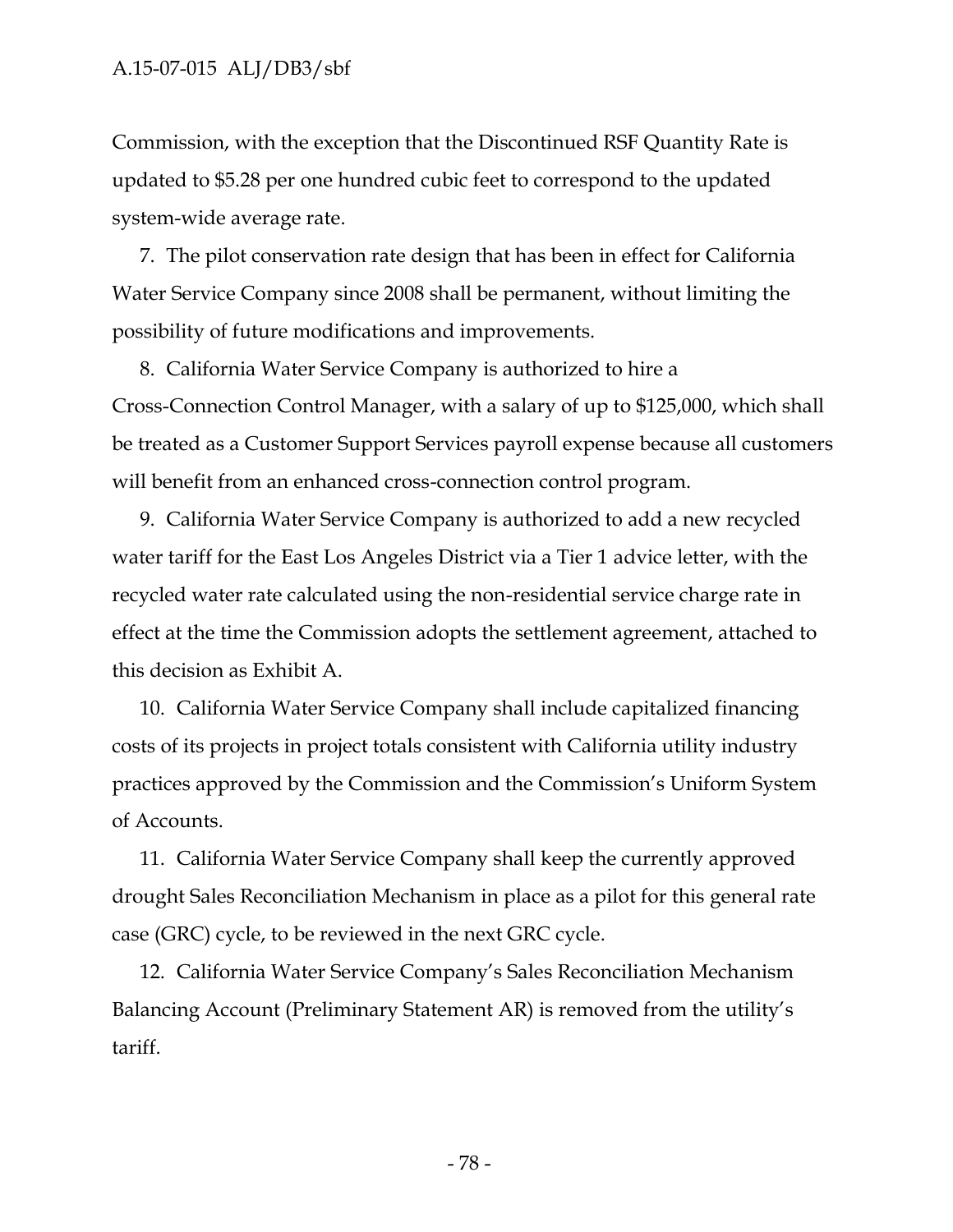Commission, with the exception that the Discontinued RSF Quantity Rate is updated to $5.28 per one hundred cubic feet to correspond to the updated system-wide average rate.

7. The pilot conservation rate design that has been in effect for California Water Service Company since 2008 shall be permanent, without limiting the possibility of future modifications and improvements.

8. California Water Service Company is authorized to hire a Cross-Connection Control Manager, with a salary of up to $125,000, which shall be treated as a Customer Support Services payroll expense because all customers will benefit from an enhanced cross-connection control program.

9. California Water Service Company is authorized to add a new recycled water tariff for the East Los Angeles District via a Tier 1 advice letter, with the recycled water rate calculated using the non-residential service charge rate in effect at the time the Commission adopts the settlement agreement, attached to this decision as Exhibit A.

10. California Water Service Company shall include capitalized financing costs of its projects in project totals consistent with California utility industry practices approved by the Commission and the Commission's Uniform System of Accounts.

11. California Water Service Company shall keep the currently approved drought Sales Reconciliation Mechanism in place as a pilot for this general rate case (GRC) cycle, to be reviewed in the next GRC cycle.

12. California Water Service Company's Sales Reconciliation Mechanism Balancing Account (Preliminary Statement AR) is removed from the utility's tariff.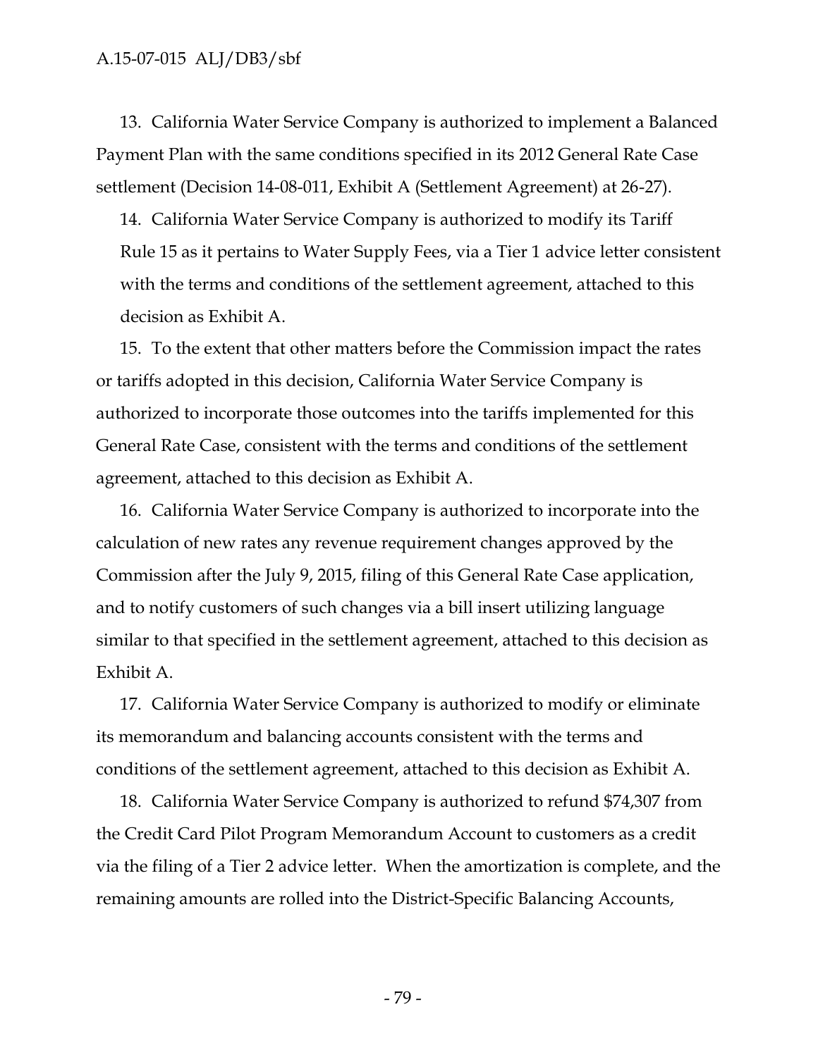13. California Water Service Company is authorized to implement a Balanced Payment Plan with the same conditions specified in its 2012 General Rate Case settlement (Decision 14-08-011, Exhibit A (Settlement Agreement) at 26-27).

14. California Water Service Company is authorized to modify its Tariff Rule 15 as it pertains to Water Supply Fees, via a Tier 1 advice letter consistent with the terms and conditions of the settlement agreement, attached to this decision as Exhibit A.

15. To the extent that other matters before the Commission impact the rates or tariffs adopted in this decision, California Water Service Company is authorized to incorporate those outcomes into the tariffs implemented for this General Rate Case, consistent with the terms and conditions of the settlement agreement, attached to this decision as Exhibit A.

16. California Water Service Company is authorized to incorporate into the calculation of new rates any revenue requirement changes approved by the Commission after the July 9, 2015, filing of this General Rate Case application, and to notify customers of such changes via a bill insert utilizing language similar to that specified in the settlement agreement, attached to this decision as Exhibit A.

17. California Water Service Company is authorized to modify or eliminate its memorandum and balancing accounts consistent with the terms and conditions of the settlement agreement, attached to this decision as Exhibit A.

18. California Water Service Company is authorized to refund $74,307 from the Credit Card Pilot Program Memorandum Account to customers as a credit via the filing of a Tier 2 advice letter. When the amortization is complete, and the remaining amounts are rolled into the District-Specific Balancing Accounts,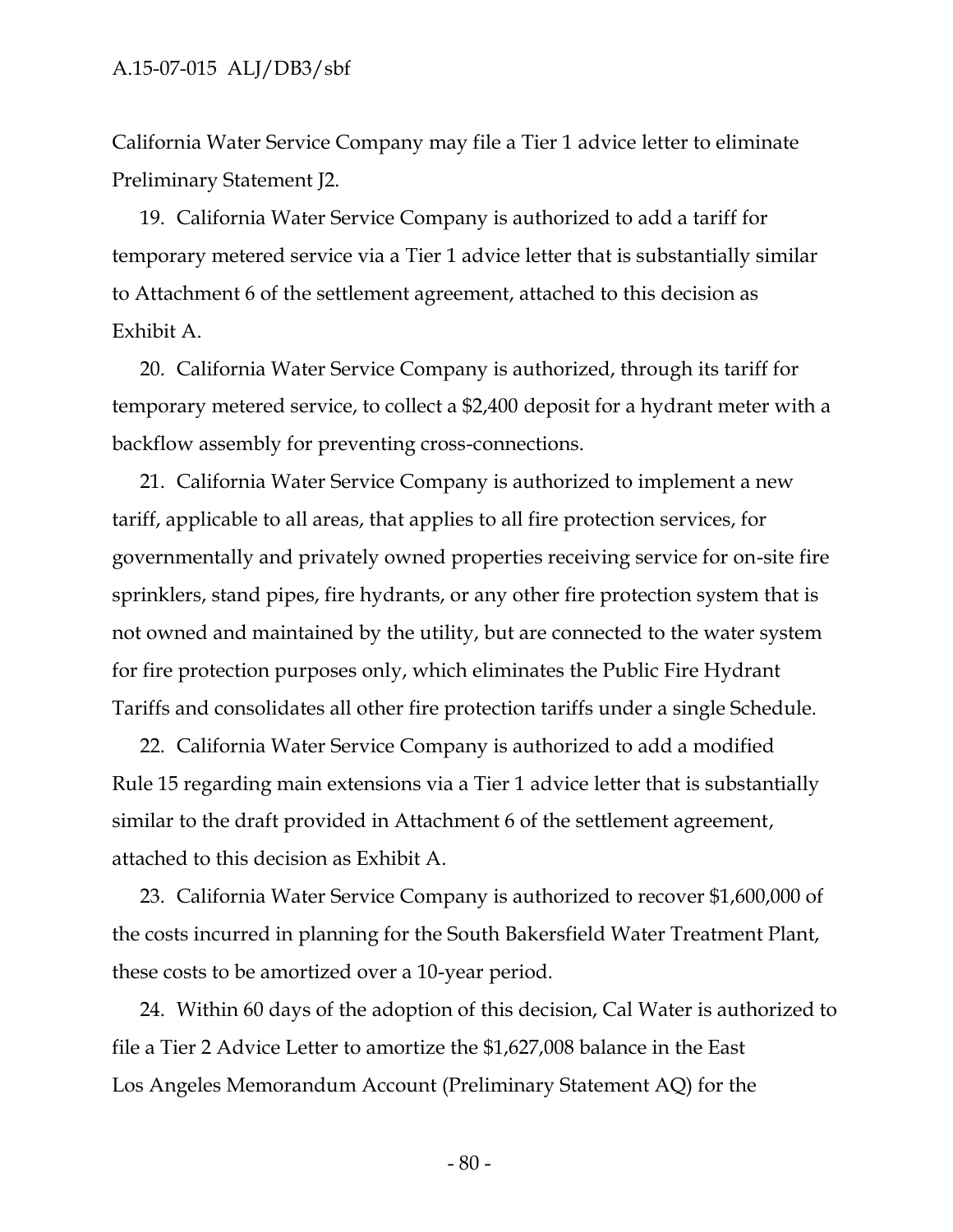California Water Service Company may file a Tier 1 advice letter to eliminate Preliminary Statement J2.

19. California Water Service Company is authorized to add a tariff for temporary metered service via a Tier 1 advice letter that is substantially similar to Attachment 6 of the settlement agreement, attached to this decision as Exhibit A.

20. California Water Service Company is authorized, through its tariff for temporary metered service, to collect a $2,400 deposit for a hydrant meter with a backflow assembly for preventing cross-connections.

21. California Water Service Company is authorized to implement a new tariff, applicable to all areas, that applies to all fire protection services, for governmentally and privately owned properties receiving service for on-site fire sprinklers, stand pipes, fire hydrants, or any other fire protection system that is not owned and maintained by the utility, but are connected to the water system for fire protection purposes only, which eliminates the Public Fire Hydrant Tariffs and consolidates all other fire protection tariffs under a single Schedule.

22. California Water Service Company is authorized to add a modified Rule 15 regarding main extensions via a Tier 1 advice letter that is substantially similar to the draft provided in Attachment 6 of the settlement agreement, attached to this decision as Exhibit A.

23. California Water Service Company is authorized to recover $1,600,000 of the costs incurred in planning for the South Bakersfield Water Treatment Plant, these costs to be amortized over a 10-year period.

24. Within 60 days of the adoption of this decision, Cal Water is authorized to file a Tier 2 Advice Letter to amortize the $1,627,008 balance in the East Los Angeles Memorandum Account (Preliminary Statement AQ) for the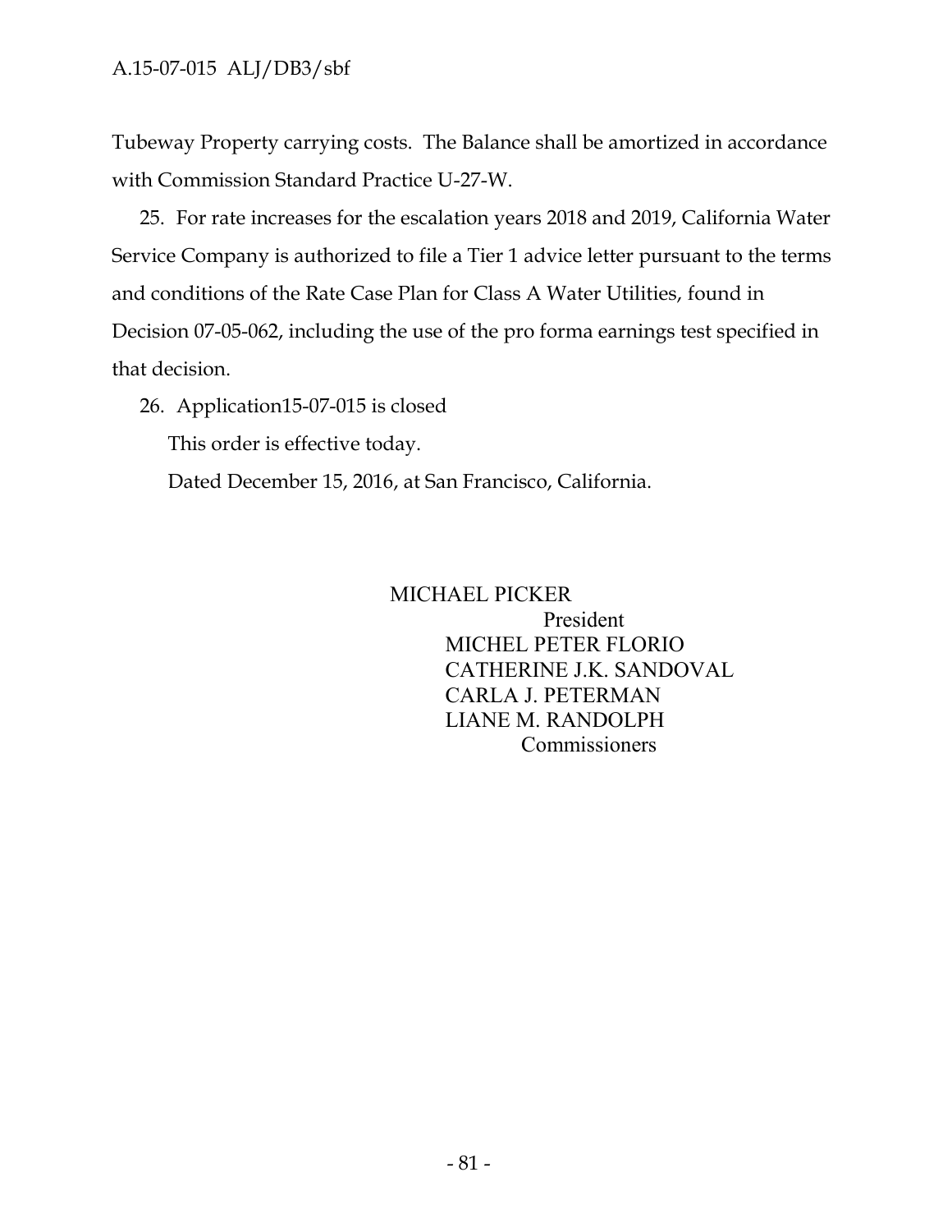Tubeway Property carrying costs. The Balance shall be amortized in accordance with Commission Standard Practice U-27-W.

25. For rate increases for the escalation years 2018 and 2019, California Water Service Company is authorized to file a Tier 1 advice letter pursuant to the terms and conditions of the Rate Case Plan for Class A Water Utilities, found in Decision 07-05-062, including the use of the pro forma earnings test specified in that decision.

26. Application15-07-015 is closed

This order is effective today.

Dated December 15, 2016, at San Francisco, California.

MICHAEL PICKER
President
MICHEL PETER FLORIO
CATHERINE J.K. SANDOVAL
CARLA J. PETERMAN
LIANE M. RANDOLPH
Commissioners